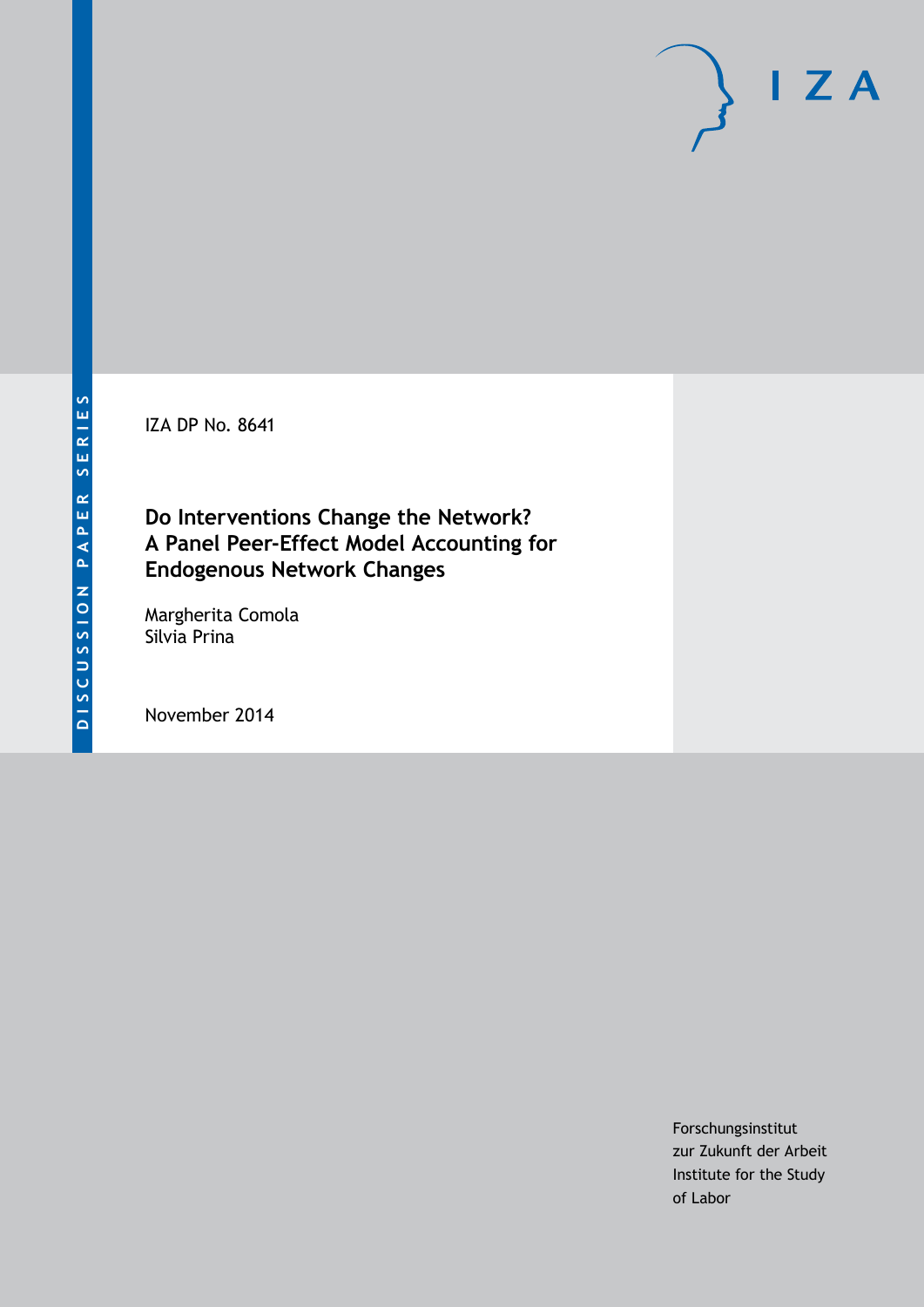DISCUSSION PAPER SERIES

IZA DP No. 8641

# Do Interventions Change the Network? A Panel Peer-Effect Model Accounting for Endogenous Network Changes

Margherita Comola
Silvia Prina

November 2014

Forschungsinstitut
zur Zukunft der Arbeit
Institute for the Study
of Labor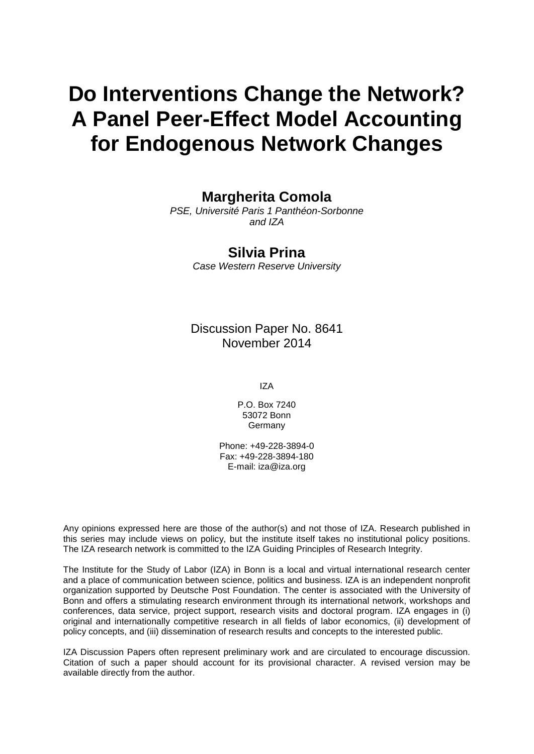# Do Interventions Change the Network? A Panel Peer-Effect Model Accounting for Endogenous Network Changes

**Margherita Comola**
*PSE, Université Paris 1 Panthéon-Sorbonne and IZA*

**Silvia Prina**
*Case Western Reserve University*

Discussion Paper No. 8641
November 2014

IZA

P.O. Box 7240
53072 Bonn
Germany

Phone: +49-228-3894-0
Fax: +49-228-3894-180
E-mail: iza@iza.org

Any opinions expressed here are those of the author(s) and not those of IZA. Research published in this series may include views on policy, but the institute itself takes no institutional policy positions. The IZA research network is committed to the IZA Guiding Principles of Research Integrity.

The Institute for the Study of Labor (IZA) in Bonn is a local and virtual international research center and a place of communication between science, politics and business. IZA is an independent nonprofit organization supported by Deutsche Post Foundation. The center is associated with the University of Bonn and offers a stimulating research environment through its international network, workshops and conferences, data service, project support, research visits and doctoral program. IZA engages in (i) original and internationally competitive research in all fields of labor economics, (ii) development of policy concepts, and (iii) dissemination of research results and concepts to the interested public.

IZA Discussion Papers often represent preliminary work and are circulated to encourage discussion. Citation of such a paper should account for its provisional character. A revised version may be available directly from the author.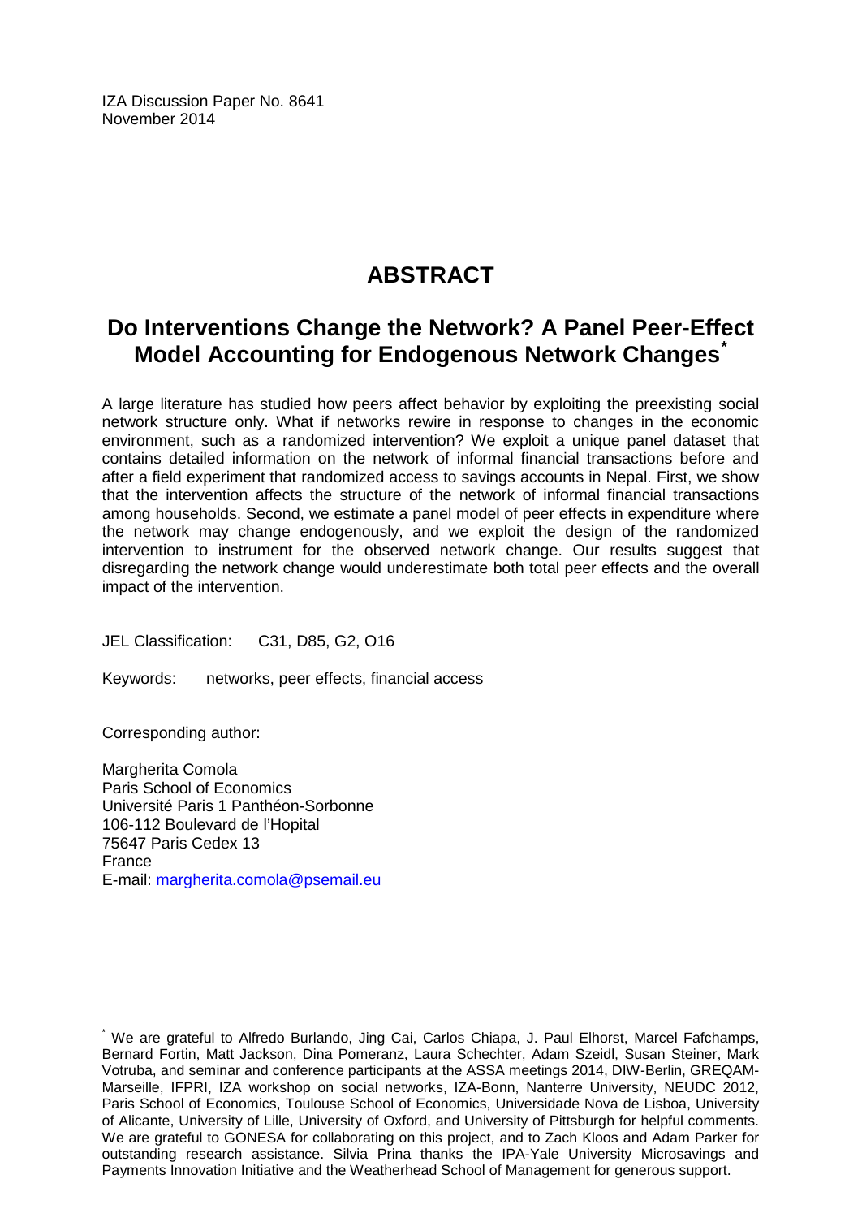IZA Discussion Paper No. 8641
November 2014

# ABSTRACT

## Do Interventions Change the Network? A Panel Peer-Effect Model Accounting for Endogenous Network Changes*

A large literature has studied how peers affect behavior by exploiting the preexisting social network structure only. What if networks rewire in response to changes in the economic environment, such as a randomized intervention? We exploit a unique panel dataset that contains detailed information on the network of informal financial transactions before and after a field experiment that randomized access to savings accounts in Nepal. First, we show that the intervention affects the structure of the network of informal financial transactions among households. Second, we estimate a panel model of peer effects in expenditure where the network may change endogenously, and we exploit the design of the randomized intervention to instrument for the observed network change. Our results suggest that disregarding the network change would underestimate both total peer effects and the overall impact of the intervention.

JEL Classification: C31, D85, G2, O16

Keywords: networks, peer effects, financial access

Corresponding author:

Margherita Comola
Paris School of Economics
Université Paris 1 Panthéon-Sorbonne
106-112 Boulevard de l'Hopital
75647 Paris Cedex 13
France
E-mail: margherita.comola@psemail.eu

---

* We are grateful to Alfredo Burlando, Jing Cai, Carlos Chiapa, J. Paul Elhorst, Marcel Fafchamps, Bernard Fortin, Matt Jackson, Dina Pomeranz, Laura Schechter, Adam Szeidl, Susan Steiner, Mark Votruba, and seminar and conference participants at the ASSA meetings 2014, DIW-Berlin, GREQAM-Marseille, IFPRI, IZA workshop on social networks, IZA-Bonn, Nanterre University, NEUDC 2012, Paris School of Economics, Toulouse School of Economics, Universidade Nova de Lisboa, University of Alicante, University of Lille, University of Oxford, and University of Pittsburgh for helpful comments. We are grateful to GONESA for collaborating on this project, and to Zach Kloos and Adam Parker for outstanding research assistance. Silvia Prina thanks the IPA-Yale University Microsavings and Payments Innovation Initiative and the Weatherhead School of Management for generous support.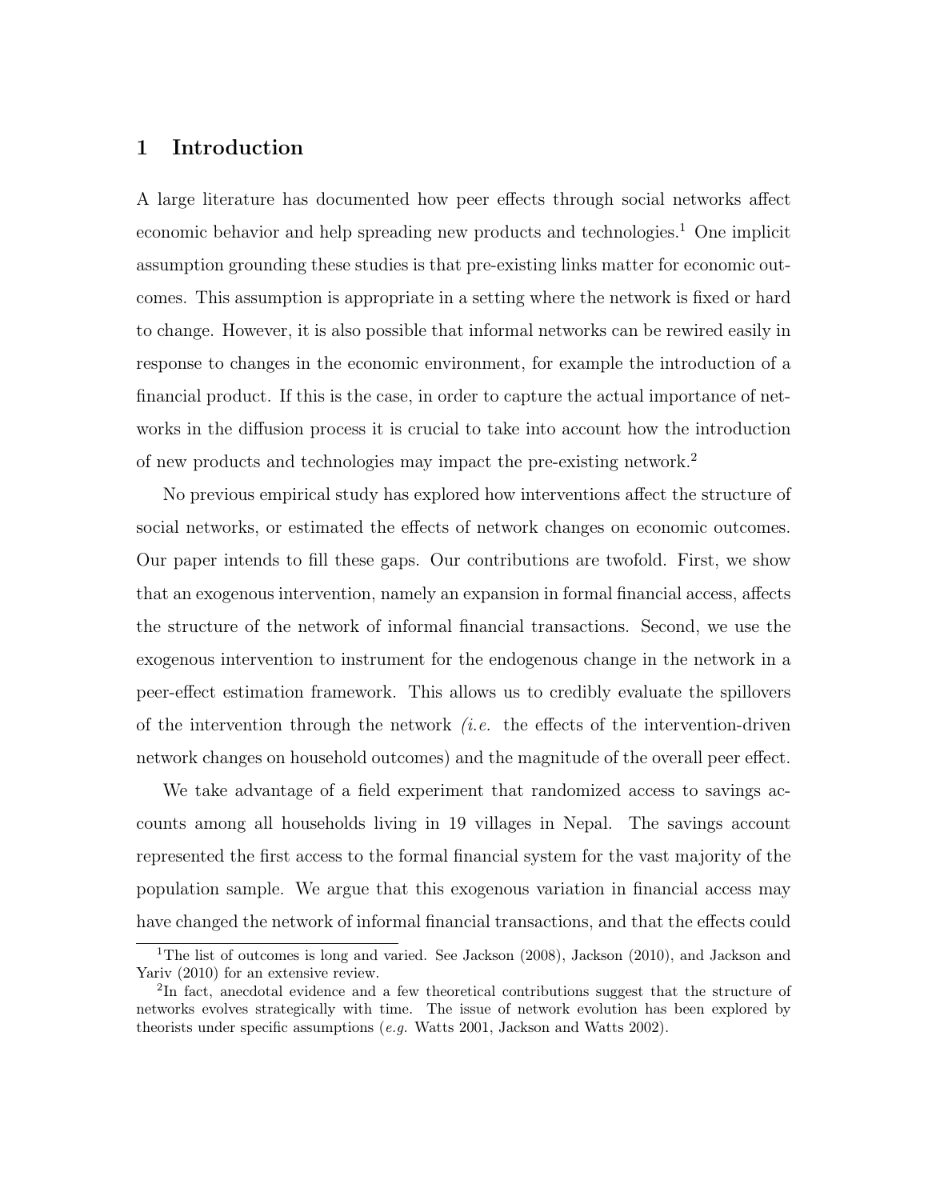# 1 Introduction

A large literature has documented how peer effects through social networks affect economic behavior and help spreading new products and technologies.[1] One implicit assumption grounding these studies is that pre-existing links matter for economic outcomes. This assumption is appropriate in a setting where the network is fixed or hard to change. However, it is also possible that informal networks can be rewired easily in response to changes in the economic environment, for example the introduction of a financial product. If this is the case, in order to capture the actual importance of networks in the diffusion process it is crucial to take into account how the introduction of new products and technologies may impact the pre-existing network.[2]

No previous empirical study has explored how interventions affect the structure of social networks, or estimated the effects of network changes on economic outcomes. Our paper intends to fill these gaps. Our contributions are twofold. First, we show that an exogenous intervention, namely an expansion in formal financial access, affects the structure of the network of informal financial transactions. Second, we use the exogenous intervention to instrument for the endogenous change in the network in a peer-effect estimation framework. This allows us to credibly evaluate the spillovers of the intervention through the network *(i.e.* the effects of the intervention-driven network changes on household outcomes) and the magnitude of the overall peer effect.

We take advantage of a field experiment that randomized access to savings accounts among all households living in 19 villages in Nepal. The savings account represented the first access to the formal financial system for the vast majority of the population sample. We argue that this exogenous variation in financial access may have changed the network of informal financial transactions, and that the effects could

[1] The list of outcomes is long and varied. See Jackson (2008), Jackson (2010), and Jackson and Yariv (2010) for an extensive review.

[2] In fact, anecdotal evidence and a few theoretical contributions suggest that the structure of networks evolves strategically with time. The issue of network evolution has been explored by theorists under specific assumptions (*e.g.* Watts 2001, Jackson and Watts 2002).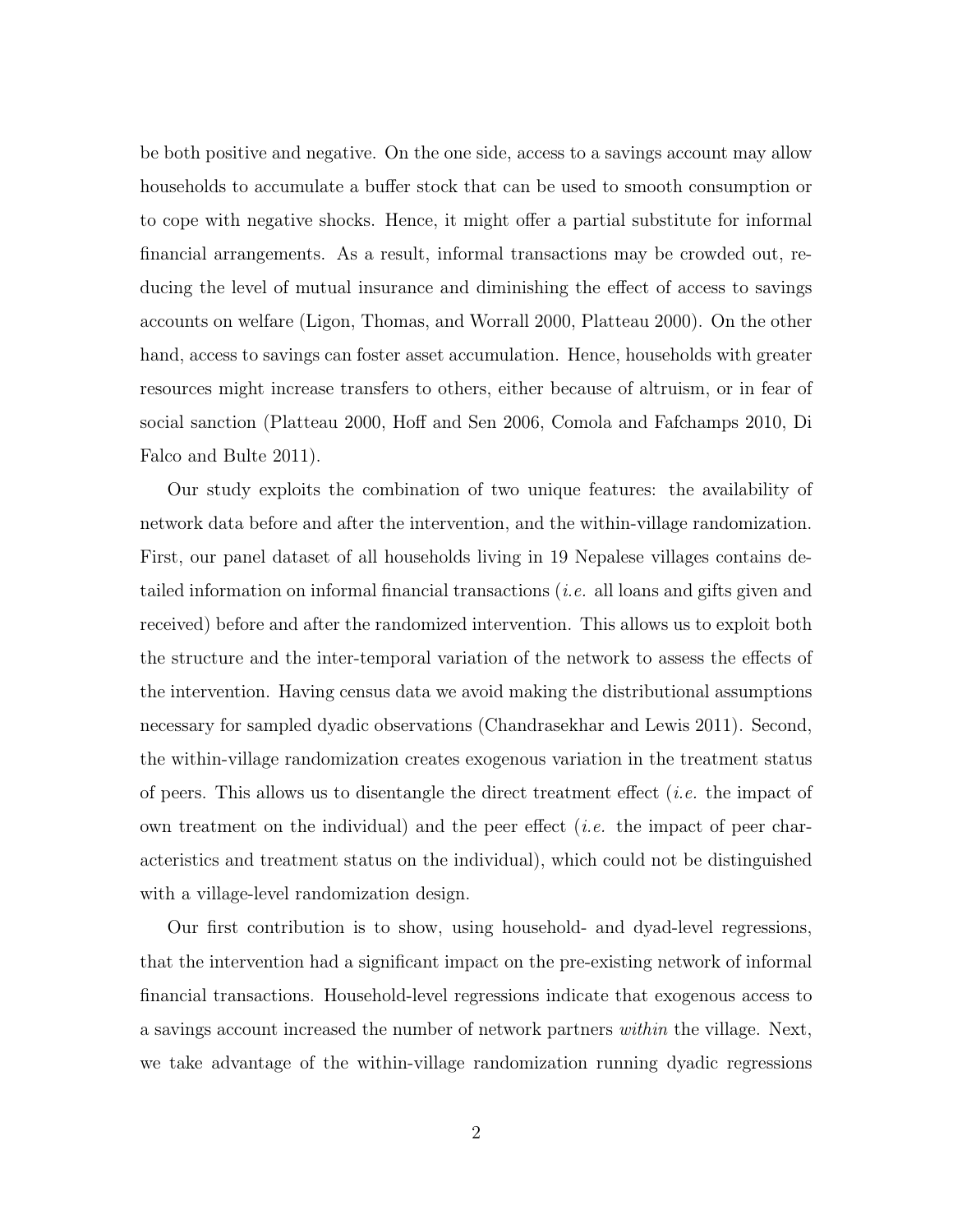be both positive and negative. On the one side, access to a savings account may allow households to accumulate a buffer stock that can be used to smooth consumption or to cope with negative shocks. Hence, it might offer a partial substitute for informal financial arrangements. As a result, informal transactions may be crowded out, reducing the level of mutual insurance and diminishing the effect of access to savings accounts on welfare (Ligon, Thomas, and Worrall 2000, Platteau 2000). On the other hand, access to savings can foster asset accumulation. Hence, households with greater resources might increase transfers to others, either because of altruism, or in fear of social sanction (Platteau 2000, Hoff and Sen 2006, Comola and Fafchamps 2010, Di Falco and Bulte 2011).

Our study exploits the combination of two unique features: the availability of network data before and after the intervention, and the within-village randomization. First, our panel dataset of all households living in 19 Nepalese villages contains detailed information on informal financial transactions (*i.e.* all loans and gifts given and received) before and after the randomized intervention. This allows us to exploit both the structure and the inter-temporal variation of the network to assess the effects of the intervention. Having census data we avoid making the distributional assumptions necessary for sampled dyadic observations (Chandrasekhar and Lewis 2011). Second, the within-village randomization creates exogenous variation in the treatment status of peers. This allows us to disentangle the direct treatment effect (*i.e.* the impact of own treatment on the individual) and the peer effect (*i.e.* the impact of peer characteristics and treatment status on the individual), which could not be distinguished with a village-level randomization design.

Our first contribution is to show, using household- and dyad-level regressions, that the intervention had a significant impact on the pre-existing network of informal financial transactions. Household-level regressions indicate that exogenous access to a savings account increased the number of network partners *within* the village. Next, we take advantage of the within-village randomization running dyadic regressions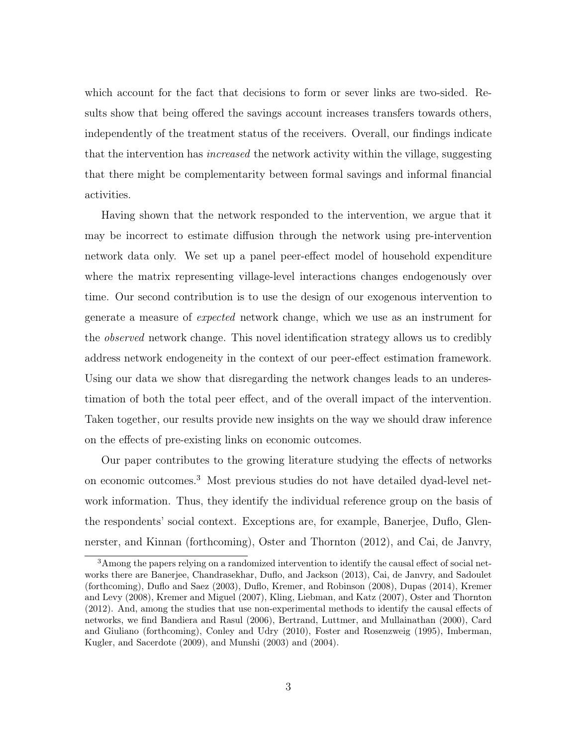which account for the fact that decisions to form or sever links are two-sided. Results show that being offered the savings account increases transfers towards others, independently of the treatment status of the receivers. Overall, our findings indicate that the intervention has *increased* the network activity within the village, suggesting that there might be complementarity between formal savings and informal financial activities.

Having shown that the network responded to the intervention, we argue that it may be incorrect to estimate diffusion through the network using pre-intervention network data only. We set up a panel peer-effect model of household expenditure where the matrix representing village-level interactions changes endogenously over time. Our second contribution is to use the design of our exogenous intervention to generate a measure of *expected* network change, which we use as an instrument for the *observed* network change. This novel identification strategy allows us to credibly address network endogeneity in the context of our peer-effect estimation framework. Using our data we show that disregarding the network changes leads to an underestimation of both the total peer effect, and of the overall impact of the intervention. Taken together, our results provide new insights on the way we should draw inference on the effects of pre-existing links on economic outcomes.

Our paper contributes to the growing literature studying the effects of networks on economic outcomes.[3] Most previous studies do not have detailed dyad-level network information. Thus, they identify the individual reference group on the basis of the respondents' social context. Exceptions are, for example, Banerjee, Duflo, Glennerster, and Kinnan (forthcoming), Oster and Thornton (2012), and Cai, de Janvry,

[3]Among the papers relying on a randomized intervention to identify the causal effect of social networks there are Banerjee, Chandrasekhar, Duflo, and Jackson (2013), Cai, de Janvry, and Sadoulet (forthcoming), Duflo and Saez (2003), Duflo, Kremer, and Robinson (2008), Dupas (2014), Kremer and Levy (2008), Kremer and Miguel (2007), Kling, Liebman, and Katz (2007), Oster and Thornton (2012). And, among the studies that use non-experimental methods to identify the causal effects of networks, we find Bandiera and Rasul (2006), Bertrand, Luttmer, and Mullainathan (2000), Card and Giuliano (forthcoming), Conley and Udry (2010), Foster and Rosenzweig (1995), Imberman, Kugler, and Sacerdote (2009), and Munshi (2003) and (2004).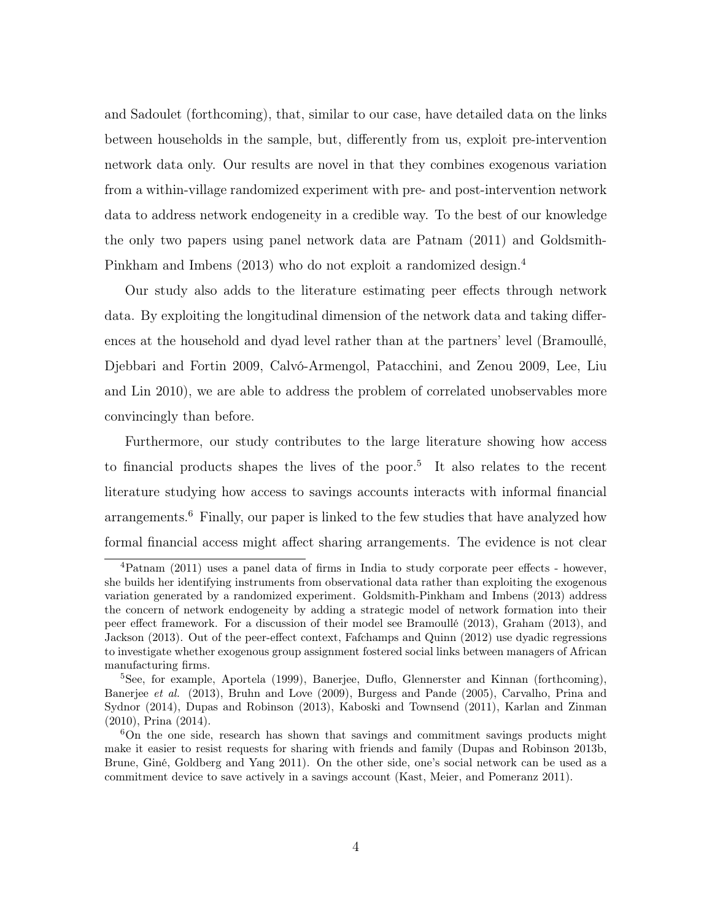and Sadoulet (forthcoming), that, similar to our case, have detailed data on the links between households in the sample, but, differently from us, exploit pre-intervention network data only. Our results are novel in that they combines exogenous variation from a within-village randomized experiment with pre- and post-intervention network data to address network endogeneity in a credible way. To the best of our knowledge the only two papers using panel network data are Patnam (2011) and Goldsmith-Pinkham and Imbens (2013) who do not exploit a randomized design.[4]

Our study also adds to the literature estimating peer effects through network data. By exploiting the longitudinal dimension of the network data and taking differences at the household and dyad level rather than at the partners' level (Bramoullé, Djebbari and Fortin 2009, Calvó-Armengol, Patacchini, and Zenou 2009, Lee, Liu and Lin 2010), we are able to address the problem of correlated unobservables more convincingly than before.

Furthermore, our study contributes to the large literature showing how access to financial products shapes the lives of the poor.[5] It also relates to the recent literature studying how access to savings accounts interacts with informal financial arrangements.[6] Finally, our paper is linked to the few studies that have analyzed how formal financial access might affect sharing arrangements. The evidence is not clear

[4]Patnam (2011) uses a panel data of firms in India to study corporate peer effects - however, she builds her identifying instruments from observational data rather than exploiting the exogenous variation generated by a randomized experiment. Goldsmith-Pinkham and Imbens (2013) address the concern of network endogeneity by adding a strategic model of network formation into their peer effect framework. For a discussion of their model see Bramoullé (2013), Graham (2013), and Jackson (2013). Out of the peer-effect context, Fafchamps and Quinn (2012) use dyadic regressions to investigate whether exogenous group assignment fostered social links between managers of African manufacturing firms.

[5]See, for example, Aportela (1999), Banerjee, Duflo, Glennerster and Kinnan (forthcoming), Banerjee *et al.* (2013), Bruhn and Love (2009), Burgess and Pande (2005), Carvalho, Prina and Sydnor (2014), Dupas and Robinson (2013), Kaboski and Townsend (2011), Karlan and Zinman (2010), Prina (2014).

[6]On the one side, research has shown that savings and commitment savings products might make it easier to resist requests for sharing with friends and family (Dupas and Robinson 2013b, Brune, Giné, Goldberg and Yang 2011). On the other side, one's social network can be used as a commitment device to save actively in a savings account (Kast, Meier, and Pomeranz 2011).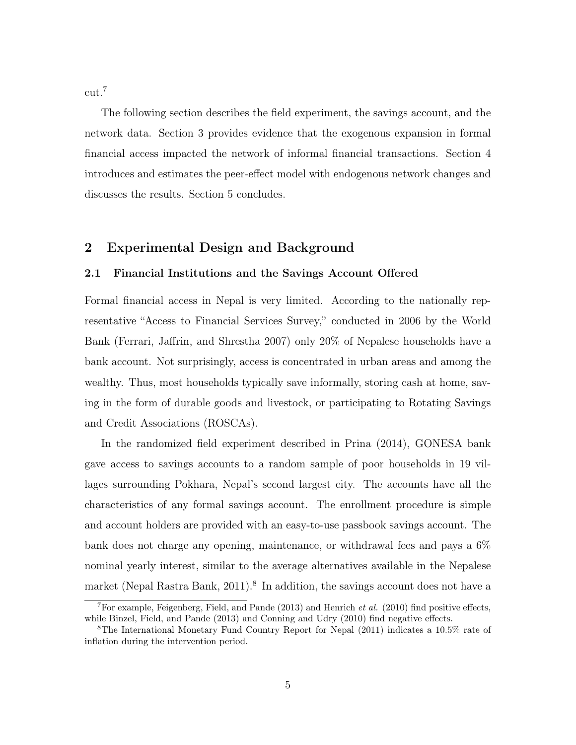cut.[7]

The following section describes the field experiment, the savings account, and the network data. Section 3 provides evidence that the exogenous expansion in formal financial access impacted the network of informal financial transactions. Section 4 introduces and estimates the peer-effect model with endogenous network changes and discusses the results. Section 5 concludes.

## 2 Experimental Design and Background

### 2.1 Financial Institutions and the Savings Account Offered

Formal financial access in Nepal is very limited. According to the nationally representative "Access to Financial Services Survey," conducted in 2006 by the World Bank (Ferrari, Jaffrin, and Shrestha 2007) only 20% of Nepalese households have a bank account. Not surprisingly, access is concentrated in urban areas and among the wealthy. Thus, most households typically save informally, storing cash at home, saving in the form of durable goods and livestock, or participating to Rotating Savings and Credit Associations (ROSCAs).

In the randomized field experiment described in Prina (2014), GONESA bank gave access to savings accounts to a random sample of poor households in 19 villages surrounding Pokhara, Nepal's second largest city. The accounts have all the characteristics of any formal savings account. The enrollment procedure is simple and account holders are provided with an easy-to-use passbook savings account. The bank does not charge any opening, maintenance, or withdrawal fees and pays a 6% nominal yearly interest, similar to the average alternatives available in the Nepalese market (Nepal Rastra Bank, 2011).[8] In addition, the savings account does not have a

[7] For example, Feigenberg, Field, and Pande (2013) and Henrich *et al.* (2010) find positive effects, while Binzel, Field, and Pande (2013) and Conning and Udry (2010) find negative effects.

[8] The International Monetary Fund Country Report for Nepal (2011) indicates a 10.5% rate of inflation during the intervention period.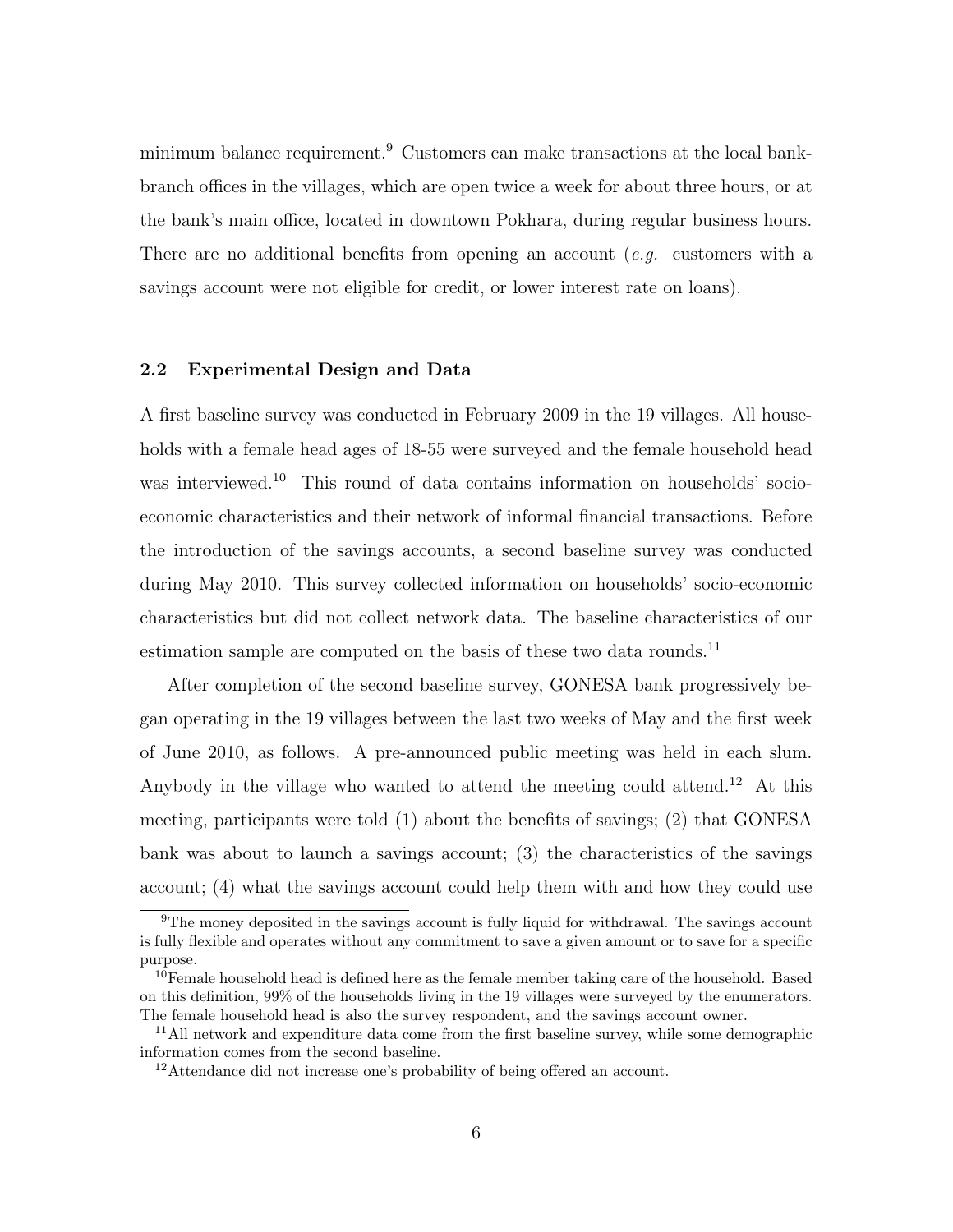minimum balance requirement.[9] Customers can make transactions at the local bank-branch offices in the villages, which are open twice a week for about three hours, or at the bank's main office, located in downtown Pokhara, during regular business hours. There are no additional benefits from opening an account (*e.g.* customers with a savings account were not eligible for credit, or lower interest rate on loans).

### 2.2 Experimental Design and Data

A first baseline survey was conducted in February 2009 in the 19 villages. All households with a female head ages of 18-55 were surveyed and the female household head was interviewed.[10] This round of data contains information on households' socio-economic characteristics and their network of informal financial transactions. Before the introduction of the savings accounts, a second baseline survey was conducted during May 2010. This survey collected information on households' socio-economic characteristics but did not collect network data. The baseline characteristics of our estimation sample are computed on the basis of these two data rounds.[11]

After completion of the second baseline survey, GONESA bank progressively began operating in the 19 villages between the last two weeks of May and the first week of June 2010, as follows. A pre-announced public meeting was held in each slum. Anybody in the village who wanted to attend the meeting could attend.[12] At this meeting, participants were told (1) about the benefits of savings; (2) that GONESA bank was about to launch a savings account; (3) the characteristics of the savings account; (4) what the savings account could help them with and how they could use

[9] The money deposited in the savings account is fully liquid for withdrawal. The savings account is fully flexible and operates without any commitment to save a given amount or to save for a specific purpose.

[10] Female household head is defined here as the female member taking care of the household. Based on this definition, 99% of the households living in the 19 villages were surveyed by the enumerators. The female household head is also the survey respondent, and the savings account owner.

[11] All network and expenditure data come from the first baseline survey, while some demographic information comes from the second baseline.

[12] Attendance did not increase one's probability of being offered an account.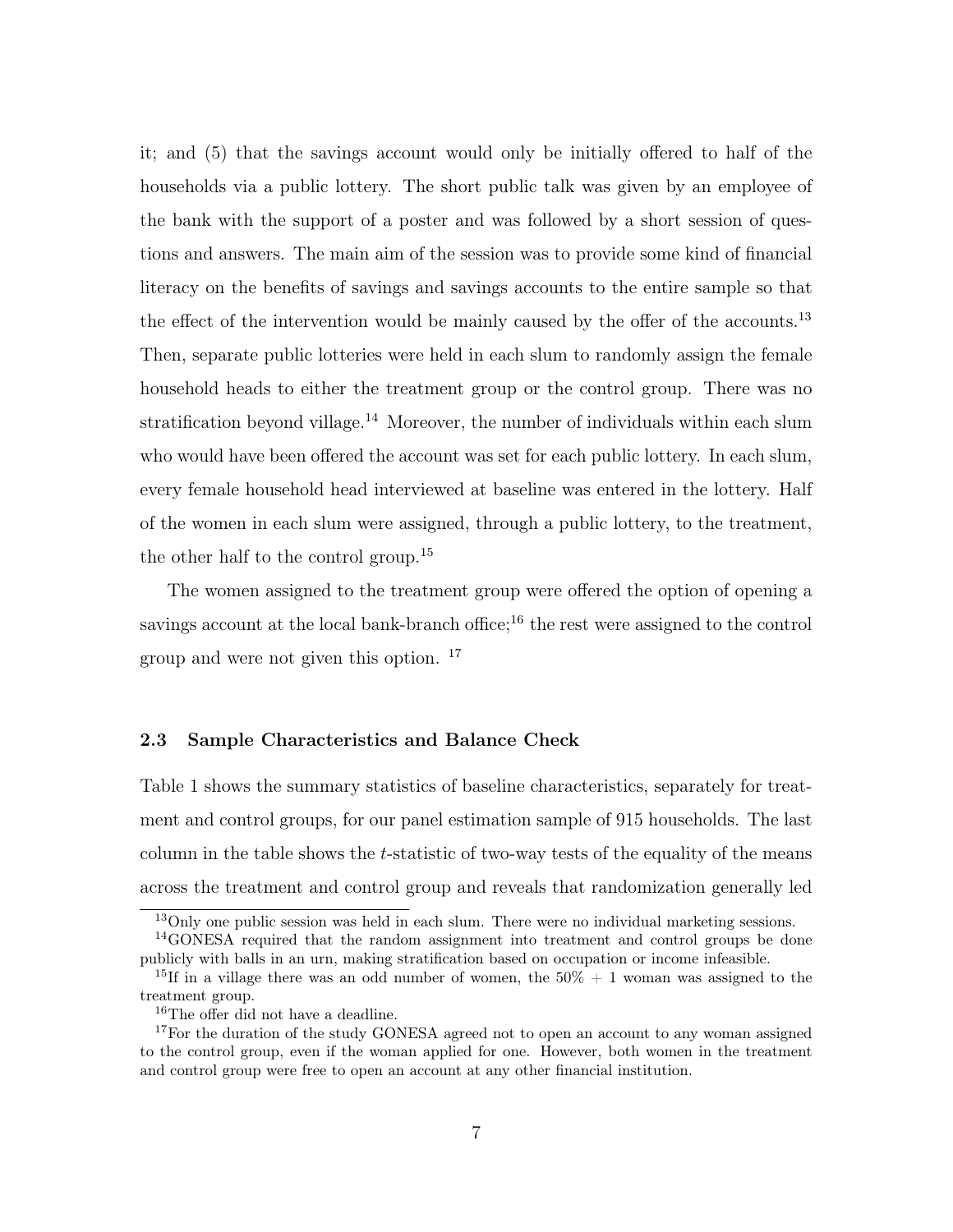it; and (5) that the savings account would only be initially offered to half of the households via a public lottery. The short public talk was given by an employee of the bank with the support of a poster and was followed by a short session of questions and answers. The main aim of the session was to provide some kind of financial literacy on the benefits of savings and savings accounts to the entire sample so that the effect of the intervention would be mainly caused by the offer of the accounts.[13] Then, separate public lotteries were held in each slum to randomly assign the female household heads to either the treatment group or the control group. There was no stratification beyond village.[14] Moreover, the number of individuals within each slum who would have been offered the account was set for each public lottery. In each slum, every female household head interviewed at baseline was entered in the lottery. Half of the women in each slum were assigned, through a public lottery, to the treatment, the other half to the control group.[15]

The women assigned to the treatment group were offered the option of opening a savings account at the local bank-branch office;[16] the rest were assigned to the control group and were not given this option. [17]

### 2.3 Sample Characteristics and Balance Check

Table 1 shows the summary statistics of baseline characteristics, separately for treatment and control groups, for our panel estimation sample of 915 households. The last column in the table shows the $t$-statistic of two-way tests of the equality of the means across the treatment and control group and reveals that randomization generally led

[13] Only one public session was held in each slum. There were no individual marketing sessions.

[14] GONESA required that the random assignment into treatment and control groups be done publicly with balls in an urn, making stratification based on occupation or income infeasible.

[15] If in a village there was an odd number of women, the 50% + 1 woman was assigned to the treatment group.

[16] The offer did not have a deadline.

[17] For the duration of the study GONESA agreed not to open an account to any woman assigned to the control group, even if the woman applied for one. However, both women in the treatment and control group were free to open an account at any other financial institution.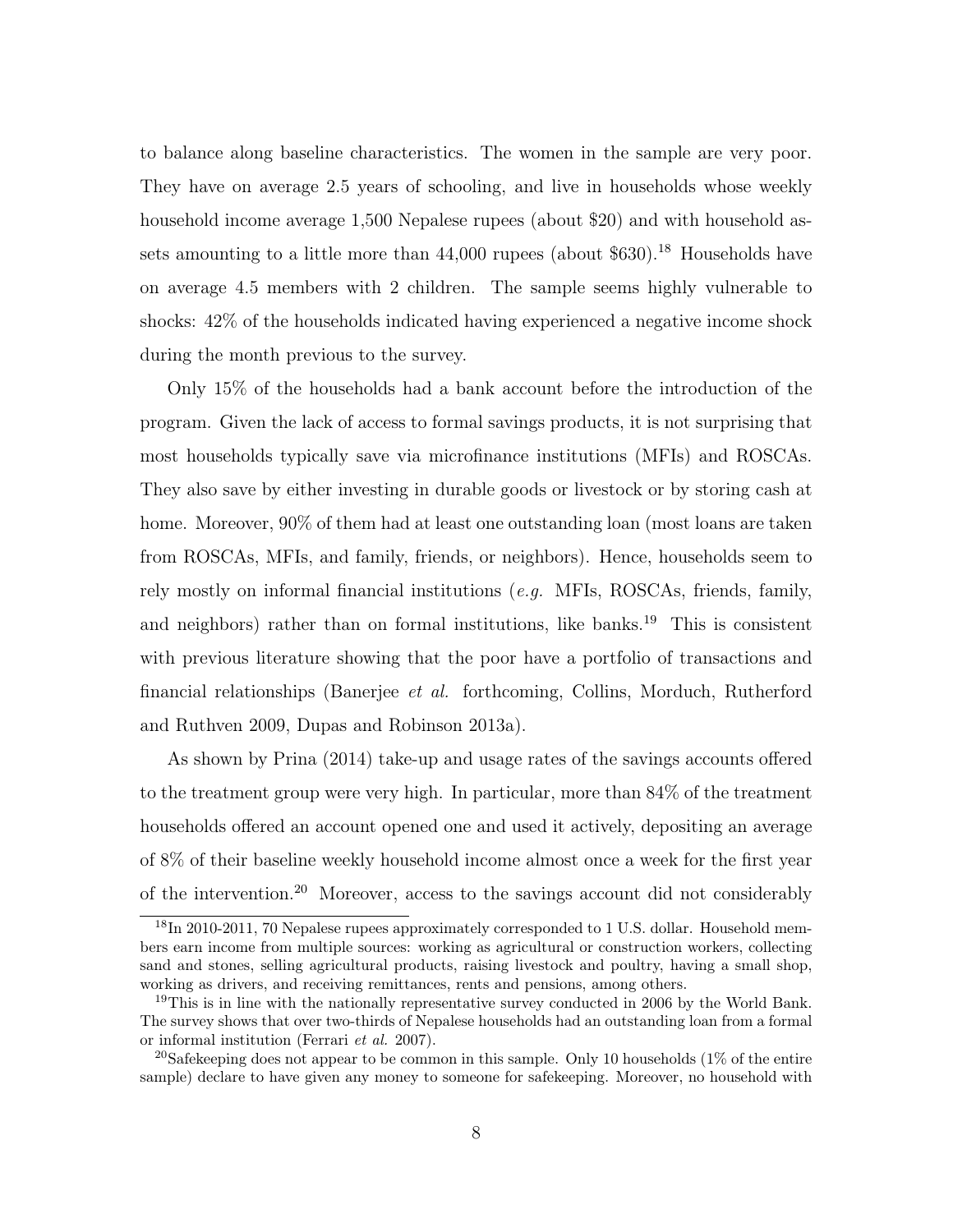to balance along baseline characteristics. The women in the sample are very poor. They have on average 2.5 years of schooling, and live in households whose weekly household income average 1,500 Nepalese rupees (about $20) and with household assets amounting to a little more than 44,000 rupees (about $630).[18] Households have on average 4.5 members with 2 children. The sample seems highly vulnerable to shocks: 42% of the households indicated having experienced a negative income shock during the month previous to the survey.

Only 15% of the households had a bank account before the introduction of the program. Given the lack of access to formal savings products, it is not surprising that most households typically save via microfinance institutions (MFIs) and ROSCAs. They also save by either investing in durable goods or livestock or by storing cash at home. Moreover, 90% of them had at least one outstanding loan (most loans are taken from ROSCAs, MFIs, and family, friends, or neighbors). Hence, households seem to rely mostly on informal financial institutions (*e.g.* MFIs, ROSCAs, friends, family, and neighbors) rather than on formal institutions, like banks.[19] This is consistent with previous literature showing that the poor have a portfolio of transactions and financial relationships (Banerjee *et al.* forthcoming, Collins, Morduch, Rutherford and Ruthven 2009, Dupas and Robinson 2013a).

As shown by Prina (2014) take-up and usage rates of the savings accounts offered to the treatment group were very high. In particular, more than 84% of the treatment households offered an account opened one and used it actively, depositing an average of 8% of their baseline weekly household income almost once a week for the first year of the intervention.[20] Moreover, access to the savings account did not considerably

[18] In 2010-2011, 70 Nepalese rupees approximately corresponded to 1 U.S. dollar. Household members earn income from multiple sources: working as agricultural or construction workers, collecting sand and stones, selling agricultural products, raising livestock and poultry, having a small shop, working as drivers, and receiving remittances, rents and pensions, among others.

[19] This is in line with the nationally representative survey conducted in 2006 by the World Bank. The survey shows that over two-thirds of Nepalese households had an outstanding loan from a formal or informal institution (Ferrari *et al.* 2007).

[20] Safekeeping does not appear to be common in this sample. Only 10 households (1% of the entire sample) declare to have given any money to someone for safekeeping. Moreover, no household with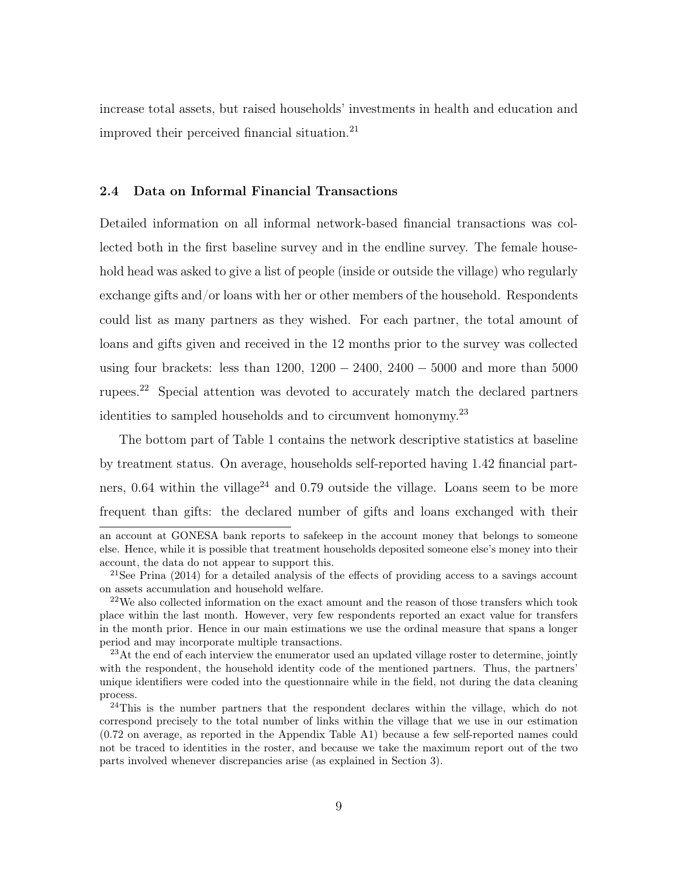increase total assets, but raised households' investments in health and education and improved their perceived financial situation.[21]

### 2.4 Data on Informal Financial Transactions

Detailed information on all informal network-based financial transactions was collected both in the first baseline survey and in the endline survey. The female household head was asked to give a list of people (inside or outside the village) who regularly exchange gifts and/or loans with her or other members of the household. Respondents could list as many partners as they wished. For each partner, the total amount of loans and gifts given and received in the 12 months prior to the survey was collected using four brackets: less than 1200, $1200-2400$, $2400-5000$ and more than 5000 rupees.[22] Special attention was devoted to accurately match the declared partners identities to sampled households and to circumvent homonymy.[23]

The bottom part of Table 1 contains the network descriptive statistics at baseline by treatment status. On average, households self-reported having 1.42 financial partners, 0.64 within the village[24] and 0.79 outside the village. Loans seem to be more frequent than gifts: the declared number of gifts and loans exchanged with their

---

an account at GONESA bank reports to safekeep in the account money that belongs to someone else. Hence, while it is possible that treatment households deposited someone else's money into their account, the data do not appear to support this.

[21]See Prina (2014) for a detailed analysis of the effects of providing access to a savings account on assets accumulation and household welfare.

[22]We also collected information on the exact amount and the reason of those transfers which took place within the last month. However, very few respondents reported an exact value for transfers in the month prior. Hence in our main estimations we use the ordinal measure that spans a longer period and may incorporate multiple transactions.

[23]At the end of each interview the enumerator used an updated village roster to determine, jointly with the respondent, the household identity code of the mentioned partners. Thus, the partners' unique identifiers were coded into the questionnaire while in the field, not during the data cleaning process.

[24]This is the number partners that the respondent declares within the village, which do not correspond precisely to the total number of links within the village that we use in our estimation (0.72 on average, as reported in the Appendix Table A1) because a few self-reported names could not be traced to identities in the roster, and because we take the maximum report out of the two parts involved whenever discrepancies arise (as explained in Section 3).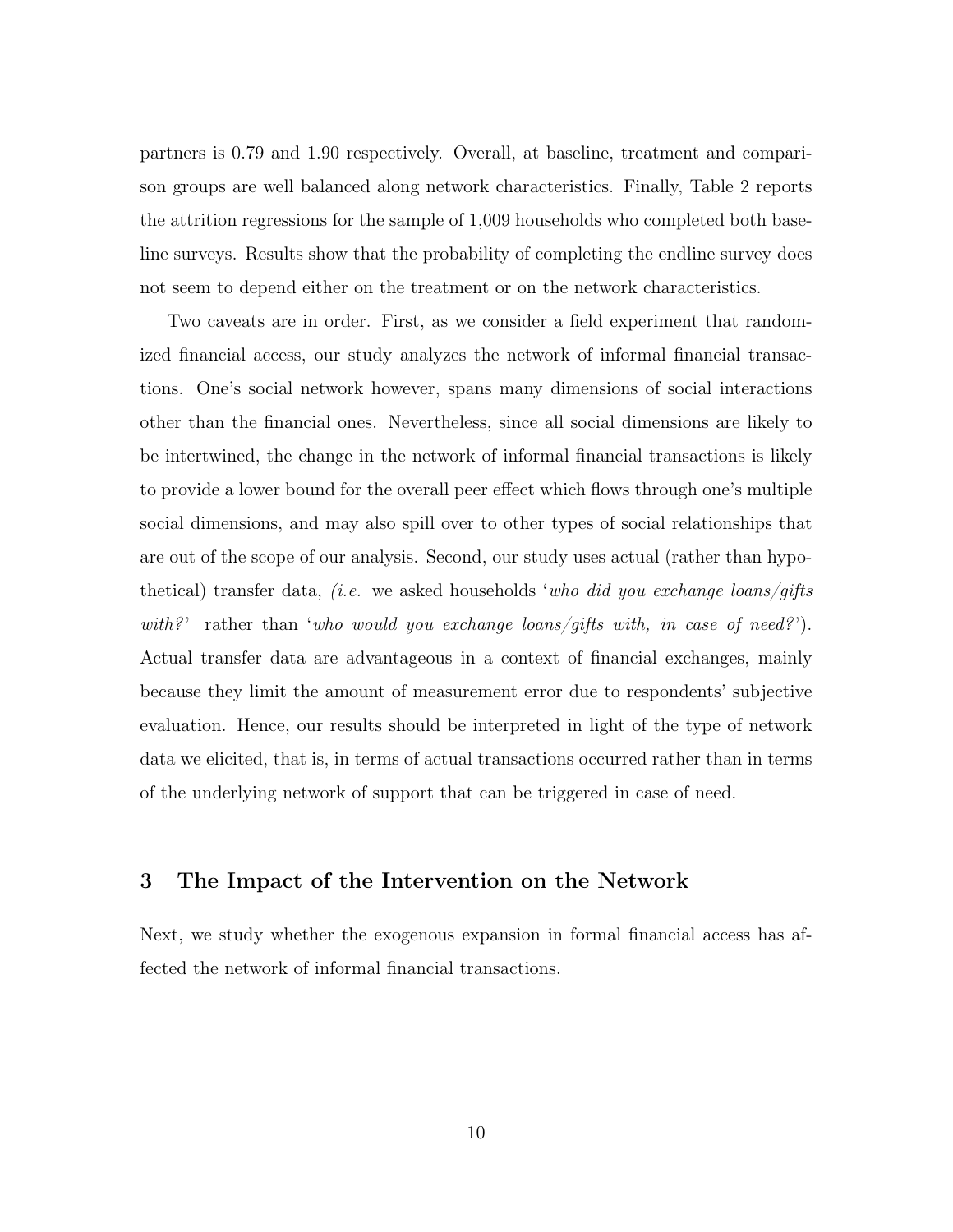partners is 0.79 and 1.90 respectively. Overall, at baseline, treatment and comparison groups are well balanced along network characteristics. Finally, Table 2 reports the attrition regressions for the sample of 1,009 households who completed both baseline surveys. Results show that the probability of completing the endline survey does not seem to depend either on the treatment or on the network characteristics.

Two caveats are in order. First, as we consider a field experiment that randomized financial access, our study analyzes the network of informal financial transactions. One's social network however, spans many dimensions of social interactions other than the financial ones. Nevertheless, since all social dimensions are likely to be intertwined, the change in the network of informal financial transactions is likely to provide a lower bound for the overall peer effect which flows through one's multiple social dimensions, and may also spill over to other types of social relationships that are out of the scope of our analysis. Second, our study uses actual (rather than hypothetical) transfer data, *(i.e.* we asked households '*who did you exchange loans/gifts with?*' rather than '*who would you exchange loans/gifts with, in case of need?*'). Actual transfer data are advantageous in a context of financial exchanges, mainly because they limit the amount of measurement error due to respondents' subjective evaluation. Hence, our results should be interpreted in light of the type of network data we elicited, that is, in terms of actual transactions occurred rather than in terms of the underlying network of support that can be triggered in case of need.

## 3 The Impact of the Intervention on the Network

Next, we study whether the exogenous expansion in formal financial access has affected the network of informal financial transactions.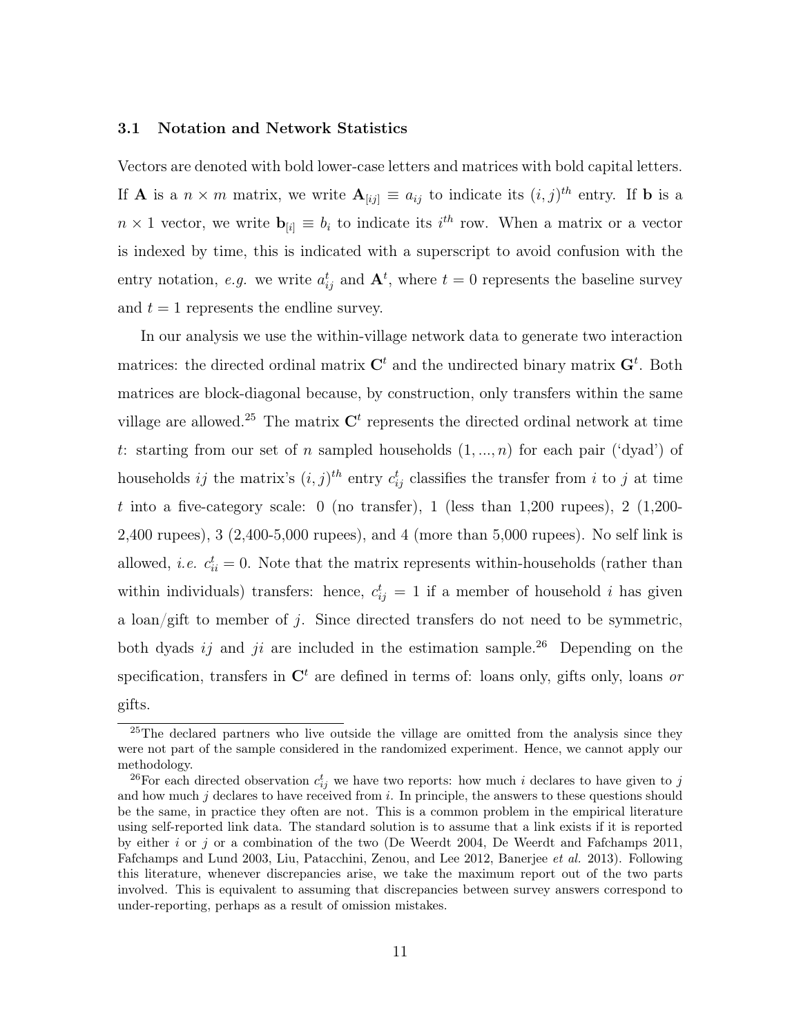### 3.1 Notation and Network Statistics

Vectors are denoted with bold lower-case letters and matrices with bold capital letters. If $\mathbf{A}$ is a $n \times m$ matrix, we write $\mathbf{A}_{[ij]} \equiv a_{ij}$ to indicate its $(i,j)^{th}$ entry. If $\mathbf{b}$ is a $n \times 1$ vector, we write $\mathbf{b}_{[i]} \equiv b_i$ to indicate its $i^{th}$ row. When a matrix or a vector is indexed by time, this is indicated with a superscript to avoid confusion with the entry notation, *e.g.* we write $a^t_{ij}$ and $\mathbf{A}^t$, where $t = 0$ represents the baseline survey and $t = 1$ represents the endline survey.

In our analysis we use the within-village network data to generate two interaction matrices: the directed ordinal matrix $\mathbf{C}^t$ and the undirected binary matrix $\mathbf{G}^t$. Both matrices are block-diagonal because, by construction, only transfers within the same village are allowed.[25] The matrix $\mathbf{C}^t$ represents the directed ordinal network at time $t$: starting from our set of $n$ sampled households $(1, ..., n)$ for each pair ('dyad') of households $ij$ the matrix's $(i,j)^{th}$ entry $c^t_{ij}$ classifies the transfer from $i$ to $j$ at time $t$ into a five-category scale: 0 (no transfer), 1 (less than 1,200 rupees), 2 (1,200-2,400 rupees), 3 (2,400-5,000 rupees), and 4 (more than 5,000 rupees). No self link is allowed, *i.e.* $c^t_{ii} = 0$. Note that the matrix represents within-households (rather than within individuals) transfers: hence, $c^t_{ij} = 1$ if a member of household $i$ has given a loan/gift to member of $j$. Since directed transfers do not need to be symmetric, both dyads $ij$ and $ji$ are included in the estimation sample.[26] Depending on the specification, transfers in $\mathbf{C}^t$ are defined in terms of: loans only, gifts only, loans *or* gifts.

[25] The declared partners who live outside the village are omitted from the analysis since they were not part of the sample considered in the randomized experiment. Hence, we cannot apply our methodology.

[26] For each directed observation $c^t_{ij}$ we have two reports: how much $i$ declares to have given to $j$ and how much $j$ declares to have received from $i$. In principle, the answers to these questions should be the same, in practice they often are not. This is a common problem in the empirical literature using self-reported link data. The standard solution is to assume that a link exists if it is reported by either $i$ or $j$ or a combination of the two (De Weerdt 2004, De Weerdt and Fafchamps 2011, Fafchamps and Lund 2003, Liu, Patacchini, Zenou, and Lee 2012, Banerjee *et al.* 2013). Following this literature, whenever discrepancies arise, we take the maximum report out of the two parts involved. This is equivalent to assuming that discrepancies between survey answers correspond to under-reporting, perhaps as a result of omission mistakes.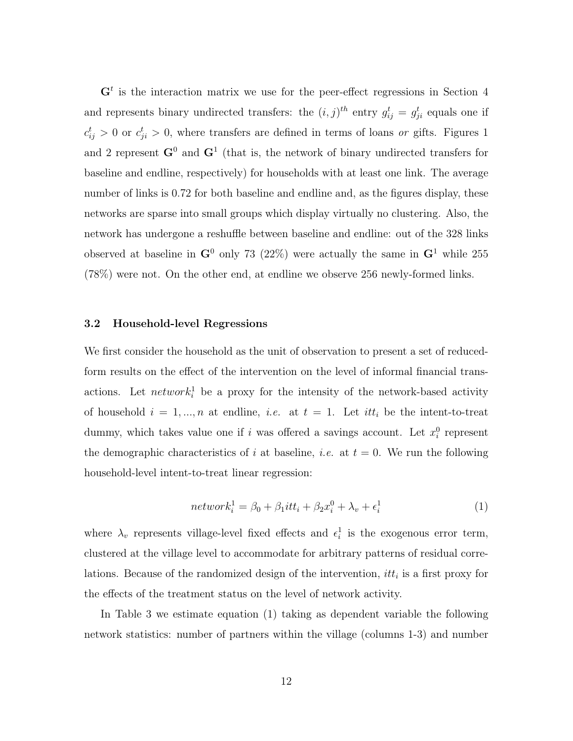$\mathbf{G}^t$ is the interaction matrix we use for the peer-effect regressions in Section 4 and represents binary undirected transfers: the $(i,j)^{th}$ entry $g_{ij}^t = g_{ji}^t$ equals one if $c_{ij}^t > 0$ or $c_{ji}^t > 0$, where transfers are defined in terms of loans *or* gifts. Figures 1 and 2 represent $\mathbf{G}^0$ and $\mathbf{G}^1$ (that is, the network of binary undirected transfers for baseline and endline, respectively) for households with at least one link. The average number of links is 0.72 for both baseline and endline and, as the figures display, these networks are sparse into small groups which display virtually no clustering. Also, the network has undergone a reshuffle between baseline and endline: out of the 328 links observed at baseline in $\mathbf{G}^0$ only 73 (22%) were actually the same in $\mathbf{G}^1$ while 255 (78%) were not. On the other end, at endline we observe 256 newly-formed links.

### 3.2 Household-level Regressions

We first consider the household as the unit of observation to present a set of reduced-form results on the effect of the intervention on the level of informal financial transactions. Let $network_i^1$ be a proxy for the intensity of the network-based activity of household $i = 1, ..., n$ at endline, *i.e.* at $t = 1$. Let $itt_i$ be the intent-to-treat dummy, which takes value one if $i$ was offered a savings account. Let $x_i^0$ represent the demographic characteristics of $i$ at baseline, *i.e.* at $t = 0$. We run the following household-level intent-to-treat linear regression:

$$network_i^1 = \beta_0 + \beta_1 itt_i + \beta_2 x_i^0 + \lambda_v + \epsilon_i^1 \tag{1}$$

where $\lambda_v$ represents village-level fixed effects and $\epsilon_i^1$ is the exogenous error term, clustered at the village level to accommodate for arbitrary patterns of residual correlations. Because of the randomized design of the intervention, $itt_i$ is a first proxy for the effects of the treatment status on the level of network activity.

In Table 3 we estimate equation (1) taking as dependent variable the following network statistics: number of partners within the village (columns 1-3) and number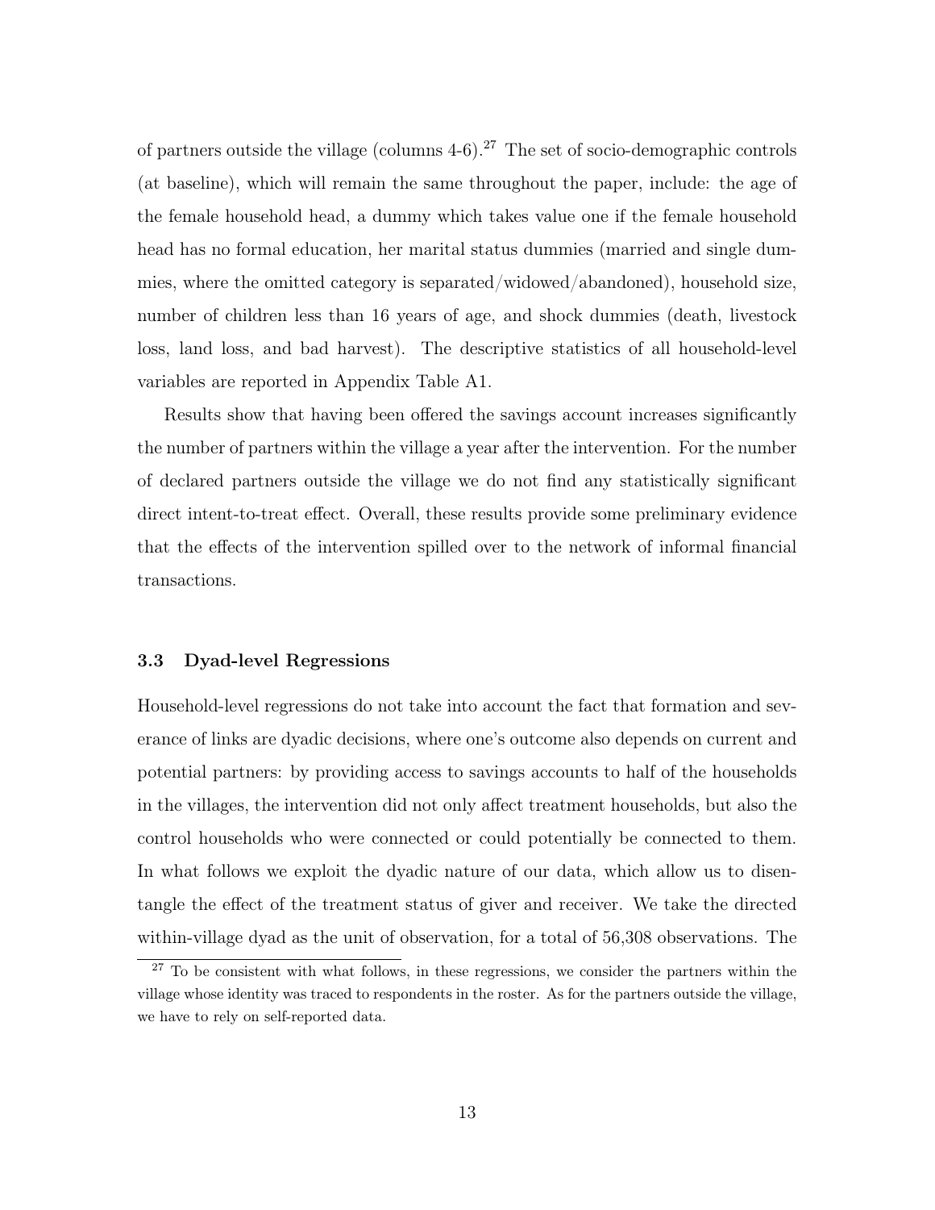of partners outside the village (columns 4-6).[27] The set of socio-demographic controls (at baseline), which will remain the same throughout the paper, include: the age of the female household head, a dummy which takes value one if the female household head has no formal education, her marital status dummies (married and single dummies, where the omitted category is separated/widowed/abandoned), household size, number of children less than 16 years of age, and shock dummies (death, livestock loss, land loss, and bad harvest). The descriptive statistics of all household-level variables are reported in Appendix Table A1.

Results show that having been offered the savings account increases significantly the number of partners within the village a year after the intervention. For the number of declared partners outside the village we do not find any statistically significant direct intent-to-treat effect. Overall, these results provide some preliminary evidence that the effects of the intervention spilled over to the network of informal financial transactions.

### 3.3 Dyad-level Regressions

Household-level regressions do not take into account the fact that formation and severance of links are dyadic decisions, where one's outcome also depends on current and potential partners: by providing access to savings accounts to half of the households in the villages, the intervention did not only affect treatment households, but also the control households who were connected or could potentially be connected to them. In what follows we exploit the dyadic nature of our data, which allow us to disentangle the effect of the treatment status of giver and receiver. We take the directed within-village dyad as the unit of observation, for a total of 56,308 observations. The

[27] To be consistent with what follows, in these regressions, we consider the partners within the village whose identity was traced to respondents in the roster. As for the partners outside the village, we have to rely on self-reported data.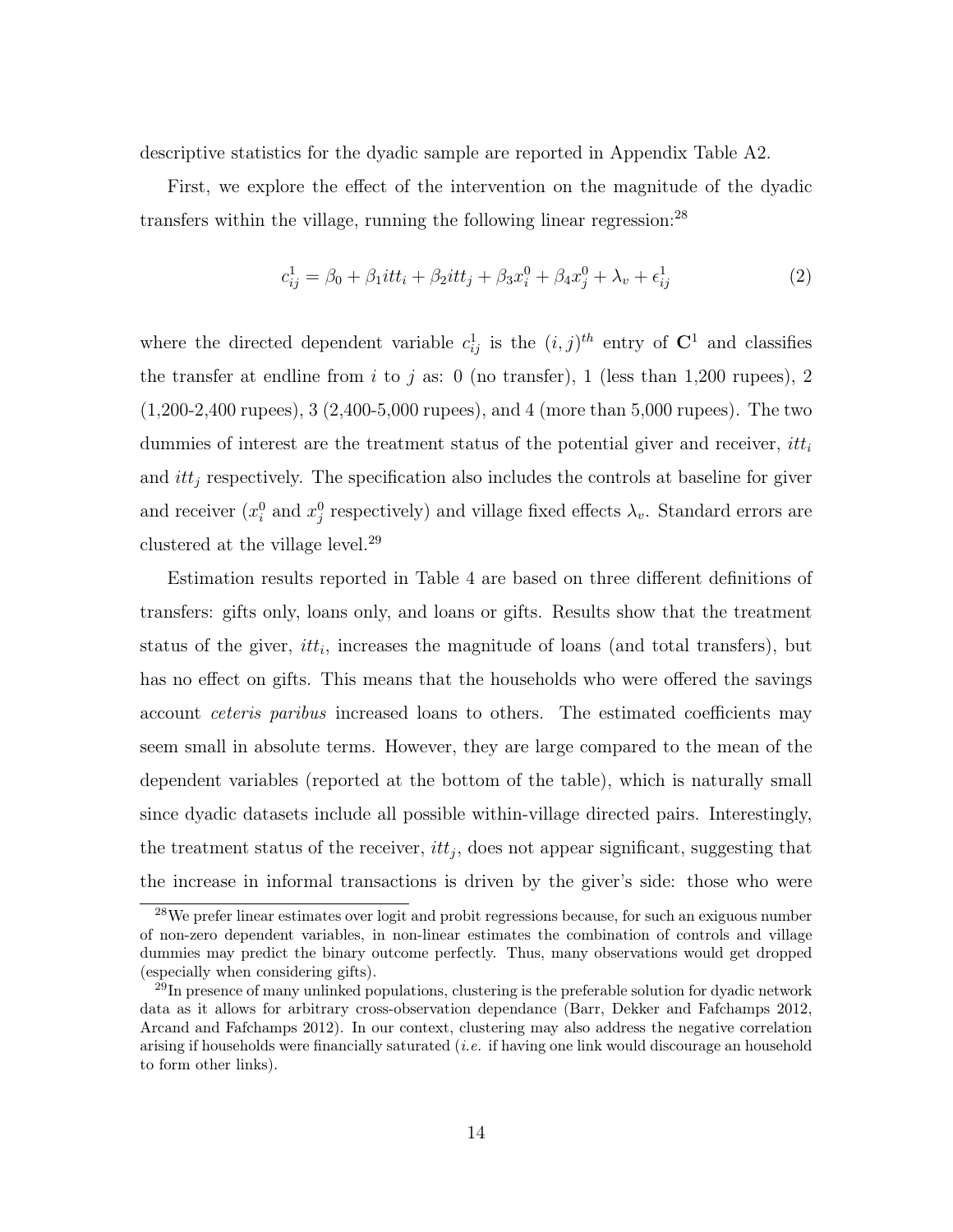descriptive statistics for the dyadic sample are reported in Appendix Table A2.

First, we explore the effect of the intervention on the magnitude of the dyadic transfers within the village, running the following linear regression:[28]

$$c_{ij}^1 = \beta_0 + \beta_1 itt_i + \beta_2 itt_j + \beta_3 x_i^0 + \beta_4 x_j^0 + \lambda_v + \epsilon_{ij}^1 \tag{2}$$

where the directed dependent variable $c_{ij}^1$ is the $(i, j)^{th}$ entry of $\mathbf{C}^1$ and classifies the transfer at endline from $i$ to $j$ as: 0 (no transfer), 1 (less than 1,200 rupees), 2 (1,200-2,400 rupees), 3 (2,400-5,000 rupees), and 4 (more than 5,000 rupees). The two dummies of interest are the treatment status of the potential giver and receiver, $itt_i$ and $itt_j$ respectively. The specification also includes the controls at baseline for giver and receiver ($x_i^0$ and $x_j^0$ respectively) and village fixed effects $\lambda_v$. Standard errors are clustered at the village level.[29]

Estimation results reported in Table 4 are based on three different definitions of transfers: gifts only, loans only, and loans or gifts. Results show that the treatment status of the giver, $itt_i$, increases the magnitude of loans (and total transfers), but has no effect on gifts. This means that the households who were offered the savings account *ceteris paribus* increased loans to others. The estimated coefficients may seem small in absolute terms. However, they are large compared to the mean of the dependent variables (reported at the bottom of the table), which is naturally small since dyadic datasets include all possible within-village directed pairs. Interestingly, the treatment status of the receiver, $itt_j$, does not appear significant, suggesting that the increase in informal transactions is driven by the giver's side: those who were

[28] We prefer linear estimates over logit and probit regressions because, for such an exiguous number of non-zero dependent variables, in non-linear estimates the combination of controls and village dummies may predict the binary outcome perfectly. Thus, many observations would get dropped (especially when considering gifts).

[29] In presence of many unlinked populations, clustering is the preferable solution for dyadic network data as it allows for arbitrary cross-observation dependance (Barr, Dekker and Fafchamps 2012, Arcand and Fafchamps 2012). In our context, clustering may also address the negative correlation arising if households were financially saturated (*i.e.* if having one link would discourage an household to form other links).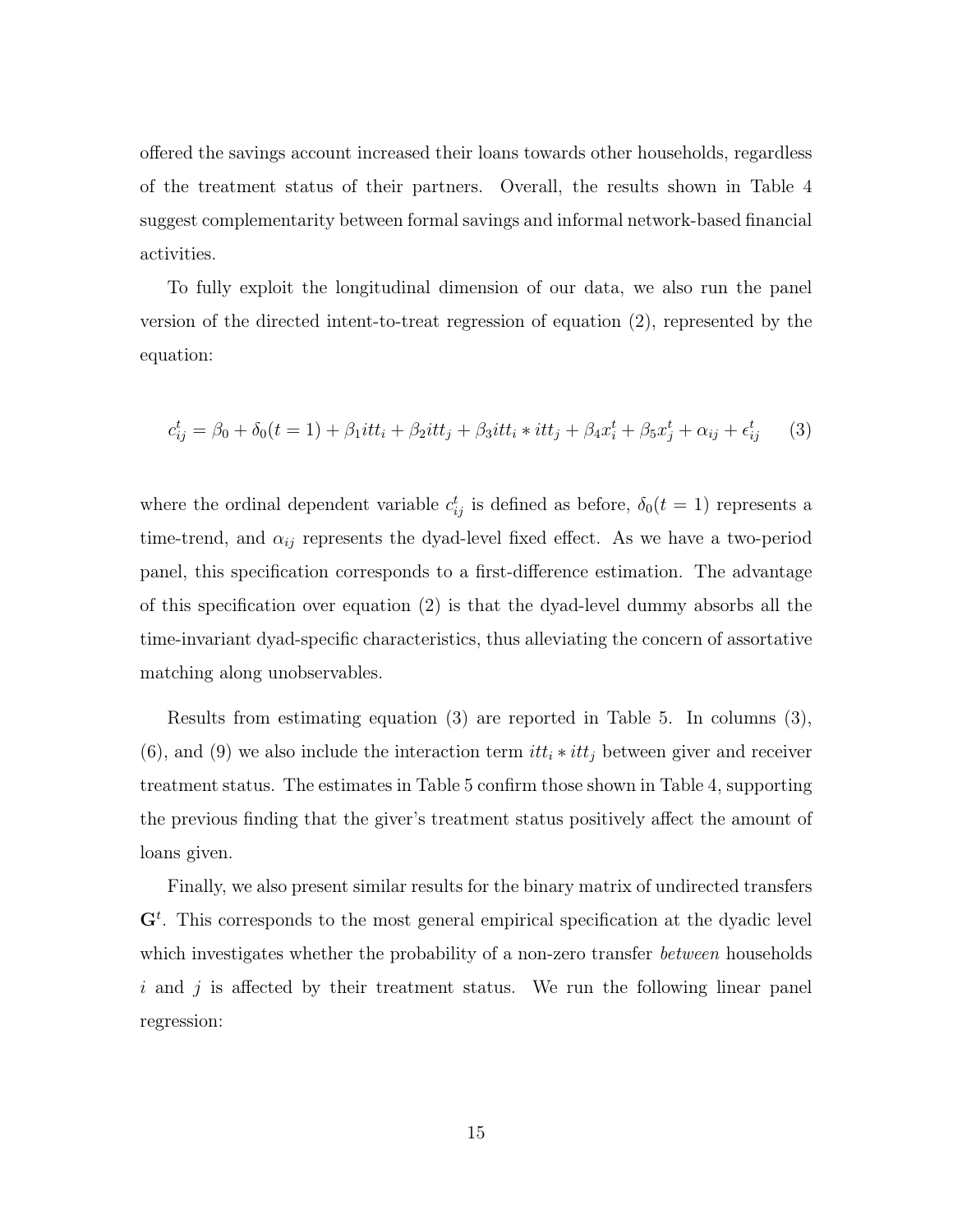offered the savings account increased their loans towards other households, regardless of the treatment status of their partners. Overall, the results shown in Table 4 suggest complementarity between formal savings and informal network-based financial activities.

To fully exploit the longitudinal dimension of our data, we also run the panel version of the directed intent-to-treat regression of equation (2), represented by the equation:

$$c_{ij}^t = \beta_0 + \delta_0(t=1) + \beta_1 itt_i + \beta_2 itt_j + \beta_3 itt_i * itt_j + \beta_4 x_i^t + \beta_5 x_j^t + \alpha_{ij} + \epsilon_{ij}^t \qquad (3)$$

where the ordinal dependent variable $c_{ij}^t$ is defined as before, $\delta_0(t=1)$ represents a time-trend, and $\alpha_{ij}$ represents the dyad-level fixed effect. As we have a two-period panel, this specification corresponds to a first-difference estimation. The advantage of this specification over equation (2) is that the dyad-level dummy absorbs all the time-invariant dyad-specific characteristics, thus alleviating the concern of assortative matching along unobservables.

Results from estimating equation (3) are reported in Table 5. In columns (3), (6), and (9) we also include the interaction term $itt_i * itt_j$ between giver and receiver treatment status. The estimates in Table 5 confirm those shown in Table 4, supporting the previous finding that the giver's treatment status positively affect the amount of loans given.

Finally, we also present similar results for the binary matrix of undirected transfers $\mathbf{G}^t$. This corresponds to the most general empirical specification at the dyadic level which investigates whether the probability of a non-zero transfer *between* households $i$ and $j$ is affected by their treatment status. We run the following linear panel regression: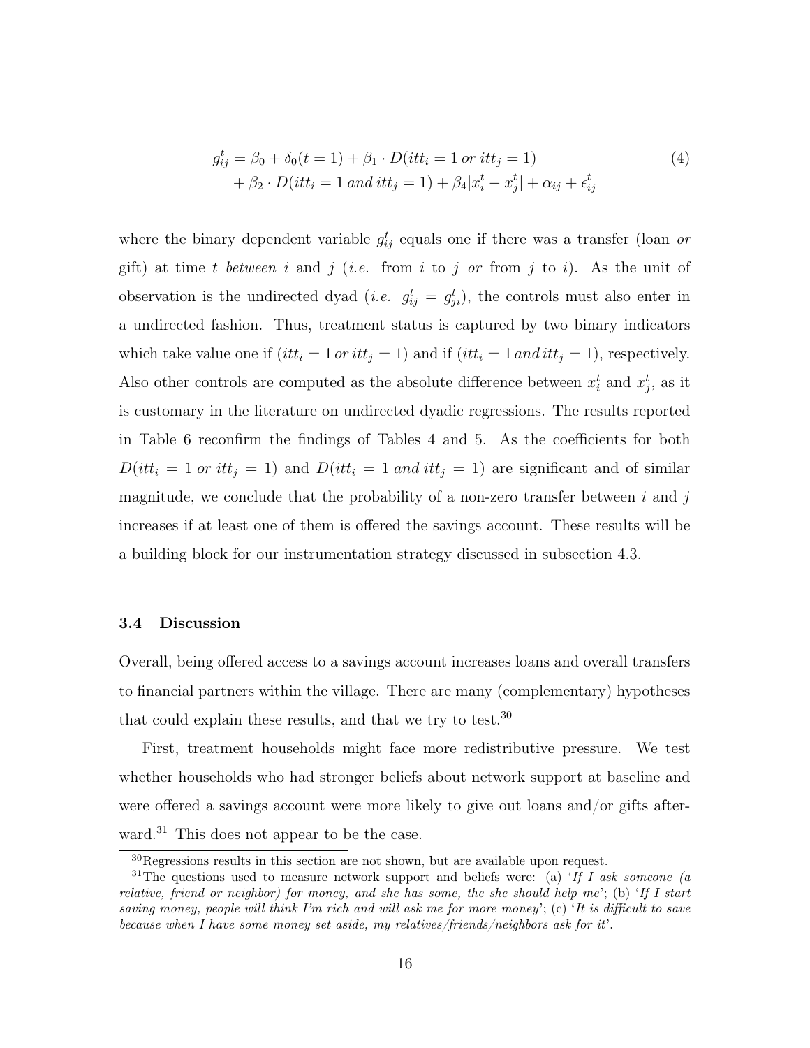$$
\begin{aligned}
g_{ij}^t = \beta_0 + \delta_0(t=1) + \beta_1 \cdot D(itt_i = 1 \, or \, itt_j = 1) \\
+ \beta_2 \cdot D(itt_i = 1 \, and \, itt_j = 1) + \beta_4 |x_i^t - x_j^t| + \alpha_{ij} + \epsilon_{ij}^t
\end{aligned} \tag{4}
$$

where the binary dependent variable $g_{ij}^t$ equals one if there was a transfer (loan *or* gift) at time $t$ *between* $i$ and $j$ (*i.e.* from $i$ to $j$ *or* from $j$ to $i$). As the unit of observation is the undirected dyad (*i.e.* $g_{ij}^t = g_{ji}^t$), the controls must also enter in a undirected fashion. Thus, treatment status is captured by two binary indicators which take value one if $(itt_i = 1 \, or \, itt_j = 1)$ and if $(itt_i = 1 \, and \, itt_j = 1)$, respectively. Also other controls are computed as the absolute difference between $x_i^t$ and $x_j^t$, as it is customary in the literature on undirected dyadic regressions. The results reported in Table 6 reconfirm the findings of Tables 4 and 5. As the coefficients for both $D(itt_i = 1 \; or \; itt_j = 1)$ and $D(itt_i = 1 \; and \; itt_j = 1)$ are significant and of similar magnitude, we conclude that the probability of a non-zero transfer between $i$ and $j$ increases if at least one of them is offered the savings account. These results will be a building block for our instrumentation strategy discussed in subsection 4.3.

### 3.4 Discussion

Overall, being offered access to a savings account increases loans and overall transfers to financial partners within the village. There are many (complementary) hypotheses that could explain these results, and that we try to test.[30]

First, treatment households might face more redistributive pressure. We test whether households who had stronger beliefs about network support at baseline and were offered a savings account were more likely to give out loans and/or gifts afterward.[31] This does not appear to be the case.

[30] Regressions results in this section are not shown, but are available upon request.

[31] The questions used to measure network support and beliefs were: (a) '*If I ask someone (a relative, friend or neighbor) for money, and she has some, the she should help me*'; (b) '*If I start saving money, people will think I'm rich and will ask me for more money*'; (c) '*It is difficult to save because when I have some money set aside, my relatives/friends/neighbors ask for it*'.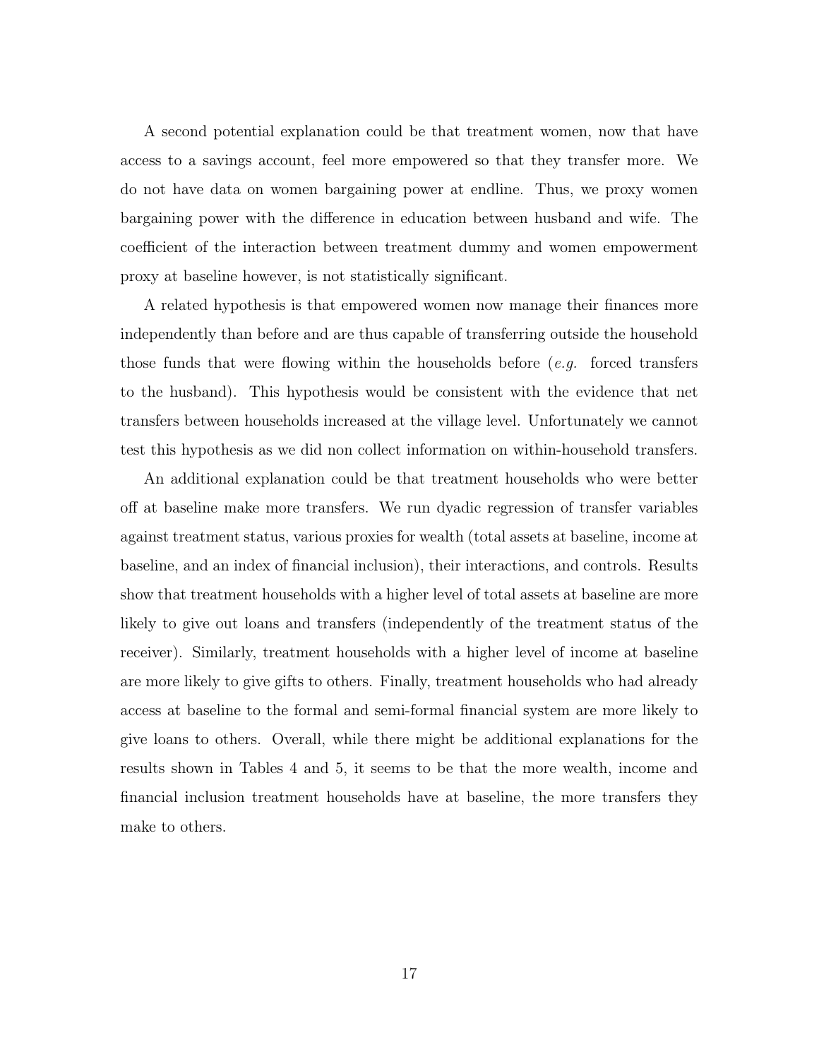A second potential explanation could be that treatment women, now that have access to a savings account, feel more empowered so that they transfer more. We do not have data on women bargaining power at endline. Thus, we proxy women bargaining power with the difference in education between husband and wife. The coefficient of the interaction between treatment dummy and women empowerment proxy at baseline however, is not statistically significant.

A related hypothesis is that empowered women now manage their finances more independently than before and are thus capable of transferring outside the household those funds that were flowing within the households before (*e.g.* forced transfers to the husband). This hypothesis would be consistent with the evidence that net transfers between households increased at the village level. Unfortunately we cannot test this hypothesis as we did non collect information on within-household transfers.

An additional explanation could be that treatment households who were better off at baseline make more transfers. We run dyadic regression of transfer variables against treatment status, various proxies for wealth (total assets at baseline, income at baseline, and an index of financial inclusion), their interactions, and controls. Results show that treatment households with a higher level of total assets at baseline are more likely to give out loans and transfers (independently of the treatment status of the receiver). Similarly, treatment households with a higher level of income at baseline are more likely to give gifts to others. Finally, treatment households who had already access at baseline to the formal and semi-formal financial system are more likely to give loans to others. Overall, while there might be additional explanations for the results shown in Tables 4 and 5, it seems to be that the more wealth, income and financial inclusion treatment households have at baseline, the more transfers they make to others.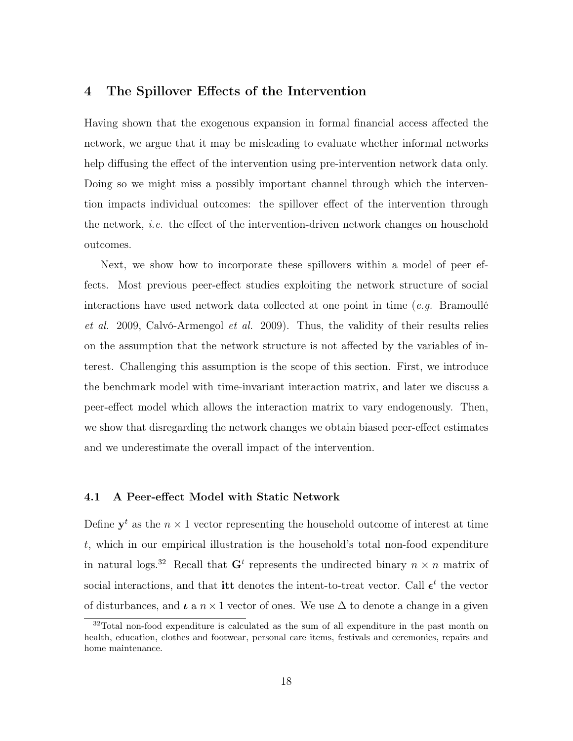## 4 The Spillover Effects of the Intervention

Having shown that the exogenous expansion in formal financial access affected the network, we argue that it may be misleading to evaluate whether informal networks help diffusing the effect of the intervention using pre-intervention network data only. Doing so we might miss a possibly important channel through which the intervention impacts individual outcomes: the spillover effect of the intervention through the network, *i.e.* the effect of the intervention-driven network changes on household outcomes.

Next, we show how to incorporate these spillovers within a model of peer effects. Most previous peer-effect studies exploiting the network structure of social interactions have used network data collected at one point in time (*e.g.* Bramoullé *et al.* 2009, Calvó-Armengol *et al.* 2009). Thus, the validity of their results relies on the assumption that the network structure is not affected by the variables of interest. Challenging this assumption is the scope of this section. First, we introduce the benchmark model with time-invariant interaction matrix, and later we discuss a peer-effect model which allows the interaction matrix to vary endogenously. Then, we show that disregarding the network changes we obtain biased peer-effect estimates and we underestimate the overall impact of the intervention.

### 4.1 A Peer-effect Model with Static Network

Define $\mathbf{y}^t$ as the $n \times 1$ vector representing the household outcome of interest at time $t$, which in our empirical illustration is the household's total non-food expenditure in natural logs.[32] Recall that $\mathbf{G}^t$ represents the undirected binary $n \times n$ matrix of social interactions, and that $\mathbf{itt}$ denotes the intent-to-treat vector. Call $\boldsymbol{\epsilon}^t$ the vector of disturbances, and $\boldsymbol{\iota}$ a $n \times 1$ vector of ones. We use $\Delta$ to denote a change in a given

[32] Total non-food expenditure is calculated as the sum of all expenditure in the past month on health, education, clothes and footwear, personal care items, festivals and ceremonies, repairs and home maintenance.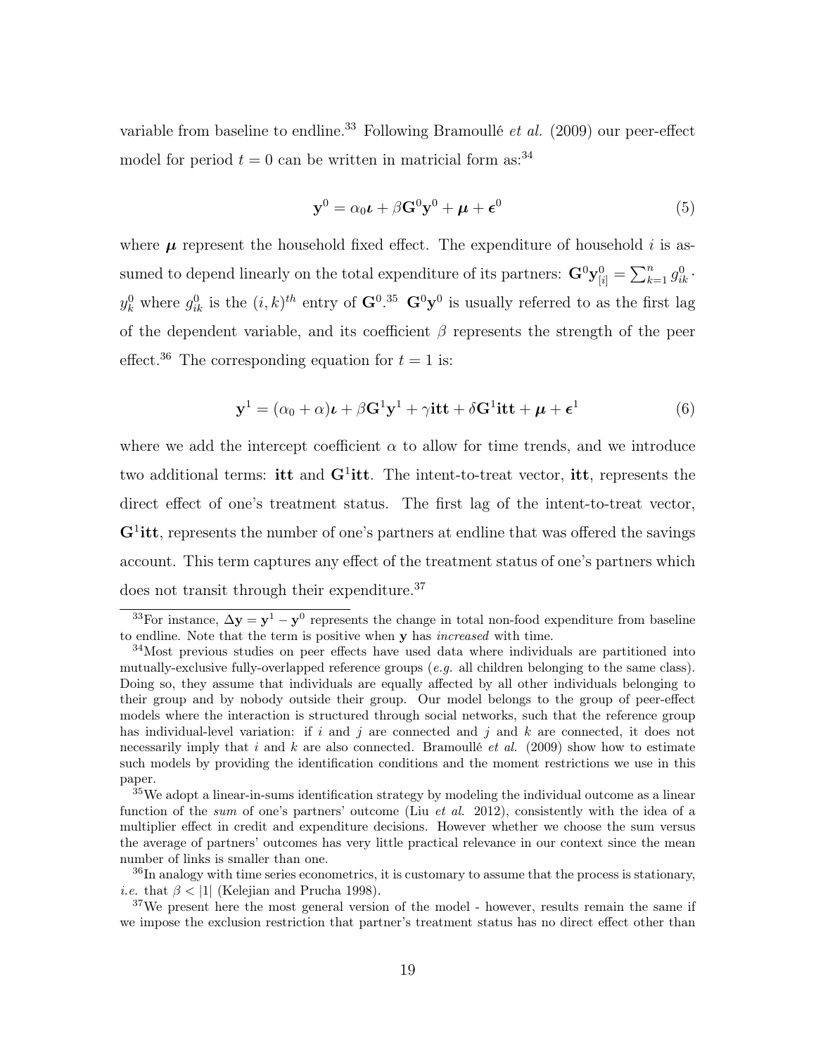variable from baseline to endline.[33] Following Bramoullé *et al.* (2009) our peer-effect model for period $t = 0$ can be written in matricial form as:[34]

$$\mathbf{y}^0 = \alpha_0 \boldsymbol{\iota} + \beta \mathbf{G}^0 \mathbf{y}^0 + \boldsymbol{\mu} + \boldsymbol{\epsilon}^0 \tag{5}$$

where $\boldsymbol{\mu}$ represent the household fixed effect. The expenditure of household $i$ is assumed to depend linearly on the total expenditure of its partners: $\mathbf{G}^0\mathbf{y}^0_{[i]} = \sum_{k=1}^{n} g^0_{ik} \cdot y^0_k$ where $g^0_{ik}$ is the $(i,k)^{th}$ entry of $\mathbf{G}^0$.[35] $\mathbf{G}^0\mathbf{y}^0$ is usually referred to as the first lag of the dependent variable, and its coefficient $\beta$ represents the strength of the peer effect.[36] The corresponding equation for $t = 1$ is:

$$\mathbf{y}^1 = (\alpha_0 + \alpha)\boldsymbol{\iota} + \beta \mathbf{G}^1 \mathbf{y}^1 + \gamma \mathbf{itt} + \delta \mathbf{G}^1 \mathbf{itt} + \boldsymbol{\mu} + \boldsymbol{\epsilon}^1 \tag{6}$$

where we add the intercept coefficient $\alpha$ to allow for time trends, and we introduce two additional terms: **itt** and $\mathbf{G}^1\mathbf{itt}$. The intent-to-treat vector, **itt**, represents the direct effect of one's treatment status. The first lag of the intent-to-treat vector, $\mathbf{G}^1\mathbf{itt}$, represents the number of one's partners at endline that was offered the savings account. This term captures any effect of the treatment status of one's partners which does not transit through their expenditure.[37]

[33]For instance, $\Delta\mathbf{y} = \mathbf{y}^1 - \mathbf{y}^0$ represents the change in total non-food expenditure from baseline to endline. Note that the term is positive when $\mathbf{y}$ has *increased* with time.

[34]Most previous studies on peer effects have used data where individuals are partitioned into mutually-exclusive fully-overlapped reference groups (*e.g.* all children belonging to the same class). Doing so, they assume that individuals are equally affected by all other individuals belonging to their group and by nobody outside their group. Our model belongs to the group of peer-effect models where the interaction is structured through social networks, such that the reference group has individual-level variation: if $i$ and $j$ are connected and $j$ and $k$ are connected, it does not necessarily imply that $i$ and $k$ are also connected. Bramoullé *et al.* (2009) show how to estimate such models by providing the identification conditions and the moment restrictions we use in this paper.

[35]We adopt a linear-in-sums identification strategy by modeling the individual outcome as a linear function of the *sum* of one's partners' outcome (Liu *et al.* 2012), consistently with the idea of a multiplier effect in credit and expenditure decisions. However whether we choose the sum versus the average of partners' outcomes has very little practical relevance in our context since the mean number of links is smaller than one.

[36]In analogy with time series econometrics, it is customary to assume that the process is stationary, *i.e.* that $\beta < |1|$ (Kelejian and Prucha 1998).

[37]We present here the most general version of the model - however, results remain the same if we impose the exclusion restriction that partner's treatment status has no direct effect other than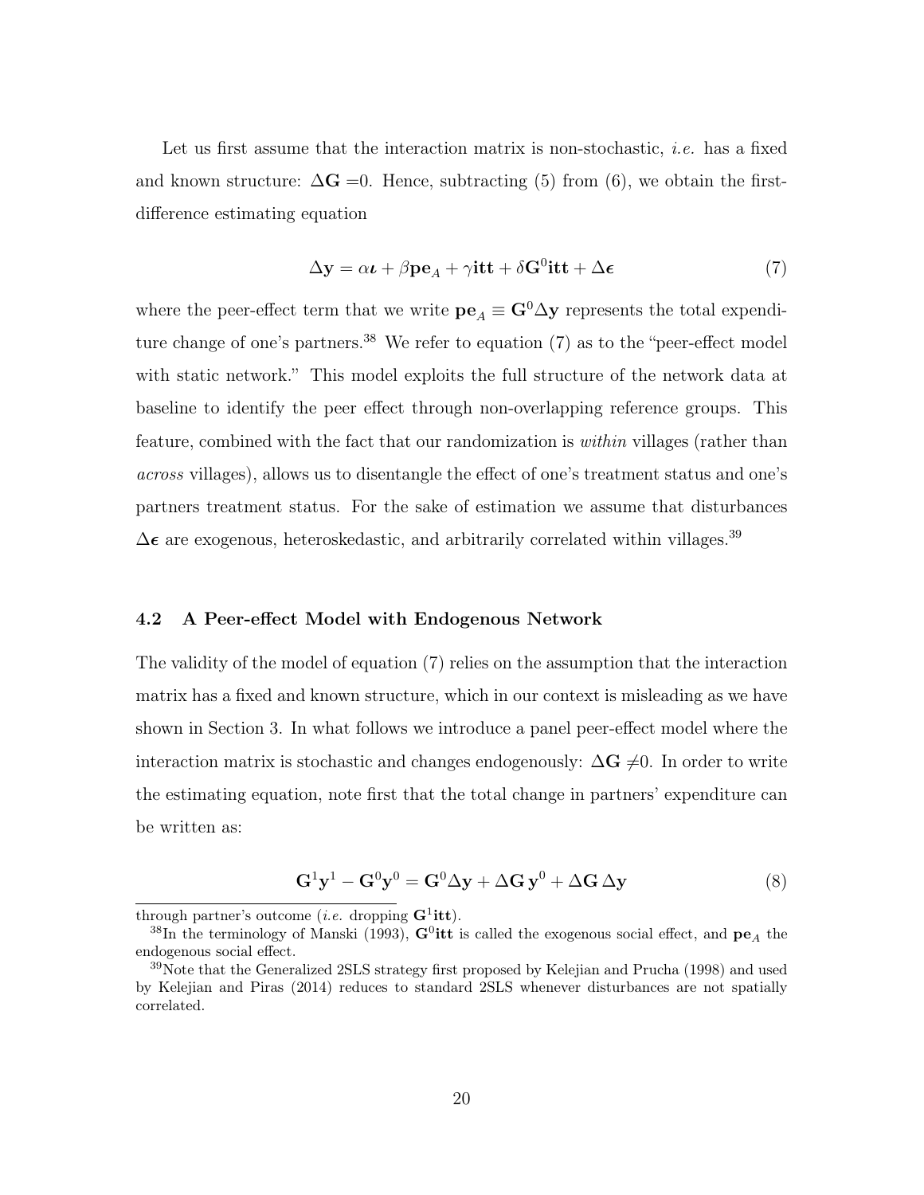Let us first assume that the interaction matrix is non-stochastic, *i.e.* has a fixed and known structure: $\Delta\mathbf{G}=0$. Hence, subtracting (5) from (6), we obtain the first-difference estimating equation

$$\Delta\mathbf{y} = \alpha\boldsymbol{\iota} + \beta\mathbf{pe}_A + \gamma\mathbf{itt} + \delta\mathbf{G}^0\mathbf{itt} + \Delta\boldsymbol{\epsilon} \tag{7}$$

where the peer-effect term that we write $\mathbf{pe}_A \equiv \mathbf{G}^0\Delta\mathbf{y}$ represents the total expenditure change of one's partners.[38] We refer to equation (7) as to the "peer-effect model with static network." This model exploits the full structure of the network data at baseline to identify the peer effect through non-overlapping reference groups. This feature, combined with the fact that our randomization is *within* villages (rather than *across* villages), allows us to disentangle the effect of one's treatment status and one's partners treatment status. For the sake of estimation we assume that disturbances $\Delta\boldsymbol{\epsilon}$ are exogenous, heteroskedastic, and arbitrarily correlated within villages.[39]

### 4.2 A Peer-effect Model with Endogenous Network

The validity of the model of equation (7) relies on the assumption that the interaction matrix has a fixed and known structure, which in our context is misleading as we have shown in Section 3. In what follows we introduce a panel peer-effect model where the interaction matrix is stochastic and changes endogenously: $\Delta\mathbf{G}\neq 0$. In order to write the estimating equation, note first that the total change in partners' expenditure can be written as:

$$\mathbf{G}^1\mathbf{y}^1 - \mathbf{G}^0\mathbf{y}^0 = \mathbf{G}^0\Delta\mathbf{y} + \Delta\mathbf{G}\,\mathbf{y}^0 + \Delta\mathbf{G}\,\Delta\mathbf{y} \tag{8}$$

through partner's outcome (*i.e.* dropping $\mathbf{G}^1\mathbf{itt}$).

[38] In the terminology of Manski (1993), $\mathbf{G}^0\mathbf{itt}$ is called the exogenous social effect, and $\mathbf{pe}_A$ the endogenous social effect.

[39] Note that the Generalized 2SLS strategy first proposed by Kelejian and Prucha (1998) and used by Kelejian and Piras (2014) reduces to standard 2SLS whenever disturbances are not spatially correlated.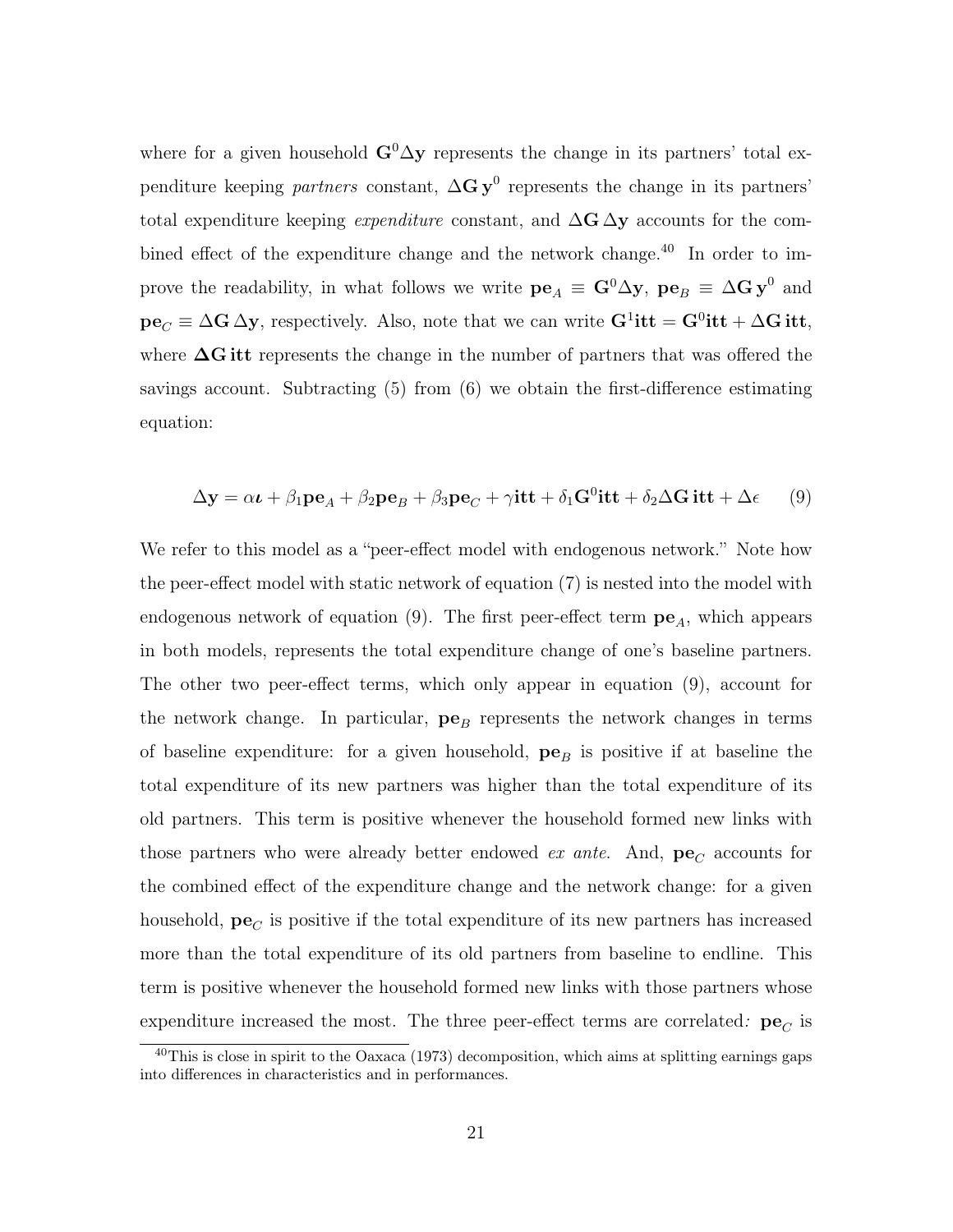where for a given household $\mathbf{G}^0\Delta\mathbf{y}$ represents the change in its partners' total expenditure keeping *partners* constant, $\Delta\mathbf{G}\,\mathbf{y}^0$ represents the change in its partners' total expenditure keeping *expenditure* constant, and $\Delta\mathbf{G}\,\Delta\mathbf{y}$ accounts for the combined effect of the expenditure change and the network change.[40] In order to improve the readability, in what follows we write $\mathbf{pe}_A \equiv \mathbf{G}^0\Delta\mathbf{y}$, $\mathbf{pe}_B \equiv \Delta\mathbf{G}\,\mathbf{y}^0$ and $\mathbf{pe}_C \equiv \Delta\mathbf{G}\,\Delta\mathbf{y}$, respectively. Also, note that we can write $\mathbf{G}^1\mathbf{itt} = \mathbf{G}^0\mathbf{itt} + \Delta\mathbf{G}\,\mathbf{itt}$, where $\boldsymbol{\Delta}\mathbf{G}\,\mathbf{itt}$ represents the change in the number of partners that was offered the savings account. Subtracting (5) from (6) we obtain the first-difference estimating equation:

$$\Delta\mathbf{y} = \alpha\boldsymbol{\iota} + \beta_1\mathbf{pe}_A + \beta_2\mathbf{pe}_B + \beta_3\mathbf{pe}_C + \gamma\mathbf{itt} + \delta_1\mathbf{G}^0\mathbf{itt} + \delta_2\Delta\mathbf{G}\,\mathbf{itt} + \Delta\epsilon \qquad (9)$$

We refer to this model as a "peer-effect model with endogenous network." Note how the peer-effect model with static network of equation (7) is nested into the model with endogenous network of equation (9). The first peer-effect term $\mathbf{pe}_A$, which appears in both models, represents the total expenditure change of one's baseline partners. The other two peer-effect terms, which only appear in equation (9), account for the network change. In particular, $\mathbf{pe}_B$ represents the network changes in terms of baseline expenditure: for a given household, $\mathbf{pe}_B$ is positive if at baseline the total expenditure of its new partners was higher than the total expenditure of its old partners. This term is positive whenever the household formed new links with those partners who were already better endowed *ex ante*. And, $\mathbf{pe}_C$ accounts for the combined effect of the expenditure change and the network change: for a given household, $\mathbf{pe}_C$ is positive if the total expenditure of its new partners has increased more than the total expenditure of its old partners from baseline to endline. This term is positive whenever the household formed new links with those partners whose expenditure increased the most. The three peer-effect terms are correlated*:* $\mathbf{pe}_C$ is

[40] This is close in spirit to the Oaxaca (1973) decomposition, which aims at splitting earnings gaps into differences in characteristics and in performances.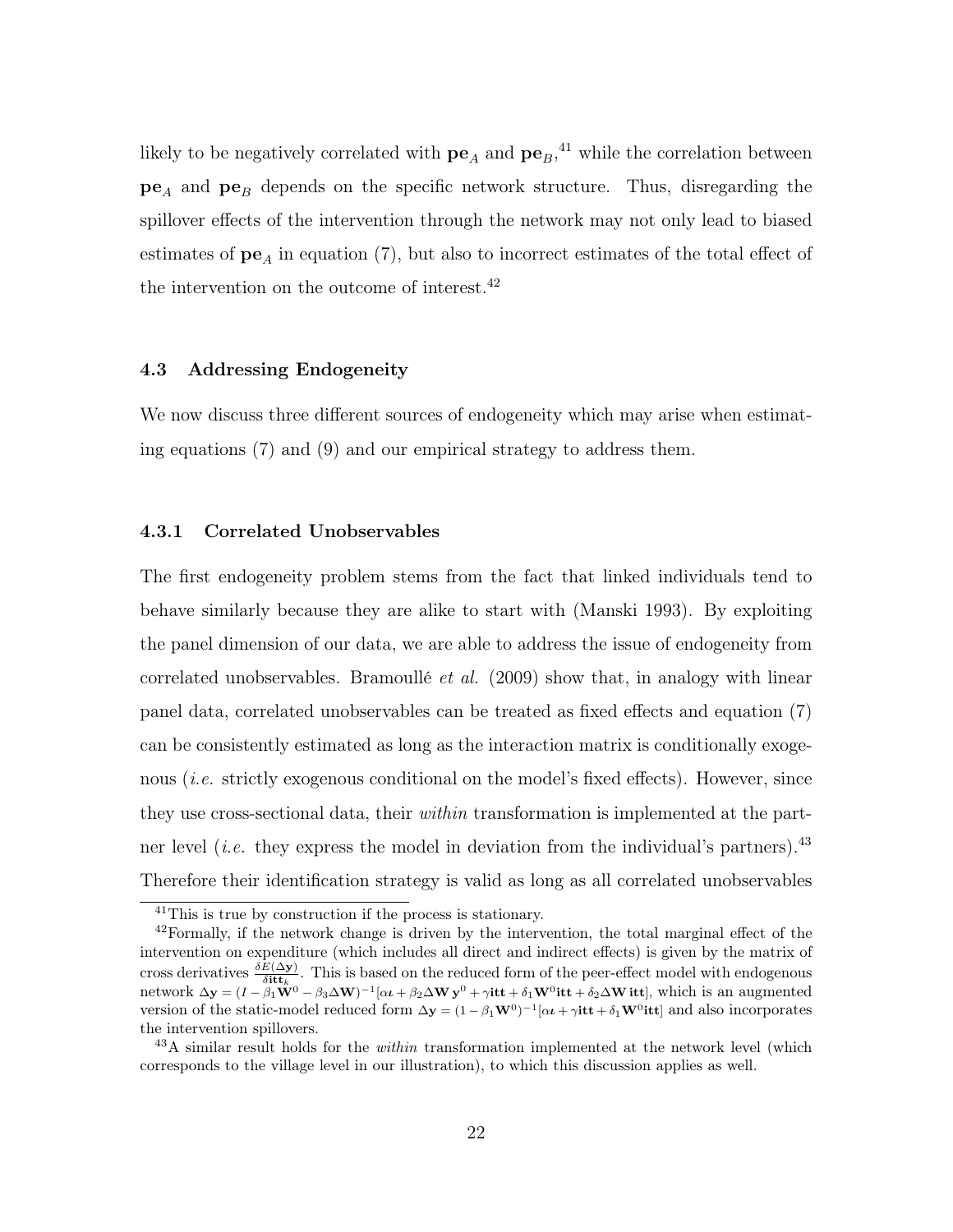likely to be negatively correlated with $\mathbf{pe}_A$ and $\mathbf{pe}_B$,[41] while the correlation between $\mathbf{pe}_A$ and $\mathbf{pe}_B$ depends on the specific network structure. Thus, disregarding the spillover effects of the intervention through the network may not only lead to biased estimates of $\mathbf{pe}_A$ in equation (7), but also to incorrect estimates of the total effect of the intervention on the outcome of interest.[42]

### 4.3 Addressing Endogeneity

We now discuss three different sources of endogeneity which may arise when estimating equations (7) and (9) and our empirical strategy to address them.

#### 4.3.1 Correlated Unobservables

The first endogeneity problem stems from the fact that linked individuals tend to behave similarly because they are alike to start with (Manski 1993). By exploiting the panel dimension of our data, we are able to address the issue of endogeneity from correlated unobservables. Bramoullé *et al.* (2009) show that, in analogy with linear panel data, correlated unobservables can be treated as fixed effects and equation (7) can be consistently estimated as long as the interaction matrix is conditionally exogenous (*i.e.* strictly exogenous conditional on the model's fixed effects). However, since they use cross-sectional data, their *within* transformation is implemented at the partner level (*i.e.* they express the model in deviation from the individual's partners).[43] Therefore their identification strategy is valid as long as all correlated unobservables

---

[41] This is true by construction if the process is stationary.

[42] Formally, if the network change is driven by the intervention, the total marginal effect of the intervention on expenditure (which includes all direct and indirect effects) is given by the matrix of cross derivatives $\frac{\delta E(\Delta \mathbf{y})}{\delta \mathbf{itt}_k}$. This is based on the reduced form of the peer-effect model with endogenous network $\Delta \mathbf{y} = (I - \beta_1 \mathbf{W}^0 - \beta_3 \Delta \mathbf{W})^{-1}[\alpha \boldsymbol{\iota} + \beta_2 \Delta \mathbf{W}\, \mathbf{y}^0 + \gamma \mathbf{itt} + \delta_1 \mathbf{W}^0 \mathbf{itt} + \delta_2 \Delta \mathbf{W}\, \mathbf{itt}]$, which is an augmented version of the static-model reduced form $\Delta \mathbf{y} = (1 - \beta_1 \mathbf{W}^0)^{-1}[\alpha \boldsymbol{\iota} + \gamma \mathbf{itt} + \delta_1 \mathbf{W}^0 \mathbf{itt}]$ and also incorporates the intervention spillovers.

[43] A similar result holds for the *within* transformation implemented at the network level (which corresponds to the village level in our illustration), to which this discussion applies as well.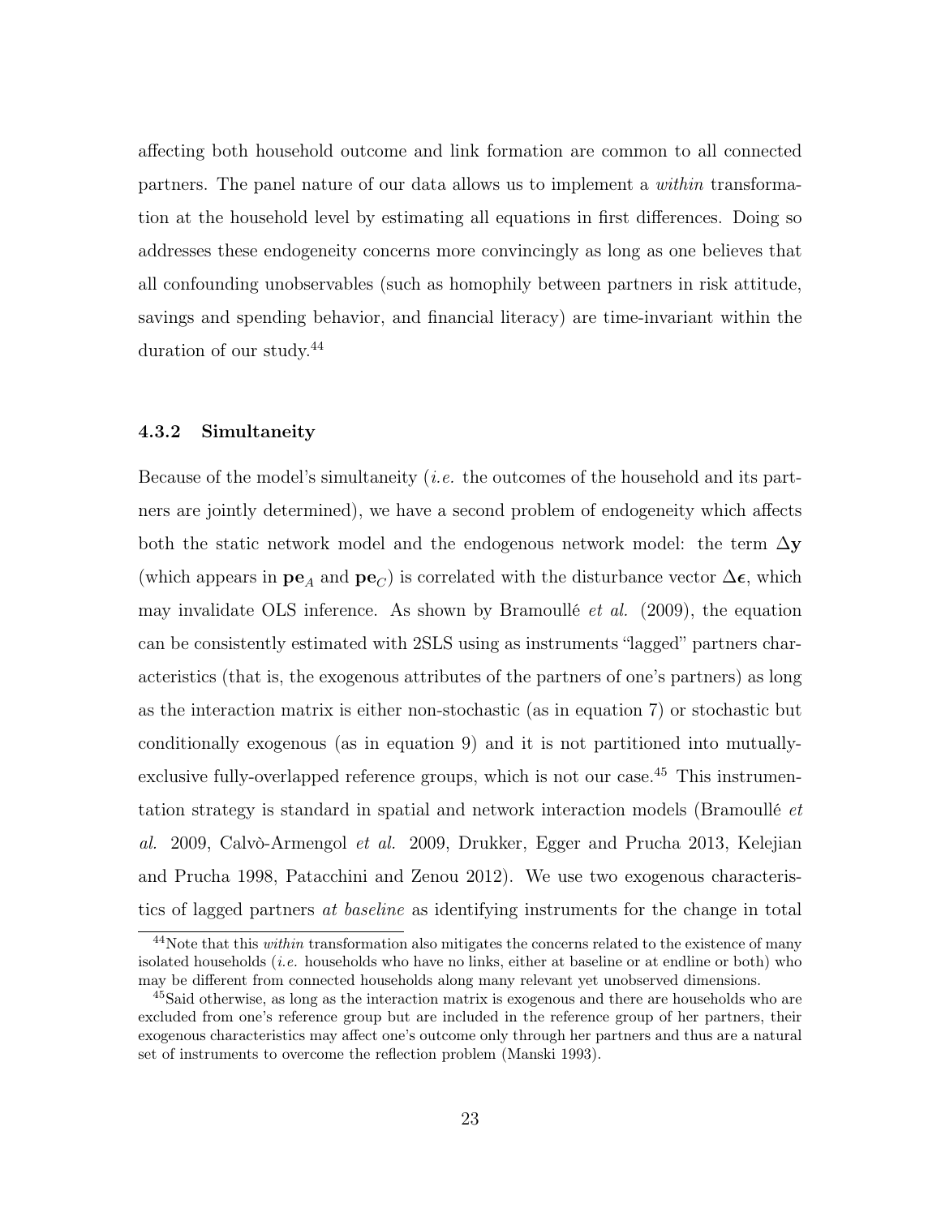affecting both household outcome and link formation are common to all connected partners. The panel nature of our data allows us to implement a *within* transformation at the household level by estimating all equations in first differences. Doing so addresses these endogeneity concerns more convincingly as long as one believes that all confounding unobservables (such as homophily between partners in risk attitude, savings and spending behavior, and financial literacy) are time-invariant within the duration of our study.[44]

### 4.3.2 Simultaneity

Because of the model's simultaneity (*i.e.* the outcomes of the household and its partners are jointly determined), we have a second problem of endogeneity which affects both the static network model and the endogenous network model: the term $\Delta\mathbf{y}$ (which appears in $\mathbf{pe}_A$ and $\mathbf{pe}_C$) is correlated with the disturbance vector $\Delta\boldsymbol{\epsilon}$, which may invalidate OLS inference. As shown by Bramoullé *et al.* (2009), the equation can be consistently estimated with 2SLS using as instruments "lagged" partners characteristics (that is, the exogenous attributes of the partners of one's partners) as long as the interaction matrix is either non-stochastic (as in equation 7) or stochastic but conditionally exogenous (as in equation 9) and it is not partitioned into mutually-exclusive fully-overlapped reference groups, which is not our case.[45] This instrumentation strategy is standard in spatial and network interaction models (Bramoullé *et al.* 2009, Calvò-Armengol *et al.* 2009, Drukker, Egger and Prucha 2013, Kelejian and Prucha 1998, Patacchini and Zenou 2012). We use two exogenous characteristics of lagged partners *at baseline* as identifying instruments for the change in total

[44] Note that this *within* transformation also mitigates the concerns related to the existence of many isolated households (*i.e.* households who have no links, either at baseline or at endline or both) who may be different from connected households along many relevant yet unobserved dimensions.

[45] Said otherwise, as long as the interaction matrix is exogenous and there are households who are excluded from one's reference group but are included in the reference group of her partners, their exogenous characteristics may affect one's outcome only through her partners and thus are a natural set of instruments to overcome the reflection problem (Manski 1993).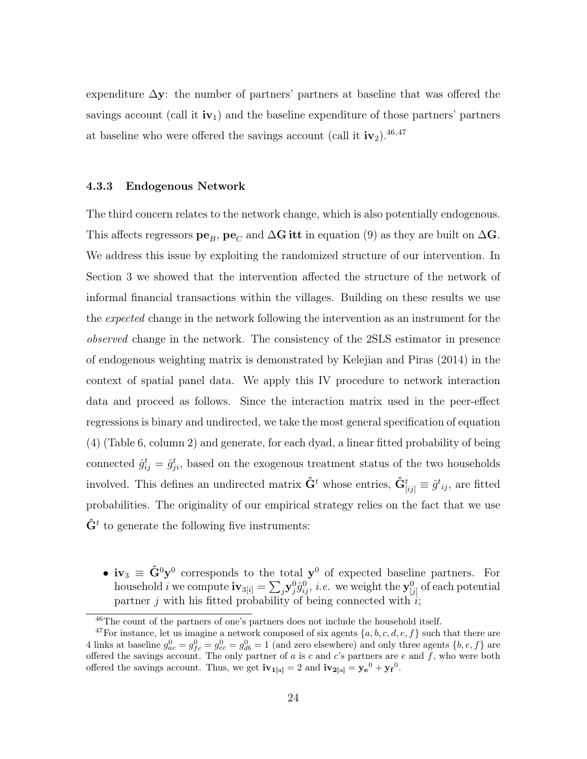expenditure $\Delta\mathbf{y}$: the number of partners' partners at baseline that was offered the savings account (call it $\mathbf{iv}_1$) and the baseline expenditure of those partners' partners at baseline who were offered the savings account (call it $\mathbf{iv}_2$).[46,47]

### 4.3.3 Endogenous Network

The third concern relates to the network change, which is also potentially endogenous. This affects regressors $\mathbf{pe}_B$, $\mathbf{pe}_C$ and $\Delta\mathbf{G}\,\mathbf{itt}$ in equation (9) as they are built on $\Delta\mathbf{G}$. We address this issue by exploiting the randomized structure of our intervention. In Section 3 we showed that the intervention affected the structure of the network of informal financial transactions within the villages. Building on these results we use the *expected* change in the network following the intervention as an instrument for the *observed* change in the network. The consistency of the 2SLS estimator in presence of endogenous weighting matrix is demonstrated by Kelejian and Piras (2014) in the context of spatial panel data. We apply this IV procedure to network interaction data and proceed as follows. Since the interaction matrix used in the peer-effect regressions is binary and undirected, we take the most general specification of equation (4) (Table 6, column 2) and generate, for each dyad, a linear fitted probability of being connected $\hat{g}^t_{ij} = \hat{g}^t_{ji}$, based on the exogenous treatment status of the two households involved. This defines an undirected matrix $\hat{\mathbf{G}}^t$ whose entries, $\hat{\mathbf{G}}^t_{[ij]} \equiv \hat{g}^t{}_{ij}$, are fitted probabilities. The originality of our empirical strategy relies on the fact that we use $\hat{\mathbf{G}}^t$ to generate the following five instruments:

- $\mathbf{iv}_3 \equiv \hat{\mathbf{G}}^0\mathbf{y}^0$ corresponds to the total $\mathbf{y}^0$ of expected baseline partners. For household $i$ we compute $\mathbf{iv}_{3[i]} = \sum_j \mathbf{y}^0_j \hat{g}^0_{ij}$, *i.e.* we weight the $\mathbf{y}^0_{[j]}$ of each potential partner $j$ with his fitted probability of being connected with $i$;

---

[46] The count of the partners of one's partners does not include the household itself.

[47] For instance, let us imagine a network composed of six agents $\{a, b, c, d, e, f\}$ such that there are 4 links at baseline $g^0_{ac} = g^0_{fc} = g^0_{ec} = g^0_{db} = 1$ (and zero elsewhere) and only three agents $\{b, e, f\}$ are offered the savings account. The only partner of $a$ is $c$ and $c$'s partners are $e$ and $f$, who were both offered the savings account. Thus, we get $\mathbf{iv}_{\mathbf{1[a]}} = 2$ and $\mathbf{iv}_{\mathbf{2[a]}} = \mathbf{y_e}^0 + \mathbf{y_f}^0$.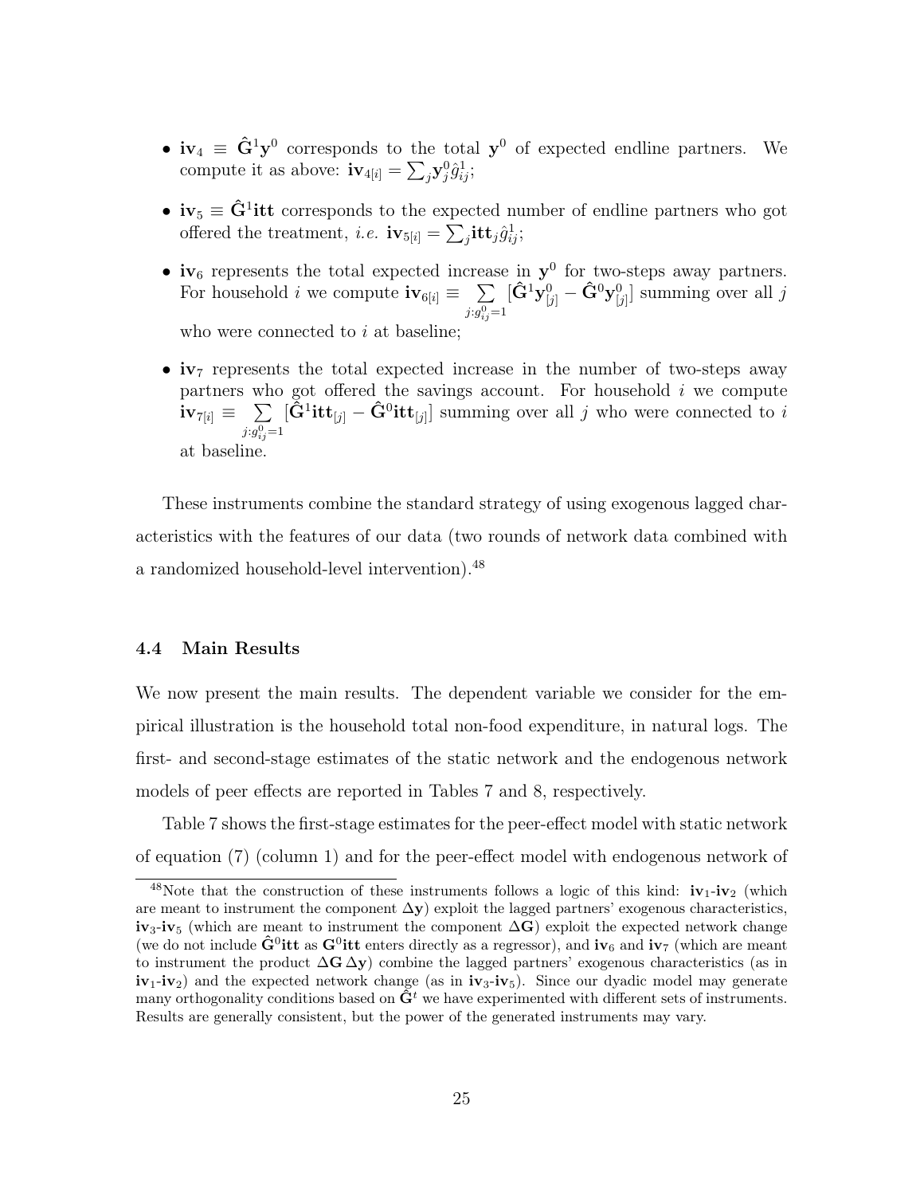- $\mathbf{iv}_4 \equiv \hat{\mathbf{G}}^1\mathbf{y}^0$ corresponds to the total $\mathbf{y}^0$ of expected endline partners. We compute it as above: $\mathbf{iv}_{4[i]} = \sum_j \mathbf{y}^0_j \hat{g}^1_{ij}$;

- $\mathbf{iv}_5 \equiv \hat{\mathbf{G}}^1\mathbf{itt}$ corresponds to the expected number of endline partners who got offered the treatment, *i.e.* $\mathbf{iv}_{5[i]} = \sum_j \mathbf{itt}_j \hat{g}^1_{ij}$;

- $\mathbf{iv}_6$ represents the total expected increase in $\mathbf{y}^0$ for two-steps away partners. For household $i$ we compute $\mathbf{iv}_{6[i]} \equiv \sum\limits_{j:g^0_{ij}=1} [\hat{\mathbf{G}}^1\mathbf{y}^0_{[j]} - \hat{\mathbf{G}}^0\mathbf{y}^0_{[j]}]$ summing over all $j$ who were connected to $i$ at baseline;

- $\mathbf{iv}_7$ represents the total expected increase in the number of two-steps away partners who got offered the savings account. For household $i$ we compute $\mathbf{iv}_{7[i]} \equiv \sum\limits_{j:g^0_{ij}=1} [\hat{\mathbf{G}}^1\mathbf{itt}_{[j]} - \hat{\mathbf{G}}^0\mathbf{itt}_{[j]}]$ summing over all $j$ who were connected to $i$ at baseline.

These instruments combine the standard strategy of using exogenous lagged characteristics with the features of our data (two rounds of network data combined with a randomized household-level intervention).[48]

### 4.4 Main Results

We now present the main results. The dependent variable we consider for the empirical illustration is the household total non-food expenditure, in natural logs. The first- and second-stage estimates of the static network and the endogenous network models of peer effects are reported in Tables 7 and 8, respectively.

Table 7 shows the first-stage estimates for the peer-effect model with static network of equation (7) (column 1) and for the peer-effect model with endogenous network of

---

[48] Note that the construction of these instruments follows a logic of this kind: $\mathbf{iv}_1$-$\mathbf{iv}_2$ (which are meant to instrument the component $\Delta\mathbf{y}$) exploit the lagged partners' exogenous characteristics, $\mathbf{iv}_3$-$\mathbf{iv}_5$ (which are meant to instrument the component $\Delta\mathbf{G}$) exploit the expected network change (we do not include $\hat{\mathbf{G}}^0\mathbf{itt}$ as $\mathbf{G}^0\mathbf{itt}$ enters directly as a regressor), and $\mathbf{iv}_6$ and $\mathbf{iv}_7$ (which are meant to instrument the product $\Delta\mathbf{G}\,\Delta\mathbf{y}$) combine the lagged partners' exogenous characteristics (as in $\mathbf{iv}_1$-$\mathbf{iv}_2$) and the expected network change (as in $\mathbf{iv}_3$-$\mathbf{iv}_5$). Since our dyadic model may generate many orthogonality conditions based on $\hat{\mathbf{G}}^t$ we have experimented with different sets of instruments. Results are generally consistent, but the power of the generated instruments may vary.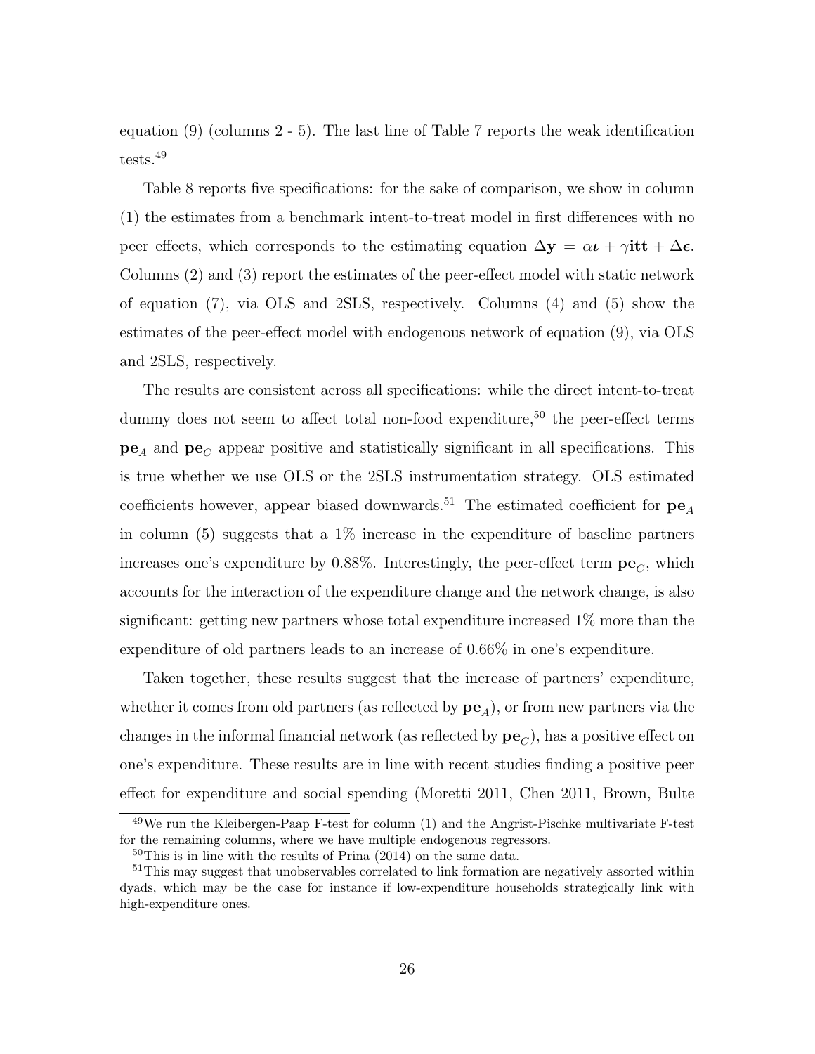equation (9) (columns 2 - 5). The last line of Table 7 reports the weak identification tests.[49]

Table 8 reports five specifications: for the sake of comparison, we show in column (1) the estimates from a benchmark intent-to-treat model in first differences with no peer effects, which corresponds to the estimating equation $\Delta \mathbf{y} = \alpha \boldsymbol{\iota} + \gamma \mathbf{itt} + \Delta \boldsymbol{\epsilon}$. Columns (2) and (3) report the estimates of the peer-effect model with static network of equation (7), via OLS and 2SLS, respectively. Columns (4) and (5) show the estimates of the peer-effect model with endogenous network of equation (9), via OLS and 2SLS, respectively.

The results are consistent across all specifications: while the direct intent-to-treat dummy does not seem to affect total non-food expenditure,[50] the peer-effect terms $\mathbf{pe}_A$ and $\mathbf{pe}_C$ appear positive and statistically significant in all specifications. This is true whether we use OLS or the 2SLS instrumentation strategy. OLS estimated coefficients however, appear biased downwards.[51] The estimated coefficient for $\mathbf{pe}_A$ in column (5) suggests that a 1% increase in the expenditure of baseline partners increases one's expenditure by 0.88%. Interestingly, the peer-effect term $\mathbf{pe}_C$, which accounts for the interaction of the expenditure change and the network change, is also significant: getting new partners whose total expenditure increased 1% more than the expenditure of old partners leads to an increase of 0.66% in one's expenditure.

Taken together, these results suggest that the increase of partners' expenditure, whether it comes from old partners (as reflected by $\mathbf{pe}_A$), or from new partners via the changes in the informal financial network (as reflected by $\mathbf{pe}_C$), has a positive effect on one's expenditure. These results are in line with recent studies finding a positive peer effect for expenditure and social spending (Moretti 2011, Chen 2011, Brown, Bulte

[49] We run the Kleibergen-Paap F-test for column (1) and the Angrist-Pischke multivariate F-test for the remaining columns, where we have multiple endogenous regressors.

[50] This is in line with the results of Prina (2014) on the same data.

[51] This may suggest that unobservables correlated to link formation are negatively assorted within dyads, which may be the case for instance if low-expenditure households strategically link with high-expenditure ones.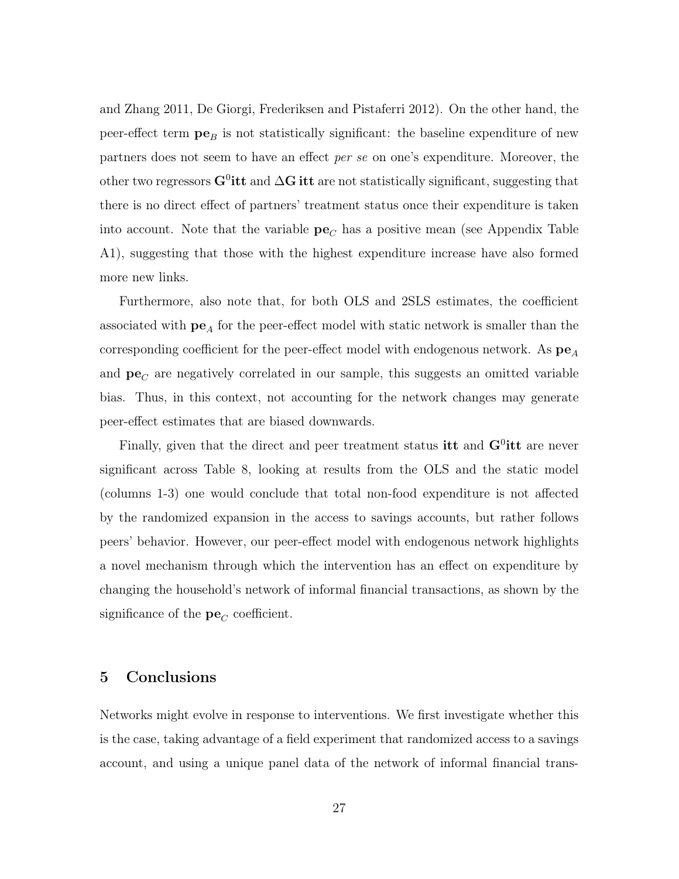and Zhang 2011, De Giorgi, Frederiksen and Pistaferri 2012). On the other hand, the peer-effect term $\mathbf{pe}_B$ is not statistically significant: the baseline expenditure of new partners does not seem to have an effect *per se* on one's expenditure. Moreover, the other two regressors $\mathbf{G}^0\mathbf{itt}$ and $\Delta\mathbf{G}\,\mathbf{itt}$ are not statistically significant, suggesting that there is no direct effect of partners' treatment status once their expenditure is taken into account. Note that the variable $\mathbf{pe}_C$ has a positive mean (see Appendix Table A1), suggesting that those with the highest expenditure increase have also formed more new links.

Furthermore, also note that, for both OLS and 2SLS estimates, the coefficient associated with $\mathbf{pe}_A$ for the peer-effect model with static network is smaller than the corresponding coefficient for the peer-effect model with endogenous network. As $\mathbf{pe}_A$ and $\mathbf{pe}_C$ are negatively correlated in our sample, this suggests an omitted variable bias. Thus, in this context, not accounting for the network changes may generate peer-effect estimates that are biased downwards.

Finally, given that the direct and peer treatment status $\mathbf{itt}$ and $\mathbf{G}^0\mathbf{itt}$ are never significant across Table 8, looking at results from the OLS and the static model (columns 1-3) one would conclude that total non-food expenditure is not affected by the randomized expansion in the access to savings accounts, but rather follows peers' behavior. However, our peer-effect model with endogenous network highlights a novel mechanism through which the intervention has an effect on expenditure by changing the household's network of informal financial transactions, as shown by the significance of the $\mathbf{pe}_C$ coefficient.

## 5 Conclusions

Networks might evolve in response to interventions. We first investigate whether this is the case, taking advantage of a field experiment that randomized access to a savings account, and using a unique panel data of the network of informal financial trans-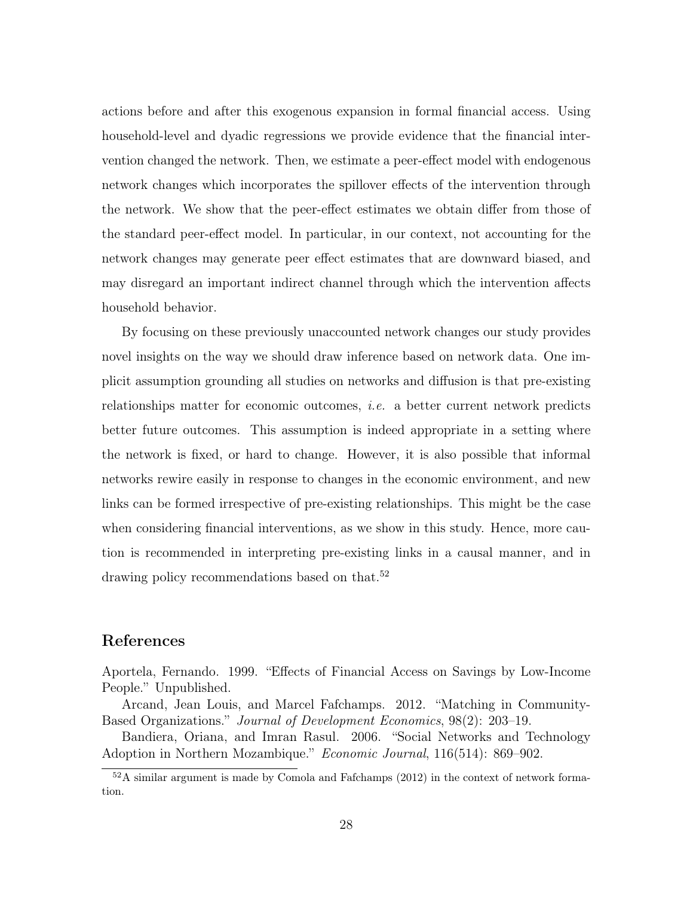actions before and after this exogenous expansion in formal financial access. Using household-level and dyadic regressions we provide evidence that the financial intervention changed the network. Then, we estimate a peer-effect model with endogenous network changes which incorporates the spillover effects of the intervention through the network. We show that the peer-effect estimates we obtain differ from those of the standard peer-effect model. In particular, in our context, not accounting for the network changes may generate peer effect estimates that are downward biased, and may disregard an important indirect channel through which the intervention affects household behavior.

By focusing on these previously unaccounted network changes our study provides novel insights on the way we should draw inference based on network data. One implicit assumption grounding all studies on networks and diffusion is that pre-existing relationships matter for economic outcomes, *i.e.* a better current network predicts better future outcomes. This assumption is indeed appropriate in a setting where the network is fixed, or hard to change. However, it is also possible that informal networks rewire easily in response to changes in the economic environment, and new links can be formed irrespective of pre-existing relationships. This might be the case when considering financial interventions, as we show in this study. Hence, more caution is recommended in interpreting pre-existing links in a causal manner, and in drawing policy recommendations based on that.[52]

## References

Aportela, Fernando. 1999. "Effects of Financial Access on Savings by Low-Income People." Unpublished.

Arcand, Jean Louis, and Marcel Fafchamps. 2012. "Matching in Community-Based Organizations." *Journal of Development Economics*, 98(2): 203–19.

Bandiera, Oriana, and Imran Rasul. 2006. "Social Networks and Technology Adoption in Northern Mozambique." *Economic Journal*, 116(514): 869–902.

[52] A similar argument is made by Comola and Fafchamps (2012) in the context of network formation.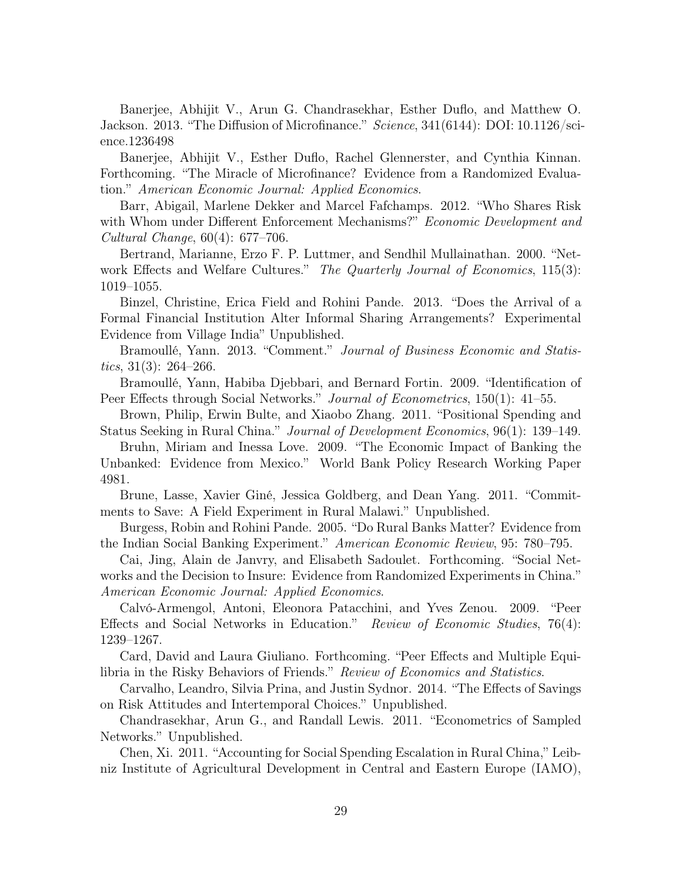Banerjee, Abhijit V., Arun G. Chandrasekhar, Esther Duflo, and Matthew O. Jackson. 2013. "The Diffusion of Microfinance." *Science*, 341(6144): DOI: 10.1126/science.1236498

Banerjee, Abhijit V., Esther Duflo, Rachel Glennerster, and Cynthia Kinnan. Forthcoming. "The Miracle of Microfinance? Evidence from a Randomized Evaluation." *American Economic Journal: Applied Economics*.

Barr, Abigail, Marlene Dekker and Marcel Fafchamps. 2012. "Who Shares Risk with Whom under Different Enforcement Mechanisms?" *Economic Development and Cultural Change*, 60(4): 677–706.

Bertrand, Marianne, Erzo F. P. Luttmer, and Sendhil Mullainathan. 2000. "Network Effects and Welfare Cultures." *The Quarterly Journal of Economics*, 115(3): 1019–1055.

Binzel, Christine, Erica Field and Rohini Pande. 2013. "Does the Arrival of a Formal Financial Institution Alter Informal Sharing Arrangements? Experimental Evidence from Village India" Unpublished.

Bramoullé, Yann. 2013. "Comment." *Journal of Business Economic and Statistics*, 31(3): 264–266.

Bramoullé, Yann, Habiba Djebbari, and Bernard Fortin. 2009. "Identification of Peer Effects through Social Networks." *Journal of Econometrics*, 150(1): 41–55.

Brown, Philip, Erwin Bulte, and Xiaobo Zhang. 2011. "Positional Spending and Status Seeking in Rural China." *Journal of Development Economics*, 96(1): 139–149.

Bruhn, Miriam and Inessa Love. 2009. "The Economic Impact of Banking the Unbanked: Evidence from Mexico." World Bank Policy Research Working Paper 4981.

Brune, Lasse, Xavier Giné, Jessica Goldberg, and Dean Yang. 2011. "Commitments to Save: A Field Experiment in Rural Malawi." Unpublished.

Burgess, Robin and Rohini Pande. 2005. "Do Rural Banks Matter? Evidence from the Indian Social Banking Experiment." *American Economic Review*, 95: 780–795.

Cai, Jing, Alain de Janvry, and Elisabeth Sadoulet. Forthcoming. "Social Networks and the Decision to Insure: Evidence from Randomized Experiments in China." *American Economic Journal: Applied Economics*.

Calvó-Armengol, Antoni, Eleonora Patacchini, and Yves Zenou. 2009. "Peer Effects and Social Networks in Education." *Review of Economic Studies*, 76(4): 1239–1267.

Card, David and Laura Giuliano. Forthcoming. "Peer Effects and Multiple Equilibria in the Risky Behaviors of Friends." *Review of Economics and Statistics*.

Carvalho, Leandro, Silvia Prina, and Justin Sydnor. 2014. "The Effects of Savings on Risk Attitudes and Intertemporal Choices." Unpublished.

Chandrasekhar, Arun G., and Randall Lewis. 2011. "Econometrics of Sampled Networks." Unpublished.

Chen, Xi. 2011. "Accounting for Social Spending Escalation in Rural China," Leibniz Institute of Agricultural Development in Central and Eastern Europe (IAMO),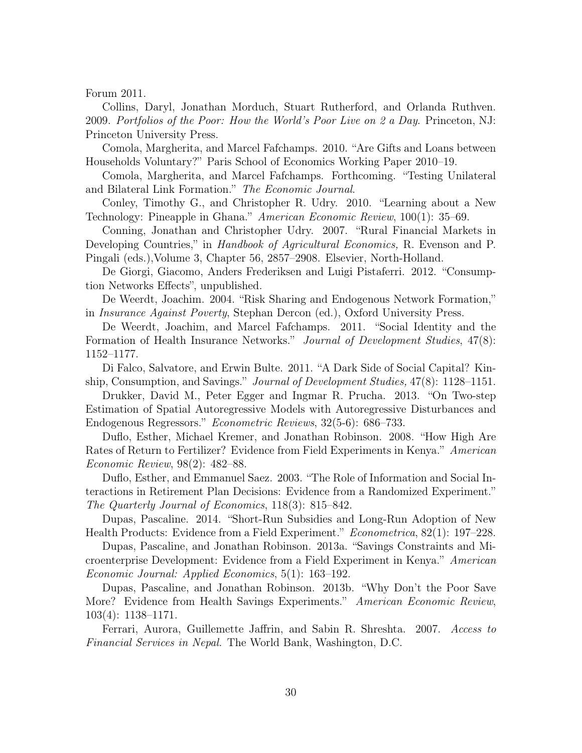Forum 2011.

Collins, Daryl, Jonathan Morduch, Stuart Rutherford, and Orlanda Ruthven. 2009. *Portfolios of the Poor: How the World's Poor Live on 2 a Day*. Princeton, NJ: Princeton University Press.

Comola, Margherita, and Marcel Fafchamps. 2010. "Are Gifts and Loans between Households Voluntary?" Paris School of Economics Working Paper 2010–19.

Comola, Margherita, and Marcel Fafchamps. Forthcoming. "Testing Unilateral and Bilateral Link Formation." *The Economic Journal*.

Conley, Timothy G., and Christopher R. Udry. 2010. "Learning about a New Technology: Pineapple in Ghana." *American Economic Review*, 100(1): 35–69.

Conning, Jonathan and Christopher Udry. 2007. "Rural Financial Markets in Developing Countries," in *Handbook of Agricultural Economics,* R. Evenson and P. Pingali (eds.),Volume 3, Chapter 56, 2857–2908. Elsevier, North-Holland.

De Giorgi, Giacomo, Anders Frederiksen and Luigi Pistaferri. 2012. "Consumption Networks Effects", unpublished.

De Weerdt, Joachim. 2004. "Risk Sharing and Endogenous Network Formation," in *Insurance Against Poverty*, Stephan Dercon (ed.), Oxford University Press.

De Weerdt, Joachim, and Marcel Fafchamps. 2011. "Social Identity and the Formation of Health Insurance Networks." *Journal of Development Studies*, 47(8): 1152–1177.

Di Falco, Salvatore, and Erwin Bulte. 2011. "A Dark Side of Social Capital? Kinship, Consumption, and Savings." *Journal of Development Studies,* 47(8): 1128–1151.

Drukker, David M., Peter Egger and Ingmar R. Prucha. 2013. "On Two-step Estimation of Spatial Autoregressive Models with Autoregressive Disturbances and Endogenous Regressors." *Econometric Reviews*, 32(5-6): 686–733.

Duflo, Esther, Michael Kremer, and Jonathan Robinson. 2008. "How High Are Rates of Return to Fertilizer? Evidence from Field Experiments in Kenya." *American Economic Review*, 98(2): 482–88.

Duflo, Esther, and Emmanuel Saez. 2003. "The Role of Information and Social Interactions in Retirement Plan Decisions: Evidence from a Randomized Experiment." *The Quarterly Journal of Economics*, 118(3): 815–842.

Dupas, Pascaline. 2014. "Short-Run Subsidies and Long-Run Adoption of New Health Products: Evidence from a Field Experiment." *Econometrica*, 82(1): 197–228.

Dupas, Pascaline, and Jonathan Robinson. 2013a. "Savings Constraints and Microenterprise Development: Evidence from a Field Experiment in Kenya." *American Economic Journal: Applied Economics*, 5(1): 163–192.

Dupas, Pascaline, and Jonathan Robinson. 2013b. "Why Don't the Poor Save More? Evidence from Health Savings Experiments." *American Economic Review*, 103(4): 1138–1171.

Ferrari, Aurora, Guillemette Jaffrin, and Sabin R. Shreshta. 2007. *Access to Financial Services in Nepal.* The World Bank, Washington, D.C.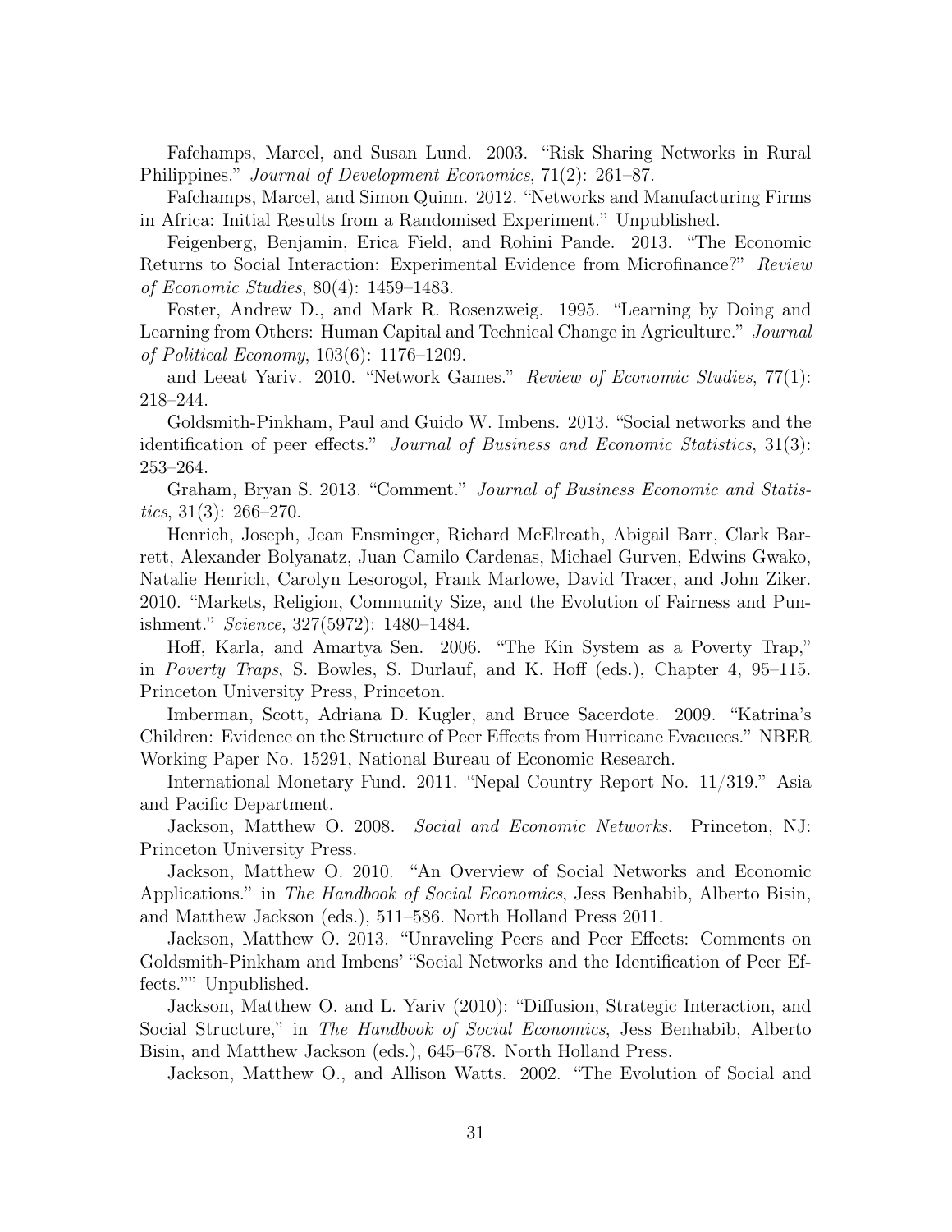Fafchamps, Marcel, and Susan Lund. 2003. "Risk Sharing Networks in Rural Philippines." *Journal of Development Economics*, 71(2): 261–87.

Fafchamps, Marcel, and Simon Quinn. 2012. "Networks and Manufacturing Firms in Africa: Initial Results from a Randomised Experiment." Unpublished.

Feigenberg, Benjamin, Erica Field, and Rohini Pande. 2013. "The Economic Returns to Social Interaction: Experimental Evidence from Microfinance?" *Review of Economic Studies*, 80(4): 1459–1483.

Foster, Andrew D., and Mark R. Rosenzweig. 1995. "Learning by Doing and Learning from Others: Human Capital and Technical Change in Agriculture." *Journal of Political Economy*, 103(6): 1176–1209.

and Leeat Yariv. 2010. "Network Games." *Review of Economic Studies*, 77(1): 218–244.

Goldsmith-Pinkham, Paul and Guido W. Imbens. 2013. "Social networks and the identification of peer effects." *Journal of Business and Economic Statistics*, 31(3): 253–264.

Graham, Bryan S. 2013. "Comment." *Journal of Business Economic and Statistics*, 31(3): 266–270.

Henrich, Joseph, Jean Ensminger, Richard McElreath, Abigail Barr, Clark Barrett, Alexander Bolyanatz, Juan Camilo Cardenas, Michael Gurven, Edwins Gwako, Natalie Henrich, Carolyn Lesorogol, Frank Marlowe, David Tracer, and John Ziker. 2010. "Markets, Religion, Community Size, and the Evolution of Fairness and Punishment." *Science*, 327(5972): 1480–1484.

Hoff, Karla, and Amartya Sen. 2006. "The Kin System as a Poverty Trap," in *Poverty Traps*, S. Bowles, S. Durlauf, and K. Hoff (eds.), Chapter 4, 95–115. Princeton University Press, Princeton.

Imberman, Scott, Adriana D. Kugler, and Bruce Sacerdote. 2009. "Katrina's Children: Evidence on the Structure of Peer Effects from Hurricane Evacuees." NBER Working Paper No. 15291, National Bureau of Economic Research.

International Monetary Fund. 2011. "Nepal Country Report No. 11/319." Asia and Pacific Department.

Jackson, Matthew O. 2008. *Social and Economic Networks*. Princeton, NJ: Princeton University Press.

Jackson, Matthew O. 2010. "An Overview of Social Networks and Economic Applications." in *The Handbook of Social Economics*, Jess Benhabib, Alberto Bisin, and Matthew Jackson (eds.), 511–586. North Holland Press 2011.

Jackson, Matthew O. 2013. "Unraveling Peers and Peer Effects: Comments on Goldsmith-Pinkham and Imbens' "Social Networks and the Identification of Peer Effects."" Unpublished.

Jackson, Matthew O. and L. Yariv (2010): "Diffusion, Strategic Interaction, and Social Structure," in *The Handbook of Social Economics*, Jess Benhabib, Alberto Bisin, and Matthew Jackson (eds.), 645–678. North Holland Press.

Jackson, Matthew O., and Allison Watts. 2002. "The Evolution of Social and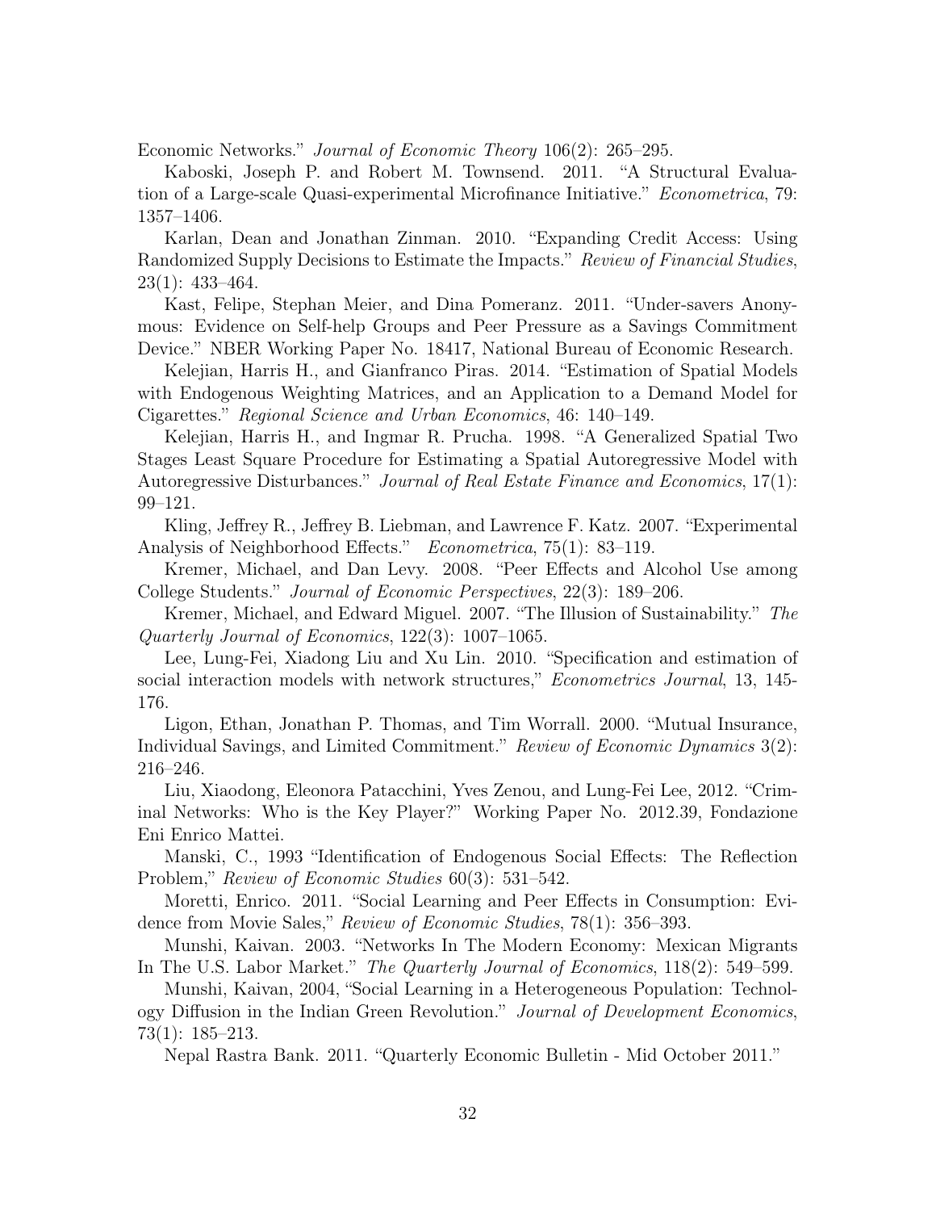Economic Networks." *Journal of Economic Theory* 106(2): 265–295.

Kaboski, Joseph P. and Robert M. Townsend. 2011. "A Structural Evaluation of a Large-scale Quasi-experimental Microfinance Initiative." *Econometrica*, 79: 1357–1406.

Karlan, Dean and Jonathan Zinman. 2010. "Expanding Credit Access: Using Randomized Supply Decisions to Estimate the Impacts." *Review of Financial Studies*, 23(1): 433–464.

Kast, Felipe, Stephan Meier, and Dina Pomeranz. 2011. "Under-savers Anonymous: Evidence on Self-help Groups and Peer Pressure as a Savings Commitment Device." NBER Working Paper No. 18417, National Bureau of Economic Research.

Kelejian, Harris H., and Gianfranco Piras. 2014. "Estimation of Spatial Models with Endogenous Weighting Matrices, and an Application to a Demand Model for Cigarettes." *Regional Science and Urban Economics*, 46: 140–149.

Kelejian, Harris H., and Ingmar R. Prucha. 1998. "A Generalized Spatial Two Stages Least Square Procedure for Estimating a Spatial Autoregressive Model with Autoregressive Disturbances." *Journal of Real Estate Finance and Economics*, 17(1): 99–121.

Kling, Jeffrey R., Jeffrey B. Liebman, and Lawrence F. Katz. 2007. "Experimental Analysis of Neighborhood Effects." *Econometrica*, 75(1): 83–119.

Kremer, Michael, and Dan Levy. 2008. "Peer Effects and Alcohol Use among College Students." *Journal of Economic Perspectives*, 22(3): 189–206.

Kremer, Michael, and Edward Miguel. 2007. "The Illusion of Sustainability." *The Quarterly Journal of Economics*, 122(3): 1007–1065.

Lee, Lung-Fei, Xiadong Liu and Xu Lin. 2010. "Specification and estimation of social interaction models with network structures," *Econometrics Journal*, 13, 145-176.

Ligon, Ethan, Jonathan P. Thomas, and Tim Worrall. 2000. "Mutual Insurance, Individual Savings, and Limited Commitment." *Review of Economic Dynamics* 3(2): 216–246.

Liu, Xiaodong, Eleonora Patacchini, Yves Zenou, and Lung-Fei Lee, 2012. "Criminal Networks: Who is the Key Player?" Working Paper No. 2012.39, Fondazione Eni Enrico Mattei.

Manski, C., 1993 "Identification of Endogenous Social Effects: The Reflection Problem," *Review of Economic Studies* 60(3): 531–542.

Moretti, Enrico. 2011. "Social Learning and Peer Effects in Consumption: Evidence from Movie Sales," *Review of Economic Studies*, 78(1): 356–393.

Munshi, Kaivan. 2003. "Networks In The Modern Economy: Mexican Migrants In The U.S. Labor Market." *The Quarterly Journal of Economics*, 118(2): 549–599.

Munshi, Kaivan, 2004, "Social Learning in a Heterogeneous Population: Technology Diffusion in the Indian Green Revolution." *Journal of Development Economics*, 73(1): 185–213.

Nepal Rastra Bank. 2011. "Quarterly Economic Bulletin - Mid October 2011."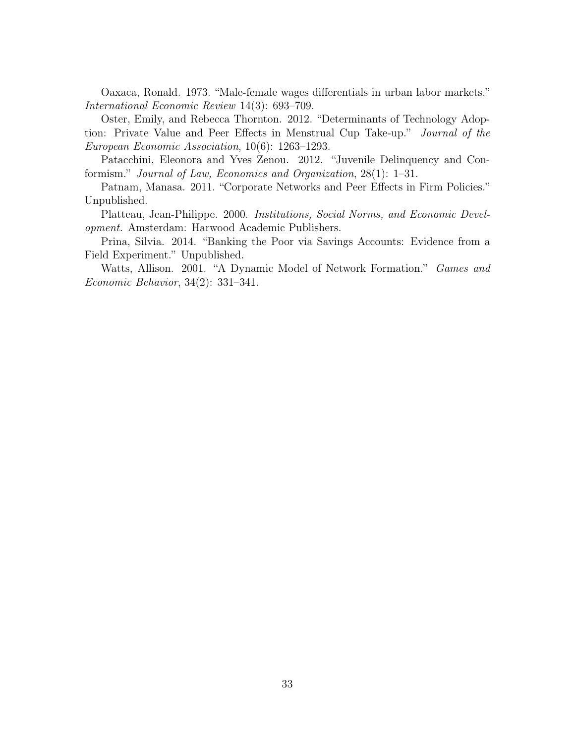Oaxaca, Ronald. 1973. "Male-female wages differentials in urban labor markets." *International Economic Review* 14(3): 693–709.

Oster, Emily, and Rebecca Thornton. 2012. "Determinants of Technology Adoption: Private Value and Peer Effects in Menstrual Cup Take-up." *Journal of the European Economic Association*, 10(6): 1263–1293.

Patacchini, Eleonora and Yves Zenou. 2012. "Juvenile Delinquency and Conformism." *Journal of Law, Economics and Organization*, 28(1): 1–31.

Patnam, Manasa. 2011. "Corporate Networks and Peer Effects in Firm Policies." Unpublished.

Platteau, Jean-Philippe. 2000. *Institutions, Social Norms, and Economic Development.* Amsterdam: Harwood Academic Publishers.

Prina, Silvia. 2014. "Banking the Poor via Savings Accounts: Evidence from a Field Experiment." Unpublished.

Watts, Allison. 2001. "A Dynamic Model of Network Formation." *Games and Economic Behavior*, 34(2): 331–341.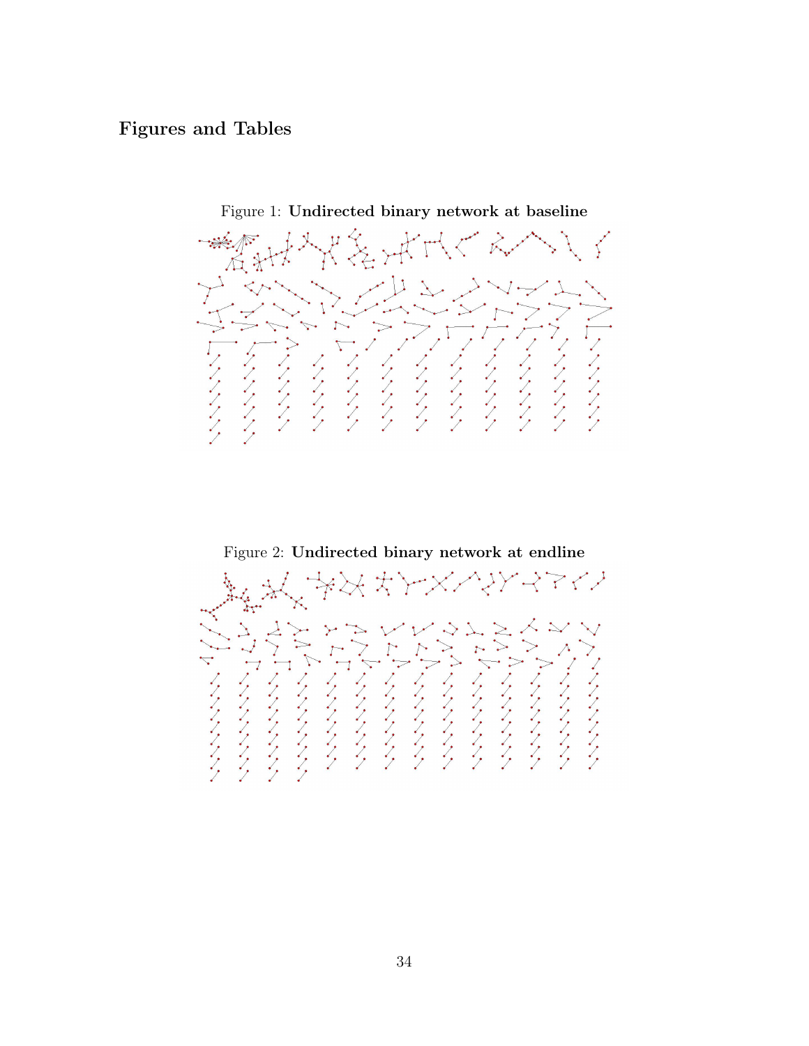## Figures and Tables

Figure 1: **Undirected binary network at baseline**

Figure 2: **Undirected binary network at endline**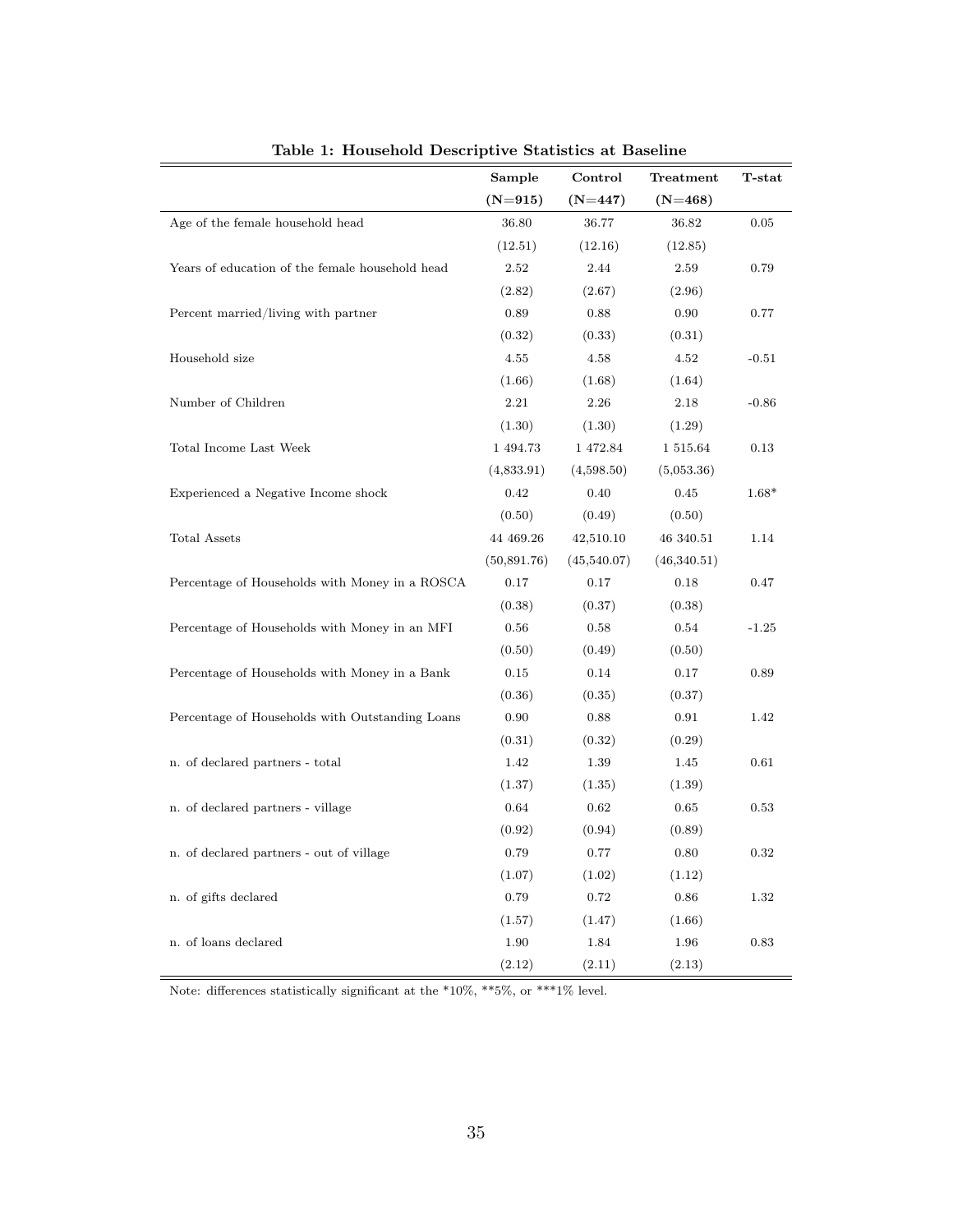**Table 1: Household Descriptive Statistics at Baseline**

| | Sample | Control | Treatment | T-stat |
|---|---|---|---|---|
| | (N=915) | (N=447) | (N=468) | |
| Age of the female household head | 36.80 | 36.77 | 36.82 | 0.05 |
| | (12.51) | (12.16) | (12.85) | |
| Years of education of the female household head | 2.52 | 2.44 | 2.59 | 0.79 |
| | (2.82) | (2.67) | (2.96) | |
| Percent married/living with partner | 0.89 | 0.88 | 0.90 | 0.77 |
| | (0.32) | (0.33) | (0.31) | |
| Household size | 4.55 | 4.58 | 4.52 | -0.51 |
| | (1.66) | (1.68) | (1.64) | |
| Number of Children | 2.21 | 2.26 | 2.18 | -0.86 |
| | (1.30) | (1.30) | (1.29) | |
| Total Income Last Week | 1 494.73 | 1 472.84 | 1 515.64 | 0.13 |
| | (4,833.91) | (4,598.50) | (5,053.36) | |
| Experienced a Negative Income shock | 0.42 | 0.40 | 0.45 | 1.68* |
| | (0.50) | (0.49) | (0.50) | |
| Total Assets | 44 469.26 | 42,510.10 | 46 340.51 | 1.14 |
| | (50,891.76) | (45,540.07) | (46,340.51) | |
| Percentage of Households with Money in a ROSCA | 0.17 | 0.17 | 0.18 | 0.47 |
| | (0.38) | (0.37) | (0.38) | |
| Percentage of Households with Money in an MFI | 0.56 | 0.58 | 0.54 | -1.25 |
| | (0.50) | (0.49) | (0.50) | |
| Percentage of Households with Money in a Bank | 0.15 | 0.14 | 0.17 | 0.89 |
| | (0.36) | (0.35) | (0.37) | |
| Percentage of Households with Outstanding Loans | 0.90 | 0.88 | 0.91 | 1.42 |
| | (0.31) | (0.32) | (0.29) | |
| n. of declared partners - total | 1.42 | 1.39 | 1.45 | 0.61 |
| | (1.37) | (1.35) | (1.39) | |
| n. of declared partners - village | 0.64 | 0.62 | 0.65 | 0.53 |
| | (0.92) | (0.94) | (0.89) | |
| n. of declared partners - out of village | 0.79 | 0.77 | 0.80 | 0.32 |
| | (1.07) | (1.02) | (1.12) | |
| n. of gifts declared | 0.79 | 0.72 | 0.86 | 1.32 |
| | (1.57) | (1.47) | (1.66) | |
| n. of loans declared | 1.90 | 1.84 | 1.96 | 0.83 |
| | (2.12) | (2.11) | (2.13) | |

Note: differences statistically significant at the *10%, **5%, or ***1% level.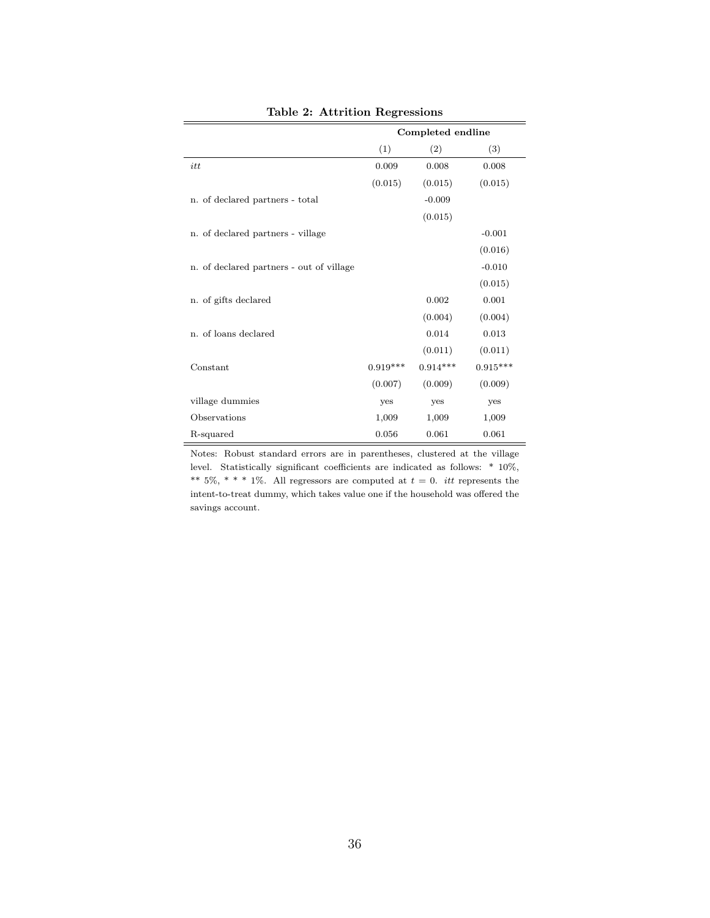**Table 2: Attrition Regressions**

| | Completed endline | | |
|---|---|---|---|
| | (1) | (2) | (3) |
| *itt* | 0.009 | 0.008 | 0.008 |
| | (0.015) | (0.015) | (0.015) |
| n. of declared partners - total | | -0.009 | |
| | | (0.015) | |
| n. of declared partners - village | | | -0.001 |
| | | | (0.016) |
| n. of declared partners - out of village | | | -0.010 |
| | | | (0.015) |
| n. of gifts declared | | 0.002 | 0.001 |
| | | (0.004) | (0.004) |
| n. of loans declared | | 0.014 | 0.013 |
| | | (0.011) | (0.011) |
| Constant | 0.919*** | 0.914*** | 0.915*** |
| | (0.007) | (0.009) | (0.009) |
| village dummies | yes | yes | yes |
| Observations | 1,009 | 1,009 | 1,009 |
| R-squared | 0.056 | 0.061 | 0.061 |

Notes: Robust standard errors are in parentheses, clustered at the village level. Statistically significant coefficients are indicated as follows: * 10%, ** 5%, * * * 1%. All regressors are computed at $t = 0$. *itt* represents the intent-to-treat dummy, which takes value one if the household was offered the savings account.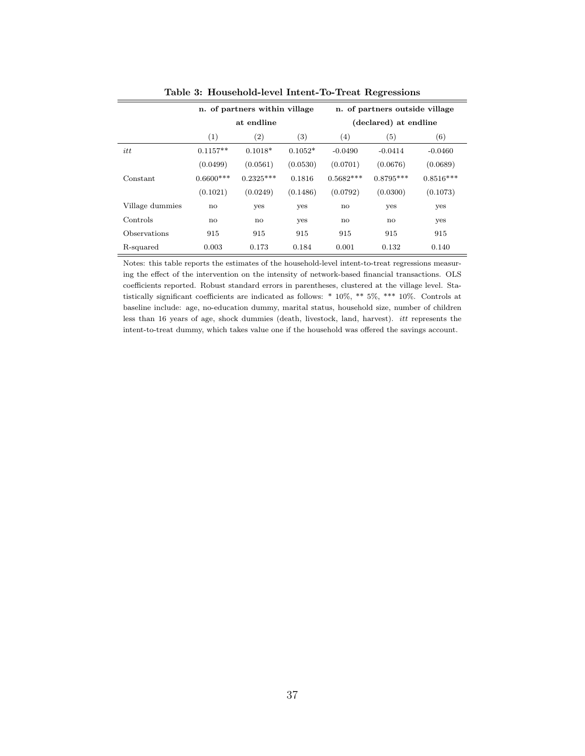**Table 3: Household-level Intent-To-Treat Regressions**

| | n. of partners within village at endline | | | n. of partners outside village (declared) at endline | | |
|---|---|---|---|---|---|---|
| | (1) | (2) | (3) | (4) | (5) | (6) |
| *itt* | 0.1157** | 0.1018* | 0.1052* | -0.0490 | -0.0414 | -0.0460 |
| | (0.0499) | (0.0561) | (0.0530) | (0.0701) | (0.0676) | (0.0689) |
| Constant | 0.6600*** | 0.2325*** | 0.1816 | 0.5682*** | 0.8795*** | 0.8516*** |
| | (0.1021) | (0.0249) | (0.1486) | (0.0792) | (0.0300) | (0.1073) |
| Village dummies | no | yes | yes | no | yes | yes |
| Controls | no | no | yes | no | no | yes |
| Observations | 915 | 915 | 915 | 915 | 915 | 915 |
| R-squared | 0.003 | 0.173 | 0.184 | 0.001 | 0.132 | 0.140 |

Notes: this table reports the estimates of the household-level intent-to-treat regressions measuring the effect of the intervention on the intensity of network-based financial transactions. OLS coefficients reported. Robust standard errors in parentheses, clustered at the village level. Statistically significant coefficients are indicated as follows: * 10%, ** 5%, *** 10%. Controls at baseline include: age, no-education dummy, marital status, household size, number of children less than 16 years of age, shock dummies (death, livestock, land, harvest). *itt* represents the intent-to-treat dummy, which takes value one if the household was offered the savings account.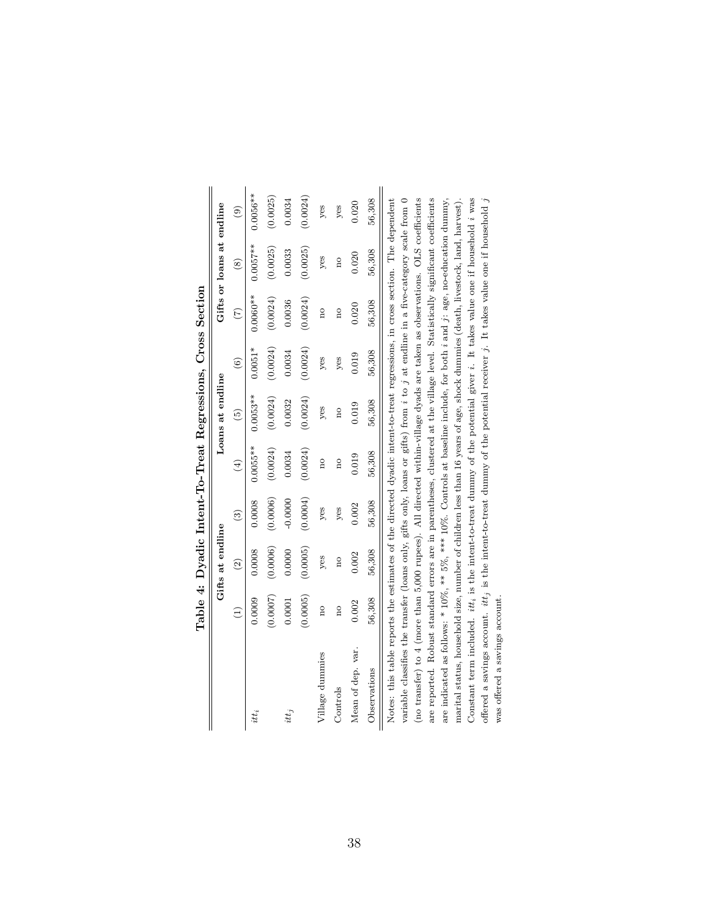**Table 4: Dyadic Intent-To-Treat Regressions, Cross Section**

| | Gifts at endline | | | Loans at endline | | | Gifts or loans at endline | | |
|---|---|---|---|---|---|---|---|---|---|
| | (1) | (2) | (3) | (4) | (5) | (6) | (7) | (8) | (9) |
| $itt_i$ | 0.0009 | 0.0008 | 0.0008 | 0.0055** | 0.0053** | 0.0051* | 0.0060** | 0.0057** | 0.0056** |
| | (0.0007) | (0.0006) | (0.0006) | (0.0024) | (0.0024) | (0.0024) | (0.0024) | (0.0025) | (0.0025) |
| $itt_j$ | 0.0001 | 0.0000 | -0.0000 | 0.0034 | 0.0032 | 0.0034 | 0.0036 | 0.0033 | 0.0034 |
| | (0.0005) | (0.0005) | (0.0004) | (0.0024) | (0.0024) | (0.0024) | (0.0024) | (0.0025) | (0.0024) |
| Village dummies | no | yes | yes | no | yes | yes | no | yes | yes |
| Controls | no | no | yes | no | no | yes | no | no | yes |
| Mean of dep. var. | 0.002 | 0.002 | 0.002 | 0.019 | 0.019 | 0.019 | 0.020 | 0.020 | 0.020 |
| Observations | 56,308 | 56,308 | 56,308 | 56,308 | 56,308 | 56,308 | 56,308 | 56,308 | 56,308 |

Notes: this table reports the estimates of the directed dyadic intent-to-treat regressions, in cross section. The dependent variable classifies the transfer (loans only, gifts only, loans or gifts) from $i$ to $j$ at endline in a five-category scale from 0 (no transfer) to 4 (more than 5,000 rupees). All directed within-village dyads are taken as observations. OLS coefficients are reported. Robust standard errors are in parentheses, clustered at the village level. Statistically significant coefficients are indicated as follows: * 10%, ** 5%, *** 10%. Controls at baseline include, for both $i$ and $j$: age, no-education dummy, marital status, household size, number of children less than 16 years of age, shock dummies (death, livestock, land, harvest). Constant term included. $itt_i$ is the intent-to-treat dummy of the potential giver $i$. It takes value one if household $i$ was offered a savings account. $itt_j$ is the intent-to-treat dummy of the potential receiver $j$. It takes value one if household $j$ was offered a savings account.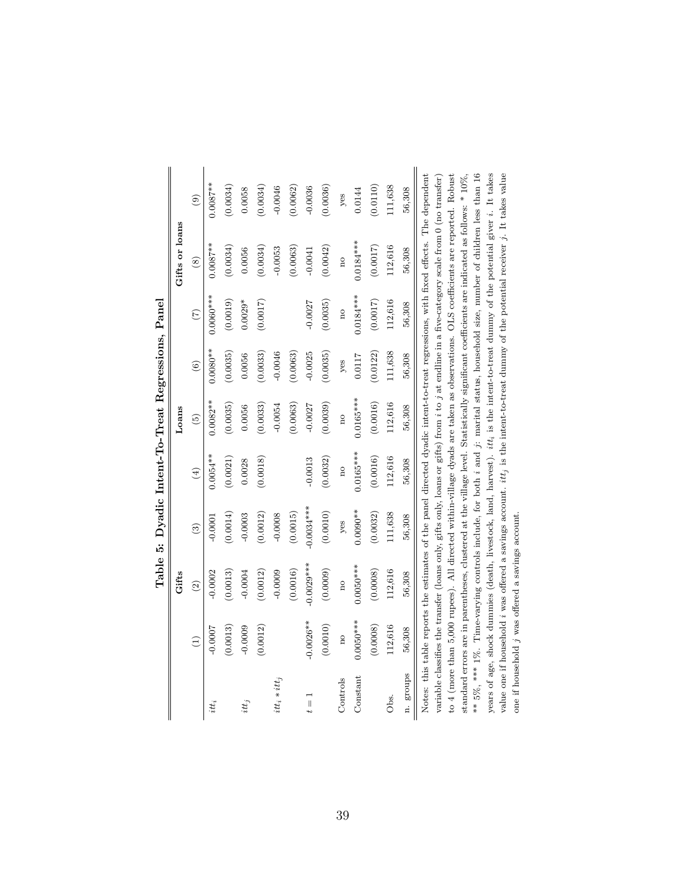**Table 5: Dyadic Intent-To-Treat Regressions, Panel**

| | Gifts | | | Loans | | | Gifts or loans | | |
|---|---|---|---|---|---|---|---|---|---|
| | (1) | (2) | (3) | (4) | (5) | (6) | (7) | (8) | (9) |
| $itt_i$ | -0.0007 | -0.0002 | -0.0001 | 0.0054** | 0.0082** | 0.0080** | 0.0060*** | 0.0087** | 0.0087** |
| | (0.0013) | (0.0013) | (0.0014) | (0.0021) | (0.0035) | (0.0035) | (0.0019) | (0.0034) | (0.0034) |
| $itt_j$ | -0.0009 | -0.0004 | -0.0003 | 0.0028 | 0.0056 | 0.0056 | 0.0029* | 0.0056 | 0.0058 |
| | (0.0012) | (0.0012) | (0.0012) | (0.0018) | (0.0033) | (0.0033) | (0.0017) | (0.0034) | (0.0034) |
| $itt_i * itt_j$ | | -0.0009 | -0.0008 | | -0.0054 | -0.0046 | | -0.0053 | -0.0046 |
| | | (0.0016) | (0.0015) | | (0.0063) | (0.0063) | | (0.0063) | (0.0062) |
| $t = 1$ | -0.0026** | -0.0029*** | -0.0034*** | -0.0013 | -0.0027 | -0.0025 | -0.0027 | -0.0041 | -0.0036 |
| | (0.0010) | (0.0009) | (0.0010) | (0.0032) | (0.0039) | (0.0035) | (0.0035) | (0.0042) | (0.0036) |
| Controls | no | no | yes | no | no | yes | no | no | yes |
| Constant | 0.0050*** | 0.0050*** | 0.0090** | 0.0165*** | 0.0165*** | 0.0117 | 0.0184*** | 0.0184*** | 0.0144 |
| | (0.0008) | (0.0008) | (0.0032) | (0.0016) | (0.0016) | (0.0122) | (0.0017) | (0.0017) | (0.0110) |
| Obs. | 112,616 | 112,616 | 111,638 | 112,616 | 112,616 | 111,638 | 112,616 | 112,616 | 111,638 |
| n. groups | 56,308 | 56,308 | 56,308 | 56,308 | 56,308 | 56,308 | 56,308 | 56,308 | 56,308 |

Notes: this table reports the estimates of the panel directed dyadic intent-to-treat regressions, with fixed effects. The dependent variable classifies the transfer (loans only, gifts only, loans or gifts) from $i$ to $j$ at endline in a five-category scale from 0 (no transfer) to 4 (more than 5,000 rupees). All directed within-village dyads are taken as observations. OLS coefficients are reported. Robust standard errors are in parentheses, clustered at the village level. Statistically significant coefficients are indicated as follows: * 10%, ** 5%, *** 1%. Time-varying controls include, for both $i$ and $j$: marital status, household size, number of children less than 16 years of age, shock dummies (death, livestock, land, harvest). $itt_i$ is the intent-to-treat dummy of the potential giver $i$. It takes value one if household $i$ was offered a savings account. $itt_j$ is the intent-to-treat dummy of the potential receiver $j$. It takes value one if household $j$ was offered a savings account.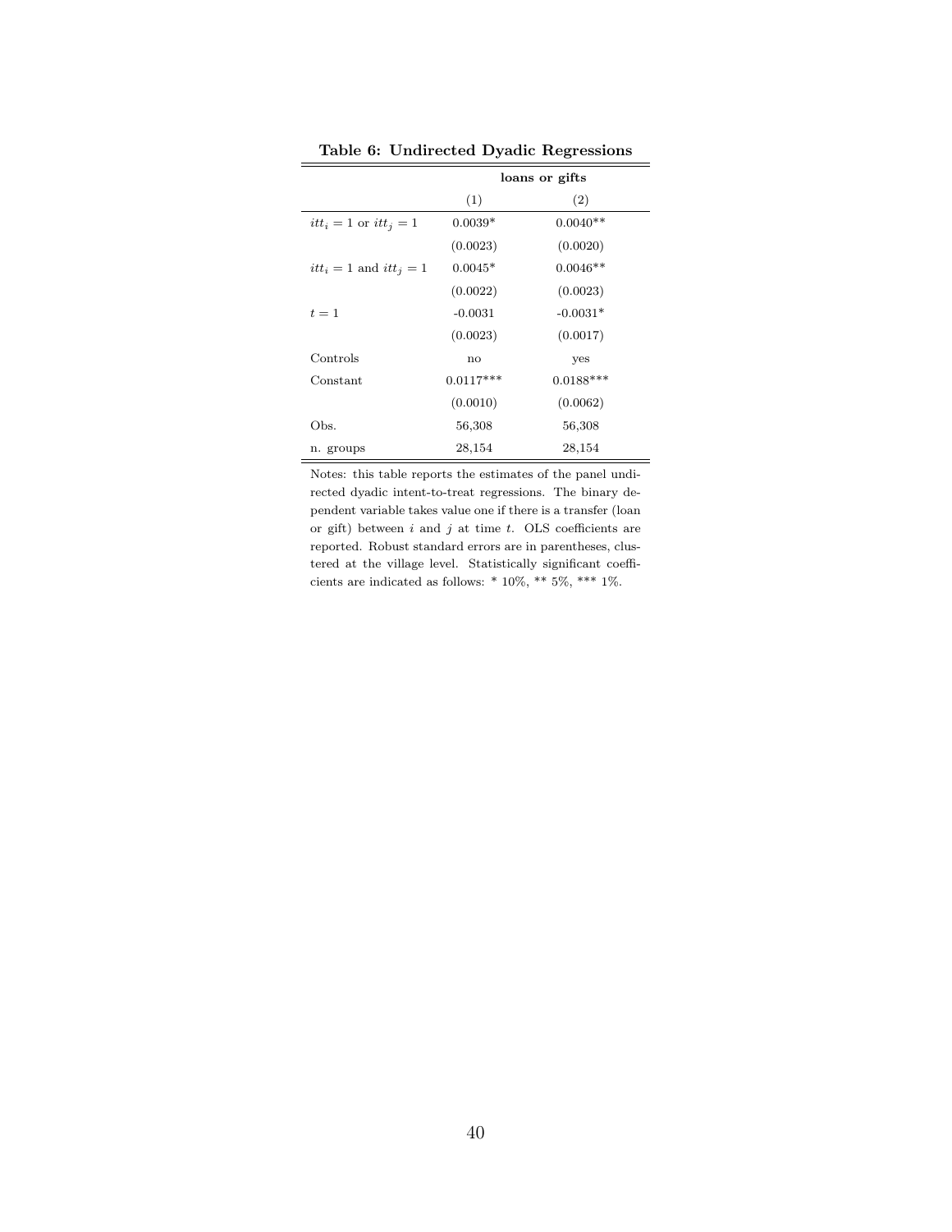**Table 6: Undirected Dyadic Regressions**

| | loans or gifts | |
|---|---|---|
| | (1) | (2) |
| $itt_i = 1$ or $itt_j = 1$ | 0.0039* | 0.0040** |
| | (0.0023) | (0.0020) |
| $itt_i = 1$ and $itt_j = 1$ | 0.0045* | 0.0046** |
| | (0.0022) | (0.0023) |
| $t = 1$ | -0.0031 | -0.0031* |
| | (0.0023) | (0.0017) |
| Controls | no | yes |
| Constant | 0.0117*** | 0.0188*** |
| | (0.0010) | (0.0062) |
| Obs. | 56,308 | 56,308 |
| n. groups | 28,154 | 28,154 |

Notes: this table reports the estimates of the panel undirected dyadic intent-to-treat regressions. The binary dependent variable takes value one if there is a transfer (loan or gift) between $i$ and $j$ at time $t$. OLS coefficients are reported. Robust standard errors are in parentheses, clustered at the village level. Statistically significant coefficients are indicated as follows: * 10%, ** 5%, *** 1%.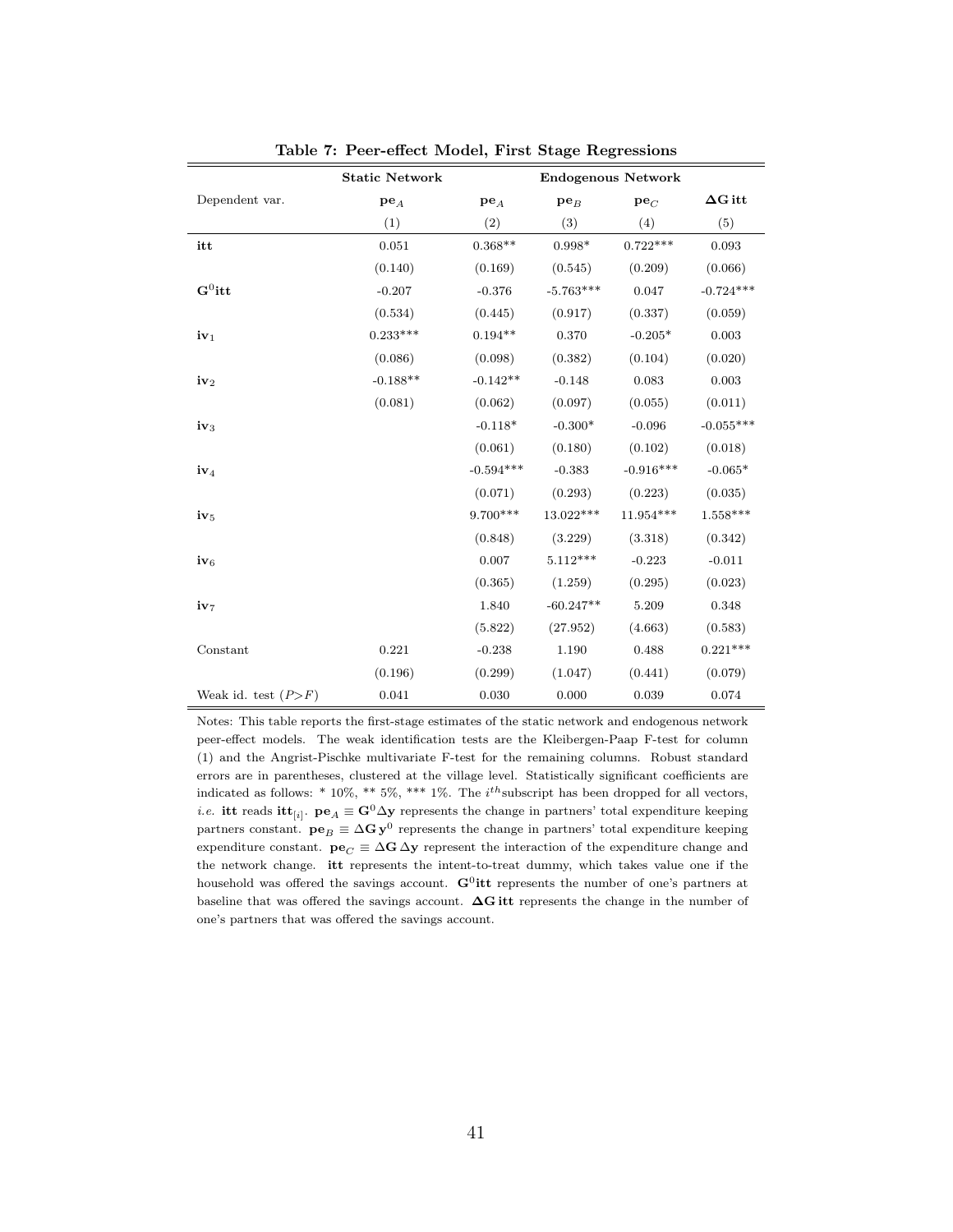**Table 7: Peer-effect Model, First Stage Regressions**

| | Static Network | Endogenous Network | | | |
|---|---|---|---|---|---|
| Dependent var. | $\mathbf{pe}_A$ | $\mathbf{pe}_A$ | $\mathbf{pe}_B$ | $\mathbf{pe}_C$ | $\mathbf{\Delta G}\,\mathbf{itt}$ |
| | (1) | (2) | (3) | (4) | (5) |
| **itt** | 0.051 | 0.368** | 0.998* | 0.722*** | 0.093 |
| | (0.140) | (0.169) | (0.545) | (0.209) | (0.066) |
| $\mathbf{G}^0\mathbf{itt}$ | -0.207 | -0.376 | -5.763*** | 0.047 | -0.724*** |
| | (0.534) | (0.445) | (0.917) | (0.337) | (0.059) |
| $\mathbf{iv}_1$ | 0.233*** | 0.194** | 0.370 | -0.205* | 0.003 |
| | (0.086) | (0.098) | (0.382) | (0.104) | (0.020) |
| $\mathbf{iv}_2$ | -0.188** | -0.142** | -0.148 | 0.083 | 0.003 |
| | (0.081) | (0.062) | (0.097) | (0.055) | (0.011) |
| $\mathbf{iv}_3$ | | -0.118* | -0.300* | -0.096 | -0.055*** |
| | | (0.061) | (0.180) | (0.102) | (0.018) |
| $\mathbf{iv}_4$ | | -0.594*** | -0.383 | -0.916*** | -0.065* |
| | | (0.071) | (0.293) | (0.223) | (0.035) |
| $\mathbf{iv}_5$ | | 9.700*** | 13.022*** | 11.954*** | 1.558*** |
| | | (0.848) | (3.229) | (3.318) | (0.342) |
| $\mathbf{iv}_6$ | | 0.007 | 5.112*** | -0.223 | -0.011 |
| | | (0.365) | (1.259) | (0.295) | (0.023) |
| $\mathbf{iv}_7$ | | 1.840 | -60.247** | 5.209 | 0.348 |
| | | (5.822) | (27.952) | (4.663) | (0.583) |
| Constant | 0.221 | -0.238 | 1.190 | 0.488 | 0.221*** |
| | (0.196) | (0.299) | (1.047) | (0.441) | (0.079) |
| Weak id. test ($P{>}F$) | 0.041 | 0.030 | 0.000 | 0.039 | 0.074 |

Notes: This table reports the first-stage estimates of the static network and endogenous network peer-effect models. The weak identification tests are the Kleibergen-Paap F-test for column (1) and the Angrist-Pischke multivariate F-test for the remaining columns. Robust standard errors are in parentheses, clustered at the village level. Statistically significant coefficients are indicated as follows: * 10%, ** 5%, *** 1%. The $i^{th}$ subscript has been dropped for all vectors, *i.e.* **itt** reads $\mathbf{itt}_{[i]}$. $\mathbf{pe}_A \equiv \mathbf{G}^0\Delta\mathbf{y}$ represents the change in partners' total expenditure keeping partners constant. $\mathbf{pe}_B \equiv \Delta\mathbf{G}\,\mathbf{y}^0$ represents the change in partners' total expenditure keeping expenditure constant. $\mathbf{pe}_C \equiv \Delta\mathbf{G}\,\Delta\mathbf{y}$ represent the interaction of the expenditure change and the network change. **itt** represents the intent-to-treat dummy, which takes value one if the household was offered the savings account. $\mathbf{G}^0\mathbf{itt}$ represents the number of one's partners at baseline that was offered the savings account. $\mathbf{\Delta G}\,\mathbf{itt}$ represents the change in the number of one's partners that was offered the savings account.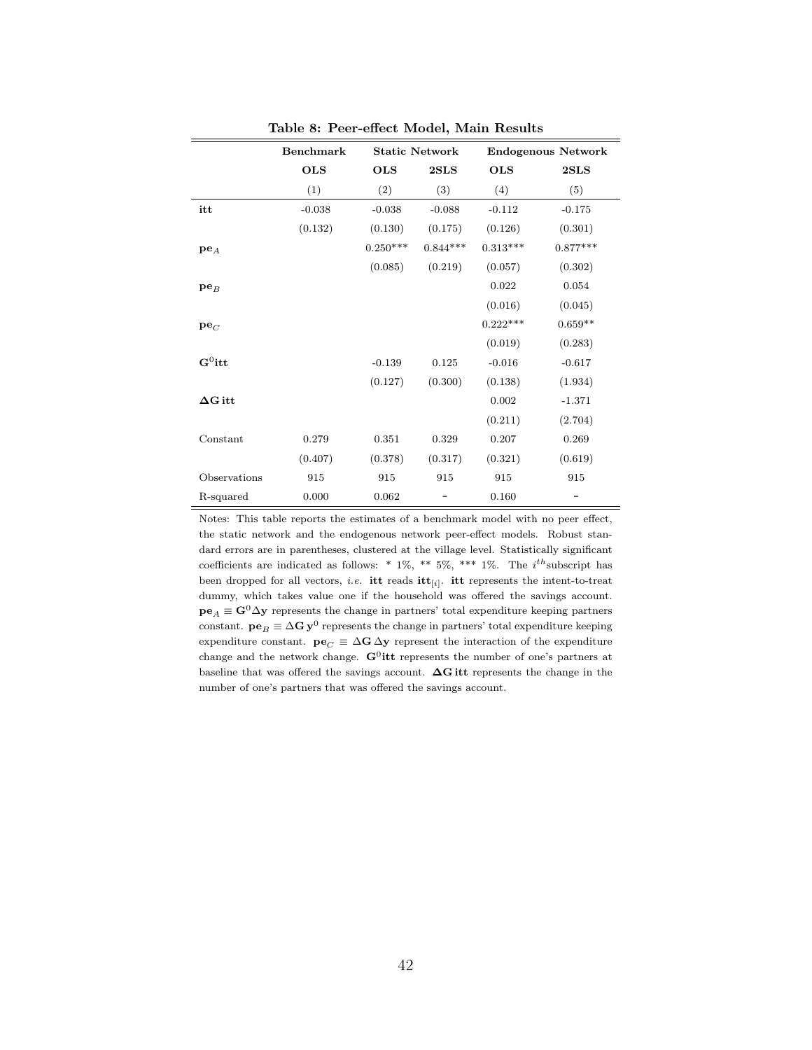**Table 8: Peer-effect Model, Main Results**

| | Benchmark | Static Network | | Endogenous Network | |
|---|---|---|---|---|---|
| | **OLS** | **OLS** | **2SLS** | **OLS** | **2SLS** |
| | (1) | (2) | (3) | (4) | (5) |
| $\mathbf{itt}$ | -0.038 | -0.038 | -0.088 | -0.112 | -0.175 |
| | (0.132) | (0.130) | (0.175) | (0.126) | (0.301) |
| $\mathbf{pe}_A$ | | 0.250*** | 0.844*** | 0.313*** | 0.877*** |
| | | (0.085) | (0.219) | (0.057) | (0.302) |
| $\mathbf{pe}_B$ | | | | 0.022 | 0.054 |
| | | | | (0.016) | (0.045) |
| $\mathbf{pe}_C$ | | | | 0.222*** | 0.659** |
| | | | | (0.019) | (0.283) |
| $\mathbf{G}^0\mathbf{itt}$ | | -0.139 | 0.125 | -0.016 | -0.617 |
| | | (0.127) | (0.300) | (0.138) | (1.934) |
| $\mathbf{\Delta G}\,\mathbf{itt}$ | | | | 0.002 | -1.371 |
| | | | | (0.211) | (2.704) |
| Constant | 0.279 | 0.351 | 0.329 | 0.207 | 0.269 |
| | (0.407) | (0.378) | (0.317) | (0.321) | (0.619) |
| Observations | 915 | 915 | 915 | 915 | 915 |
| R-squared | 0.000 | 0.062 | - | 0.160 | - |

Notes: This table reports the estimates of a benchmark model with no peer effect, the static network and the endogenous network peer-effect models. Robust standard errors are in parentheses, clustered at the village level. Statistically significant coefficients are indicated as follows: * 1%, ** 5%, *** 1%. The $i^{th}$subscript has been dropped for all vectors, *i.e.* $\mathbf{itt}$ reads $\mathbf{itt}_{[i]}$. $\mathbf{itt}$ represents the intent-to-treat dummy, which takes value one if the household was offered the savings account. $\mathbf{pe}_A \equiv \mathbf{G}^0\Delta\mathbf{y}$ represents the change in partners' total expenditure keeping partners constant. $\mathbf{pe}_B \equiv \Delta\mathbf{G}\,\mathbf{y}^0$ represents the change in partners' total expenditure keeping expenditure constant. $\mathbf{pe}_C \equiv \Delta\mathbf{G}\,\Delta\mathbf{y}$ represent the interaction of the expenditure change and the network change. $\mathbf{G}^0\mathbf{itt}$ represents the number of one's partners at baseline that was offered the savings account. $\mathbf{\Delta G}\,\mathbf{itt}$ represents the change in the number of one's partners that was offered the savings account.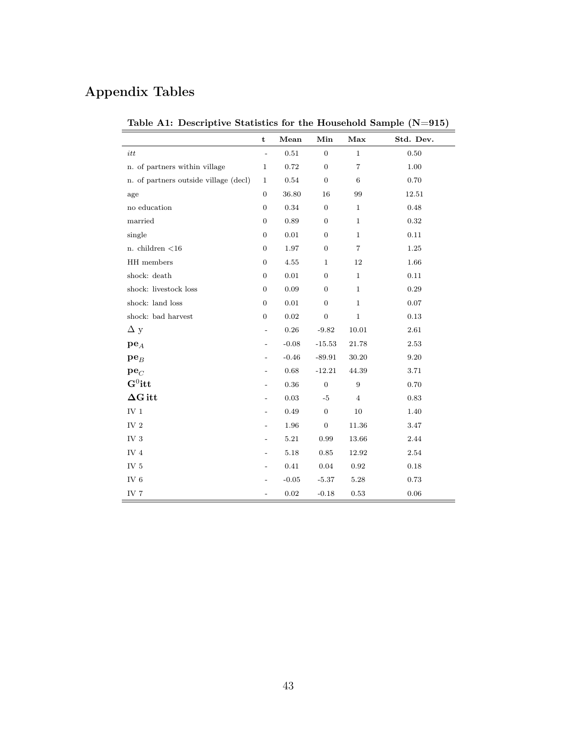# Appendix Tables

**Table A1: Descriptive Statistics for the Household Sample (N=915)**

| | t | Mean | Min | Max | Std. Dev. |
|---|---|---|---|---|---|
| *itt* | - | 0.51 | 0 | 1 | 0.50 |
| n. of partners within village | 1 | 0.72 | 0 | 7 | 1.00 |
| n. of partners outside village (decl) | 1 | 0.54 | 0 | 6 | 0.70 |
| age | 0 | 36.80 | 16 | 99 | 12.51 |
| no education | 0 | 0.34 | 0 | 1 | 0.48 |
| married | 0 | 0.89 | 0 | 1 | 0.32 |
| single | 0 | 0.01 | 0 | 1 | 0.11 |
| n. children <16 | 0 | 1.97 | 0 | 7 | 1.25 |
| HH members | 0 | 4.55 | 1 | 12 | 1.66 |
| shock: death | 0 | 0.01 | 0 | 1 | 0.11 |
| shock: livestock loss | 0 | 0.09 | 0 | 1 | 0.29 |
| shock: land loss | 0 | 0.01 | 0 | 1 | 0.07 |
| shock: bad harvest | 0 | 0.02 | 0 | 1 | 0.13 |
| $\Delta$ y | - | 0.26 | -9.82 | 10.01 | 2.61 |
| $\mathbf{pe}_A$ | - | -0.08 | -15.53 | 21.78 | 2.53 |
| $\mathbf{pe}_B$ | - | -0.46 | -89.91 | 30.20 | 9.20 |
| $\mathbf{pe}_C$ | - | 0.68 | -12.21 | 44.39 | 3.71 |
| $\mathbf{G}^0\mathbf{itt}$ | - | 0.36 | 0 | 9 | 0.70 |
| $\mathbf{\Delta G}\,\mathbf{itt}$ | - | 0.03 | -5 | 4 | 0.83 |
| IV 1 | - | 0.49 | 0 | 10 | 1.40 |
| IV 2 | - | 1.96 | 0 | 11.36 | 3.47 |
| IV 3 | - | 5.21 | 0.99 | 13.66 | 2.44 |
| IV 4 | - | 5.18 | 0.85 | 12.92 | 2.54 |
| IV 5 | - | 0.41 | 0.04 | 0.92 | 0.18 |
| IV 6 | - | -0.05 | -5.37 | 5.28 | 0.73 |
| IV 7 | - | 0.02 | -0.18 | 0.53 | 0.06 |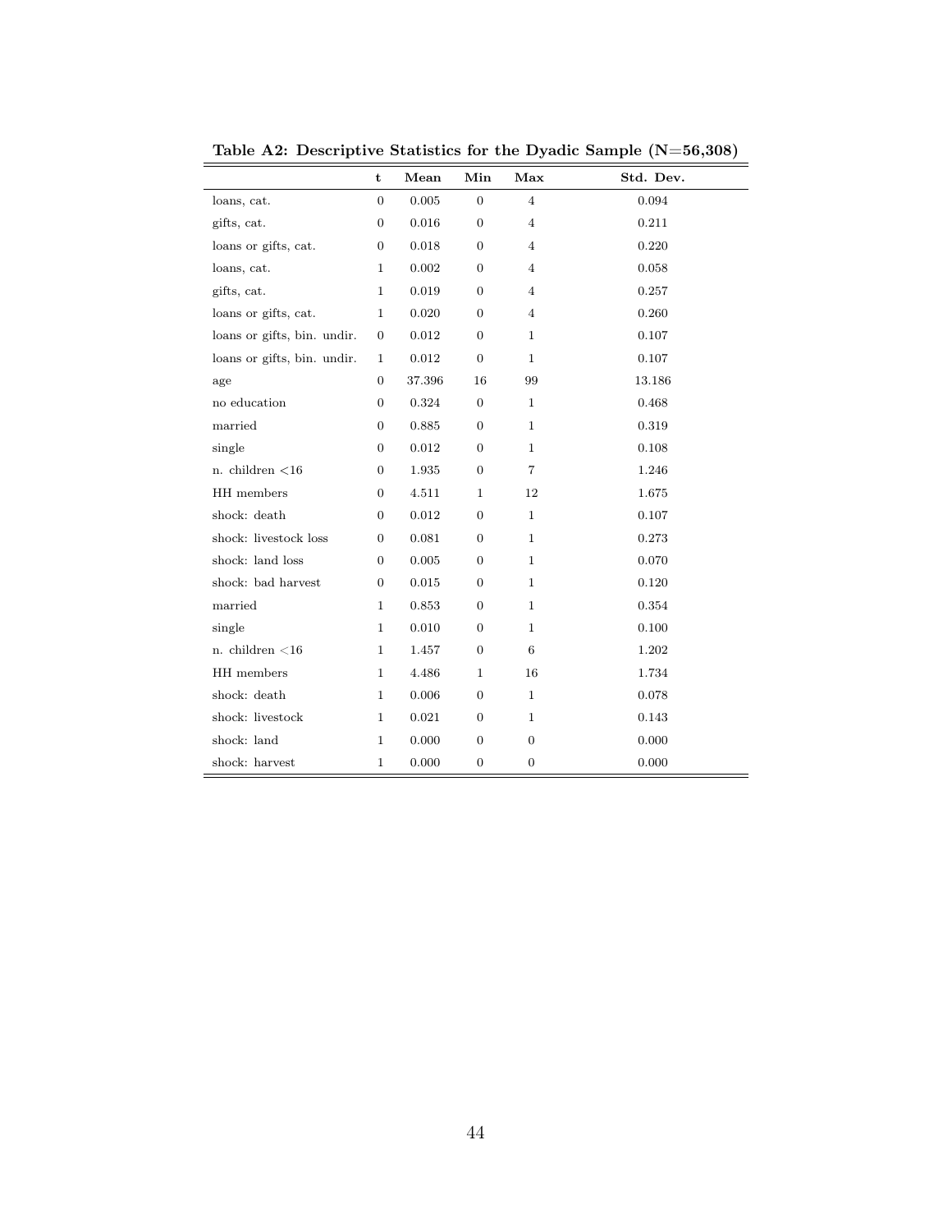**Table A2: Descriptive Statistics for the Dyadic Sample (N=56,308)**

| | t | Mean | Min | Max | Std. Dev. |
|---|---|---|---|---|---|
| loans, cat. | 0 | 0.005 | 0 | 4 | 0.094 |
| gifts, cat. | 0 | 0.016 | 0 | 4 | 0.211 |
| loans or gifts, cat. | 0 | 0.018 | 0 | 4 | 0.220 |
| loans, cat. | 1 | 0.002 | 0 | 4 | 0.058 |
| gifts, cat. | 1 | 0.019 | 0 | 4 | 0.257 |
| loans or gifts, cat. | 1 | 0.020 | 0 | 4 | 0.260 |
| loans or gifts, bin. undir. | 0 | 0.012 | 0 | 1 | 0.107 |
| loans or gifts, bin. undir. | 1 | 0.012 | 0 | 1 | 0.107 |
| age | 0 | 37.396 | 16 | 99 | 13.186 |
| no education | 0 | 0.324 | 0 | 1 | 0.468 |
| married | 0 | 0.885 | 0 | 1 | 0.319 |
| single | 0 | 0.012 | 0 | 1 | 0.108 |
| n. children <16 | 0 | 1.935 | 0 | 7 | 1.246 |
| HH members | 0 | 4.511 | 1 | 12 | 1.675 |
| shock: death | 0 | 0.012 | 0 | 1 | 0.107 |
| shock: livestock loss | 0 | 0.081 | 0 | 1 | 0.273 |
| shock: land loss | 0 | 0.005 | 0 | 1 | 0.070 |
| shock: bad harvest | 0 | 0.015 | 0 | 1 | 0.120 |
| married | 1 | 0.853 | 0 | 1 | 0.354 |
| single | 1 | 0.010 | 0 | 1 | 0.100 |
| n. children <16 | 1 | 1.457 | 0 | 6 | 1.202 |
| HH members | 1 | 4.486 | 1 | 16 | 1.734 |
| shock: death | 1 | 0.006 | 0 | 1 | 0.078 |
| shock: livestock | 1 | 0.021 | 0 | 1 | 0.143 |
| shock: land | 1 | 0.000 | 0 | 0 | 0.000 |
| shock: harvest | 1 | 0.000 | 0 | 0 | 0.000 |